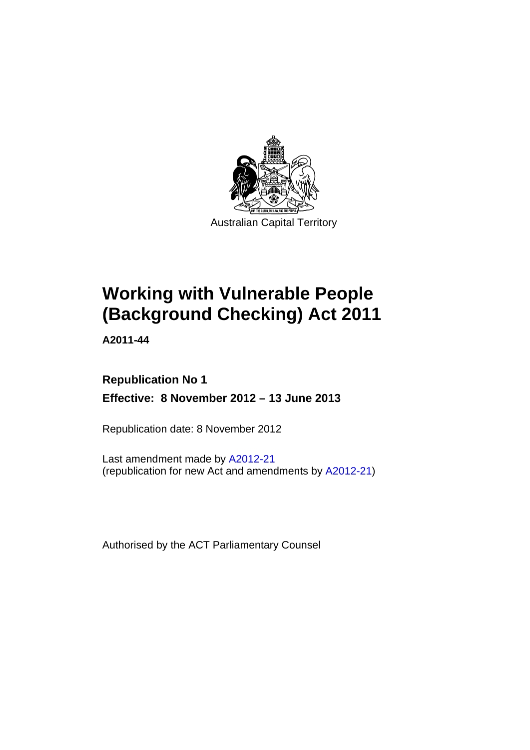Australian Capital Territory

# Working with Vulnerable People (Background Checking) Act 2011

**A2011-44**

**Republication No 1**

**Effective: 8 November 2012 – 13 June 2013**

Republication date: 8 November 2012

Last amendment made by A2012-21
(republication for new Act and amendments by A2012-21)

Authorised by the ACT Parliamentary Counsel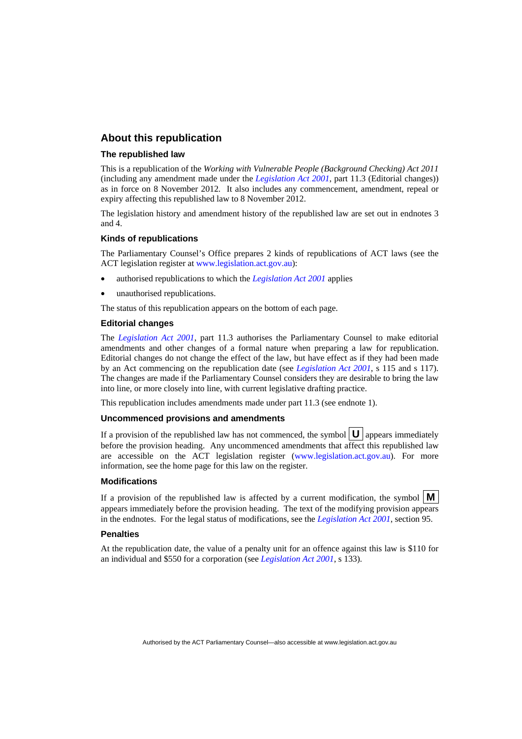## About this republication

### The republished law

This is a republication of the *Working with Vulnerable People (Background Checking) Act 2011* (including any amendment made under the *Legislation Act 2001*, part 11.3 (Editorial changes)) as in force on 8 November 2012. It also includes any commencement, amendment, repeal or expiry affecting this republished law to 8 November 2012.

The legislation history and amendment history of the republished law are set out in endnotes 3 and 4.

### Kinds of republications

The Parliamentary Counsel's Office prepares 2 kinds of republications of ACT laws (see the ACT legislation register at www.legislation.act.gov.au):

- authorised republications to which the *Legislation Act 2001* applies
- unauthorised republications.

The status of this republication appears on the bottom of each page.

### Editorial changes

The *Legislation Act 2001*, part 11.3 authorises the Parliamentary Counsel to make editorial amendments and other changes of a formal nature when preparing a law for republication. Editorial changes do not change the effect of the law, but have effect as if they had been made by an Act commencing on the republication date (see *Legislation Act 2001*, s 115 and s 117). The changes are made if the Parliamentary Counsel considers they are desirable to bring the law into line, or more closely into line, with current legislative drafting practice.

This republication includes amendments made under part 11.3 (see endnote 1).

### Uncommenced provisions and amendments

If a provision of the republished law has not commenced, the symbol **U** appears immediately before the provision heading. Any uncommenced amendments that affect this republished law are accessible on the ACT legislation register (www.legislation.act.gov.au). For more information, see the home page for this law on the register.

### Modifications

If a provision of the republished law is affected by a current modification, the symbol **M** appears immediately before the provision heading. The text of the modifying provision appears in the endnotes. For the legal status of modifications, see the *Legislation Act 2001*, section 95.

### Penalties

At the republication date, the value of a penalty unit for an offence against this law is $110 for an individual and $550 for a corporation (see *Legislation Act 2001*, s 133).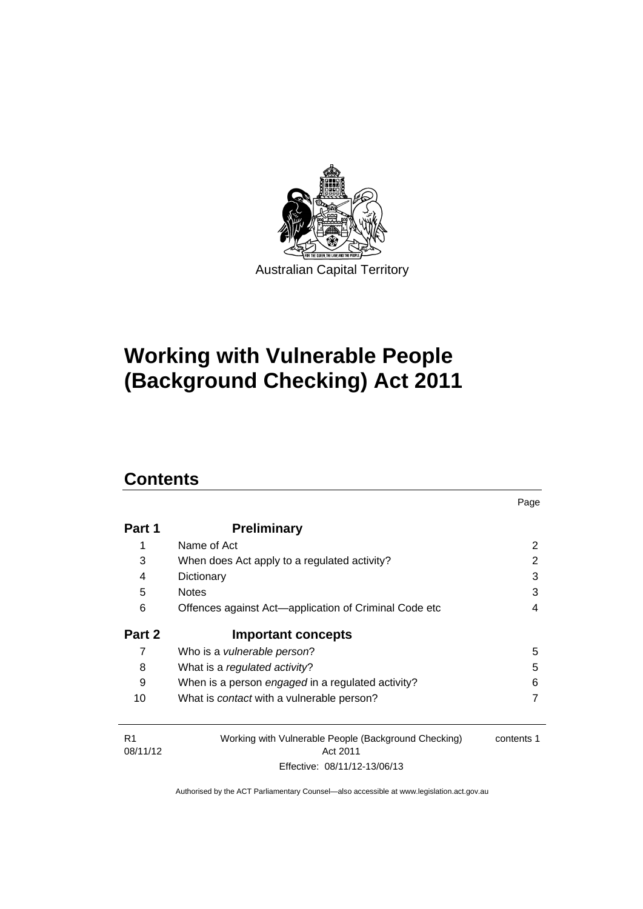Australian Capital Territory

# Working with Vulnerable People (Background Checking) Act 2011

## Contents

| | | Page |
|---|---|---|
| **Part 1** | **Preliminary** | |
| 1 | Name of Act | 2 |
| 3 | When does Act apply to a regulated activity? | 2 |
| 4 | Dictionary | 3 |
| 5 | Notes | 3 |
| 6 | Offences against Act—application of Criminal Code etc | 4 |
| **Part 2** | **Important concepts** | |
| 7 | Who is a *vulnerable person*? | 5 |
| 8 | What is a *regulated activity*? | 5 |
| 9 | When is a person *engaged* in a regulated activity? | 6 |
| 10 | What is *contact* with a vulnerable person? | 7 |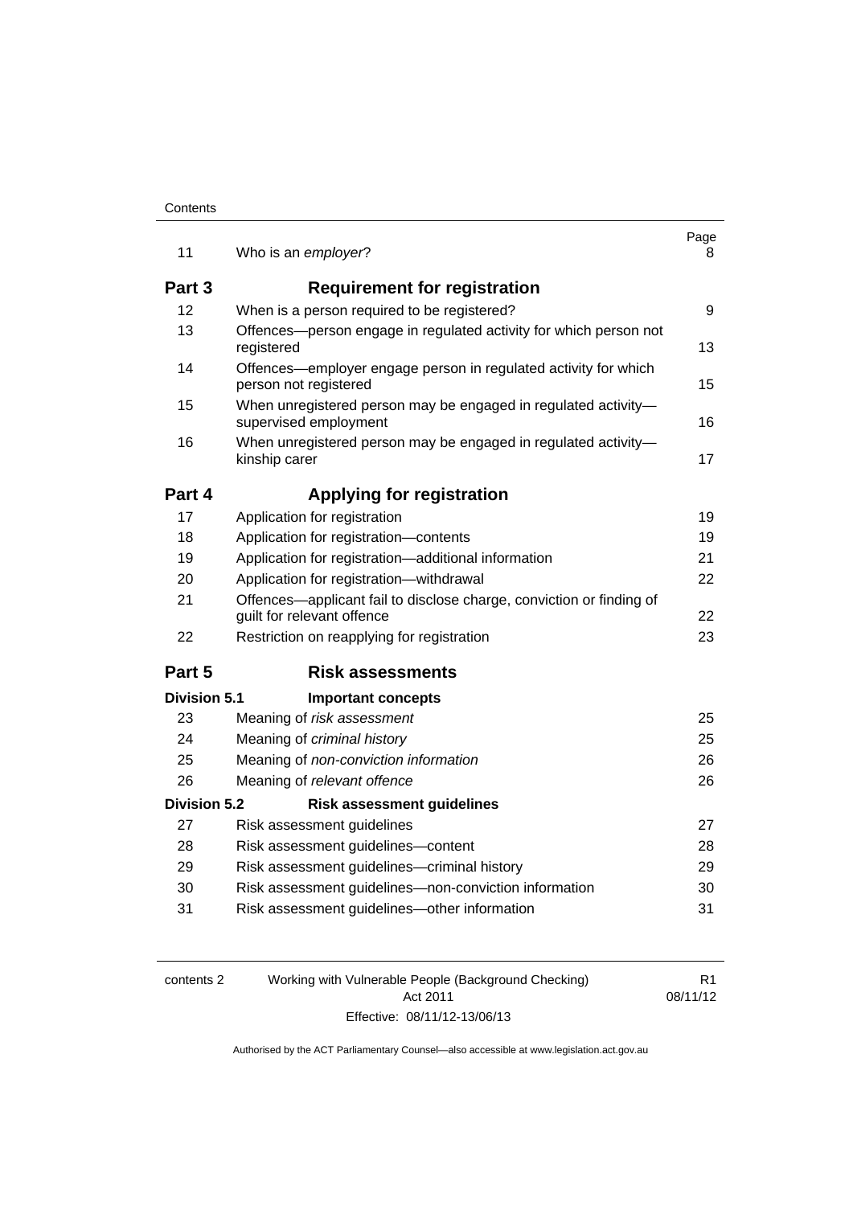| | | Page |
|---|---|---|
| 11 | Who is an *employer*? | 8 |
| **Part 3** | **Requirement for registration** | |
| 12 | When is a person required to be registered? | 9 |
| 13 | Offences—person engage in regulated activity for which person not registered | 13 |
| 14 | Offences—employer engage person in regulated activity for which person not registered | 15 |
| 15 | When unregistered person may be engaged in regulated activity—supervised employment | 16 |
| 16 | When unregistered person may be engaged in regulated activity—kinship carer | 17 |
| **Part 4** | **Applying for registration** | |
| 17 | Application for registration | 19 |
| 18 | Application for registration—contents | 19 |
| 19 | Application for registration—additional information | 21 |
| 20 | Application for registration—withdrawal | 22 |
| 21 | Offences—applicant fail to disclose charge, conviction or finding of guilt for relevant offence | 22 |
| 22 | Restriction on reapplying for registration | 23 |
| **Part 5** | **Risk assessments** | |
| **Division 5.1** | **Important concepts** | |
| 23 | Meaning of *risk assessment* | 25 |
| 24 | Meaning of *criminal history* | 25 |
| 25 | Meaning of *non-conviction information* | 26 |
| 26 | Meaning of *relevant offence* | 26 |
| **Division 5.2** | **Risk assessment guidelines** | |
| 27 | Risk assessment guidelines | 27 |
| 28 | Risk assessment guidelines—content | 28 |
| 29 | Risk assessment guidelines—criminal history | 29 |
| 30 | Risk assessment guidelines—non-conviction information | 30 |
| 31 | Risk assessment guidelines—other information | 31 |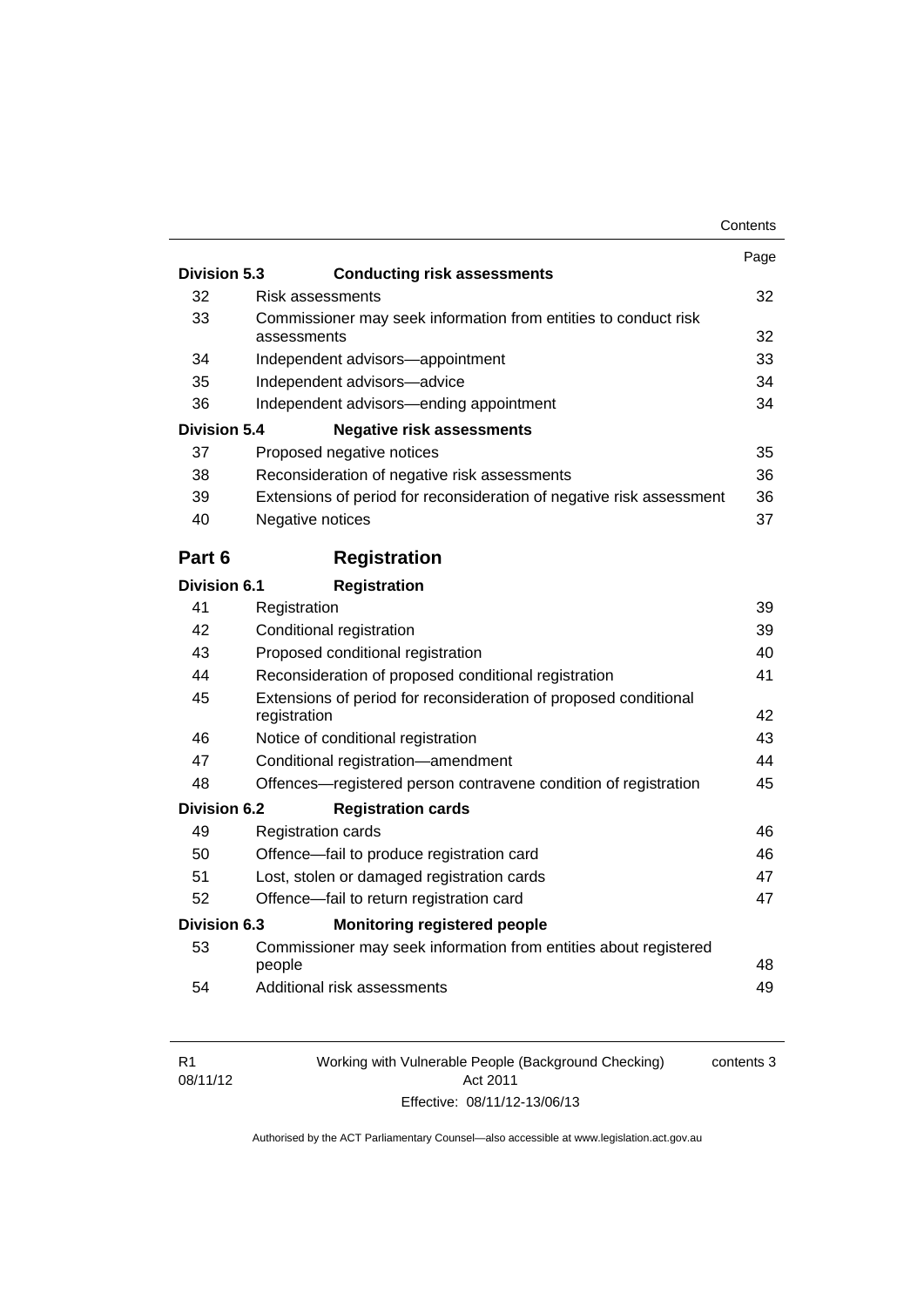| | | Page |
|---|---|---|
| **Division 5.3** | **Conducting risk assessments** | |
| 32 | Risk assessments | 32 |
| 33 | Commissioner may seek information from entities to conduct risk assessments | 32 |
| 34 | Independent advisors—appointment | 33 |
| 35 | Independent advisors—advice | 34 |
| 36 | Independent advisors—ending appointment | 34 |
| **Division 5.4** | **Negative risk assessments** | |
| 37 | Proposed negative notices | 35 |
| 38 | Reconsideration of negative risk assessments | 36 |
| 39 | Extensions of period for reconsideration of negative risk assessment | 36 |
| 40 | Negative notices | 37 |
| **Part 6** | **Registration** | |
| **Division 6.1** | **Registration** | |
| 41 | Registration | 39 |
| 42 | Conditional registration | 39 |
| 43 | Proposed conditional registration | 40 |
| 44 | Reconsideration of proposed conditional registration | 41 |
| 45 | Extensions of period for reconsideration of proposed conditional registration | 42 |
| 46 | Notice of conditional registration | 43 |
| 47 | Conditional registration—amendment | 44 |
| 48 | Offences—registered person contravene condition of registration | 45 |
| **Division 6.2** | **Registration cards** | |
| 49 | Registration cards | 46 |
| 50 | Offence—fail to produce registration card | 46 |
| 51 | Lost, stolen or damaged registration cards | 47 |
| 52 | Offence—fail to return registration card | 47 |
| **Division 6.3** | **Monitoring registered people** | |
| 53 | Commissioner may seek information from entities about registered people | 48 |
| 54 | Additional risk assessments | 49 |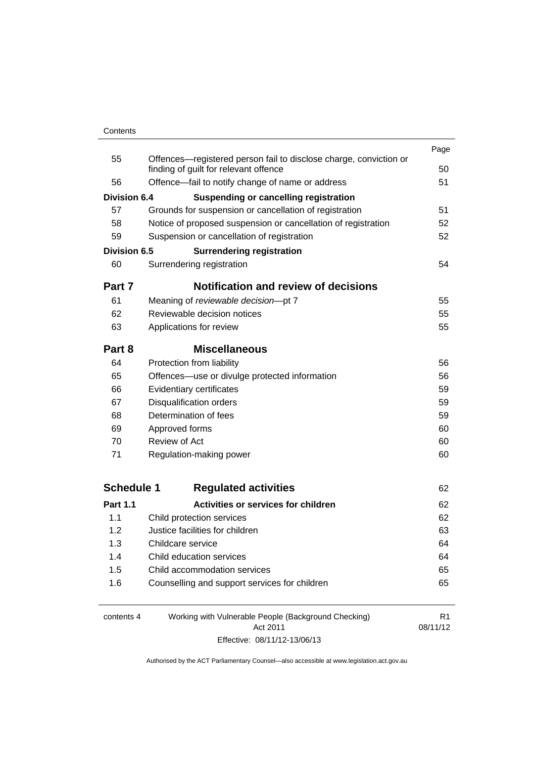| | | Page |
|---|---|---|
| 55 | Offences—registered person fail to disclose charge, conviction or finding of guilt for relevant offence | 50 |
| 56 | Offence—fail to notify change of name or address | 51 |
| **Division 6.4** | **Suspending or cancelling registration** | |
| 57 | Grounds for suspension or cancellation of registration | 51 |
| 58 | Notice of proposed suspension or cancellation of registration | 52 |
| 59 | Suspension or cancellation of registration | 52 |
| **Division 6.5** | **Surrendering registration** | |
| 60 | Surrendering registration | 54 |
| **Part 7** | **Notification and review of decisions** | |
| 61 | Meaning of *reviewable decision*—pt 7 | 55 |
| 62 | Reviewable decision notices | 55 |
| 63 | Applications for review | 55 |
| **Part 8** | **Miscellaneous** | |
| 64 | Protection from liability | 56 |
| 65 | Offences—use or divulge protected information | 56 |
| 66 | Evidentiary certificates | 59 |
| 67 | Disqualification orders | 59 |
| 68 | Determination of fees | 59 |
| 69 | Approved forms | 60 |
| 70 | Review of Act | 60 |
| 71 | Regulation-making power | 60 |
| **Schedule 1** | **Regulated activities** | 62 |
| **Part 1.1** | **Activities or services for children** | 62 |
| 1.1 | Child protection services | 62 |
| 1.2 | Justice facilities for children | 63 |
| 1.3 | Childcare service | 64 |
| 1.4 | Child education services | 64 |
| 1.5 | Child accommodation services | 65 |
| 1.6 | Counselling and support services for children | 65 |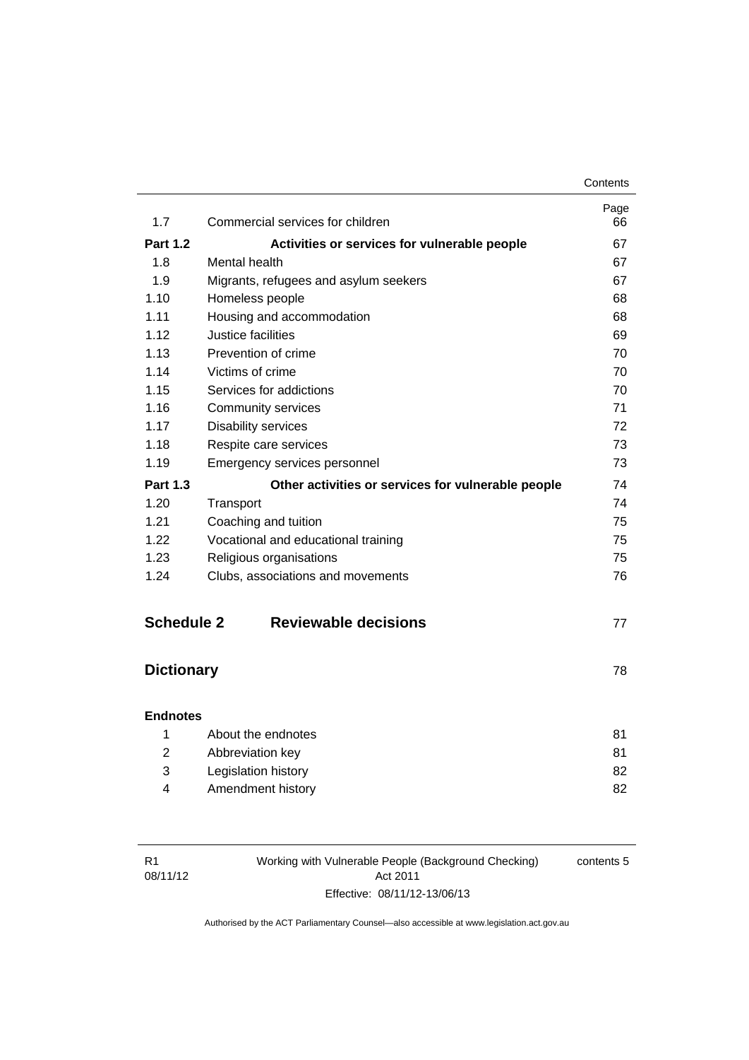| | | Page |
|---|---|---|
| 1.7 | Commercial services for children | 66 |
| **Part 1.2** | **Activities or services for vulnerable people** | 67 |
| 1.8 | Mental health | 67 |
| 1.9 | Migrants, refugees and asylum seekers | 67 |
| 1.10 | Homeless people | 68 |
| 1.11 | Housing and accommodation | 68 |
| 1.12 | Justice facilities | 69 |
| 1.13 | Prevention of crime | 70 |
| 1.14 | Victims of crime | 70 |
| 1.15 | Services for addictions | 70 |
| 1.16 | Community services | 71 |
| 1.17 | Disability services | 72 |
| 1.18 | Respite care services | 73 |
| 1.19 | Emergency services personnel | 73 |
| **Part 1.3** | **Other activities or services for vulnerable people** | 74 |
| 1.20 | Transport | 74 |
| 1.21 | Coaching and tuition | 75 |
| 1.22 | Vocational and educational training | 75 |
| 1.23 | Religious organisations | 75 |
| 1.24 | Clubs, associations and movements | 76 |

## Schedule 2 Reviewable decisions 77

## Dictionary 78

**Endnotes**

| | | |
|---|---|---|
| 1 | About the endnotes | 81 |
| 2 | Abbreviation key | 81 |
| 3 | Legislation history | 82 |
| 4 | Amendment history | 82 |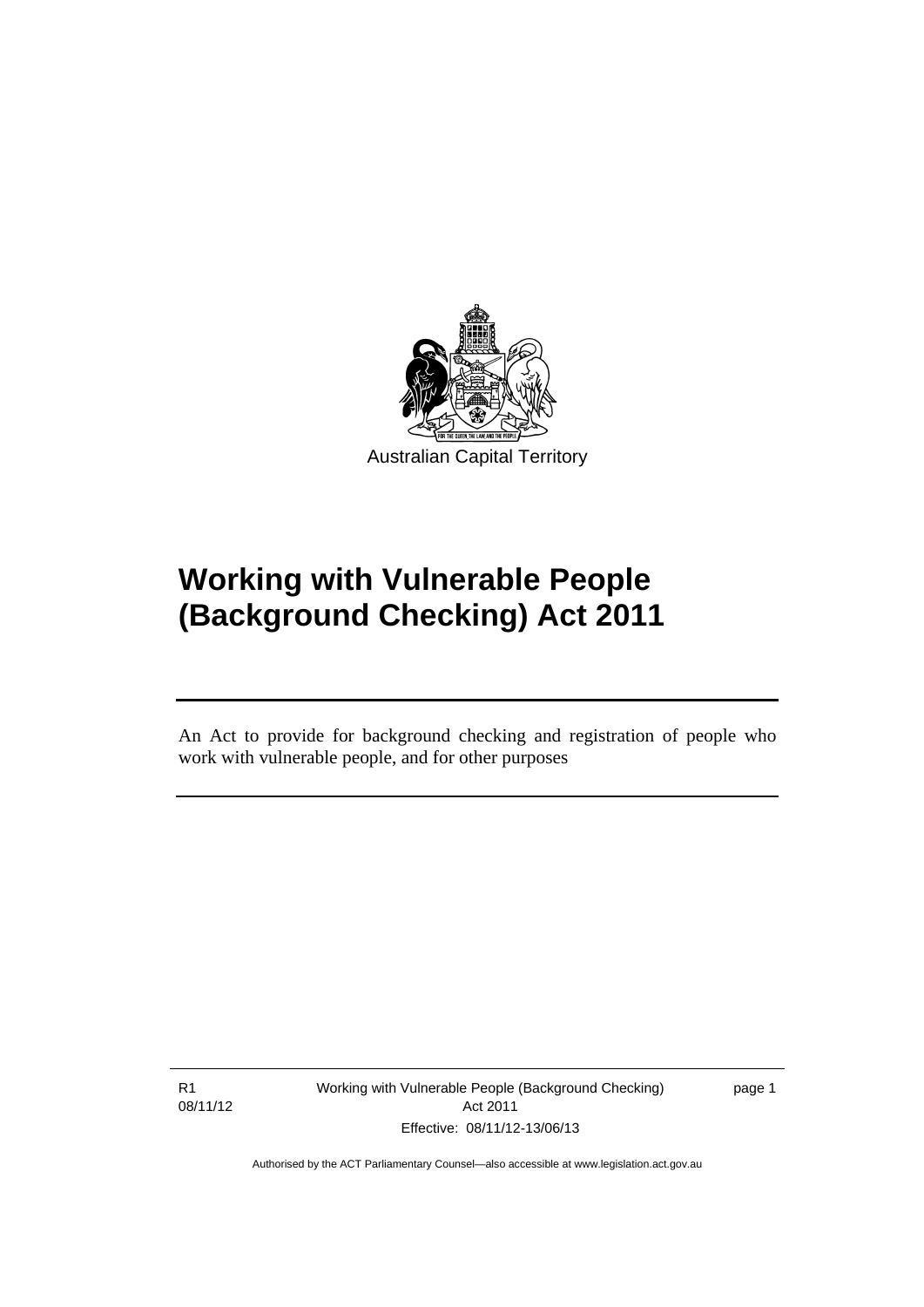Australian Capital Territory

# Working with Vulnerable People (Background Checking) Act 2011

An Act to provide for background checking and registration of people who work with vulnerable people, and for other purposes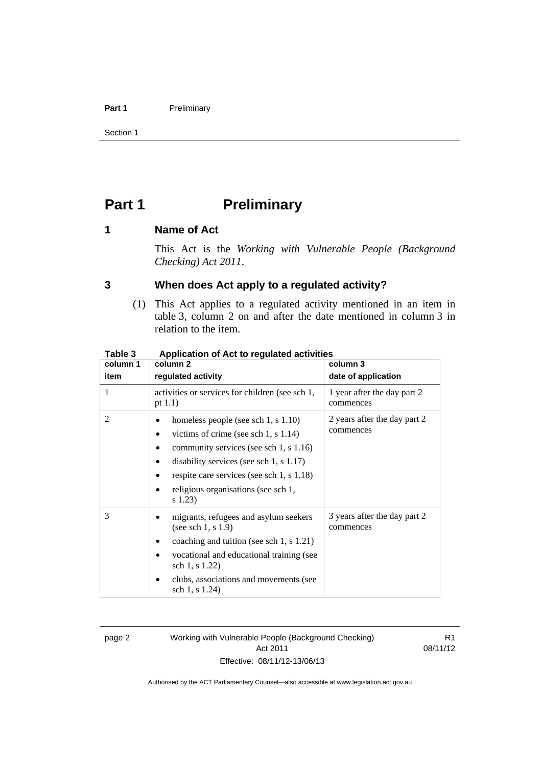# Part 1 Preliminary

## 1 Name of Act

This Act is the *Working with Vulnerable People (Background Checking) Act 2011*.

## 3 When does Act apply to a regulated activity?

(1) This Act applies to a regulated activity mentioned in an item in table 3, column 2 on and after the date mentioned in column 3 in relation to the item.

**Table 3 Application of Act to regulated activities**

| column 1<br>item | column 2<br>regulated activity | column 3<br>date of application |
|---|---|---|
| 1 | activities or services for children (see sch 1, pt 1.1) | 1 year after the day part 2 commences |
| 2 | • homeless people (see sch 1, s 1.10)<br>• victims of crime (see sch 1, s 1.14)<br>• community services (see sch 1, s 1.16)<br>• disability services (see sch 1, s 1.17)<br>• respite care services (see sch 1, s 1.18)<br>• religious organisations (see sch 1, s 1.23) | 2 years after the day part 2 commences |
| 3 | • migrants, refugees and asylum seekers (see sch 1, s 1.9)<br>• coaching and tuition (see sch 1, s 1.21)<br>• vocational and educational training (see sch 1, s 1.22)<br>• clubs, associations and movements (see sch 1, s 1.24) | 3 years after the day part 2 commences |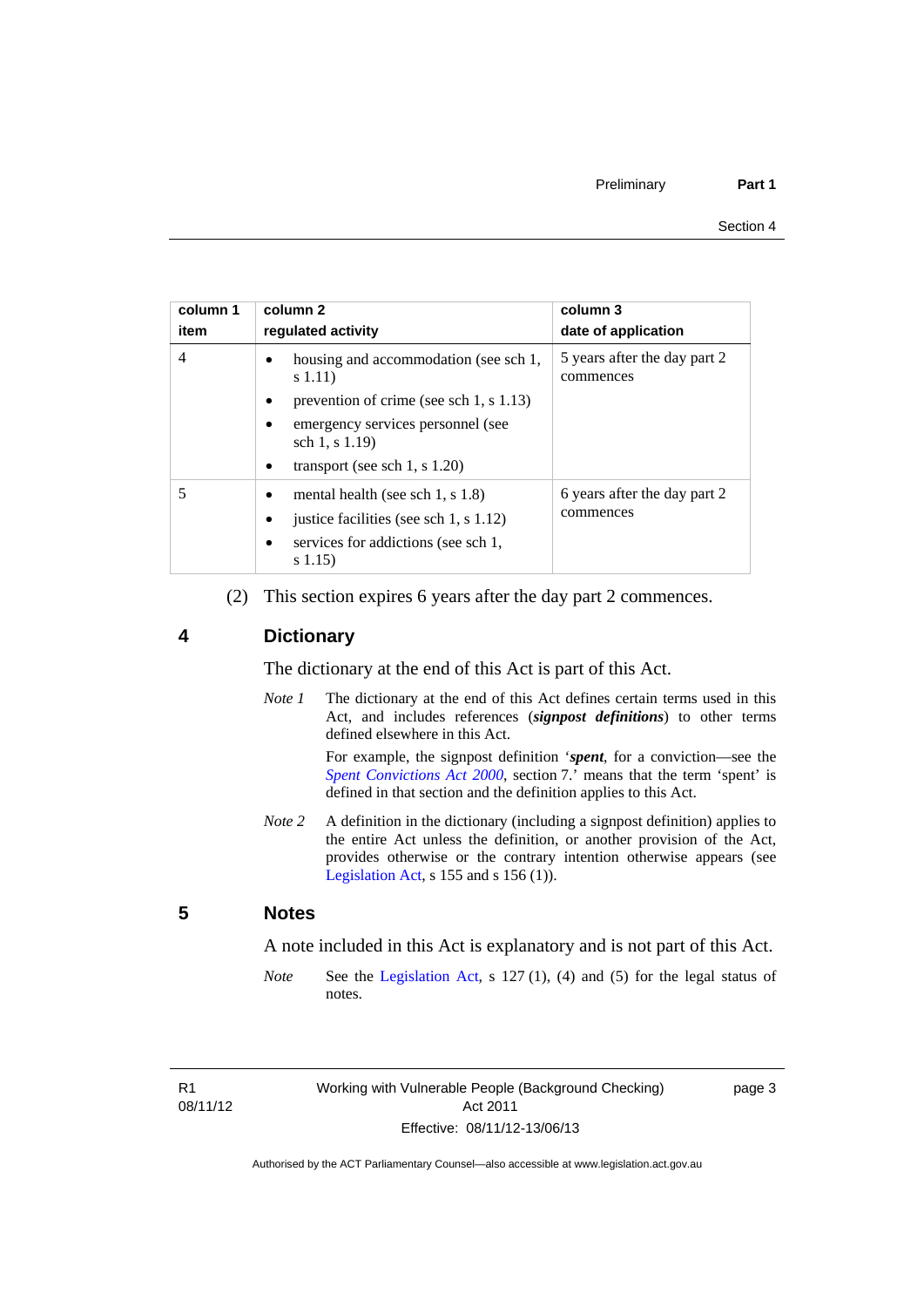| column 1 item | column 2 regulated activity | column 3 date of application |
|---|---|---|
| 4 | • housing and accommodation (see sch 1, s 1.11)<br>• prevention of crime (see sch 1, s 1.13)<br>• emergency services personnel (see sch 1, s 1.19)<br>• transport (see sch 1, s 1.20) | 5 years after the day part 2 commences |
| 5 | • mental health (see sch 1, s 1.8)<br>• justice facilities (see sch 1, s 1.12)<br>• services for addictions (see sch 1, s 1.15) | 6 years after the day part 2 commences |

(2) This section expires 6 years after the day part 2 commences.

## 4 Dictionary

The dictionary at the end of this Act is part of this Act.

*Note 1* The dictionary at the end of this Act defines certain terms used in this Act, and includes references (***signpost definitions***) to other terms defined elsewhere in this Act.

For example, the signpost definition '***spent***, for a conviction—see the *Spent Convictions Act 2000*, section 7.' means that the term 'spent' is defined in that section and the definition applies to this Act.

*Note 2* A definition in the dictionary (including a signpost definition) applies to the entire Act unless the definition, or another provision of the Act, provides otherwise or the contrary intention otherwise appears (see Legislation Act, s 155 and s 156 (1)).

## 5 Notes

A note included in this Act is explanatory and is not part of this Act.

*Note* See the Legislation Act, s 127 (1), (4) and (5) for the legal status of notes.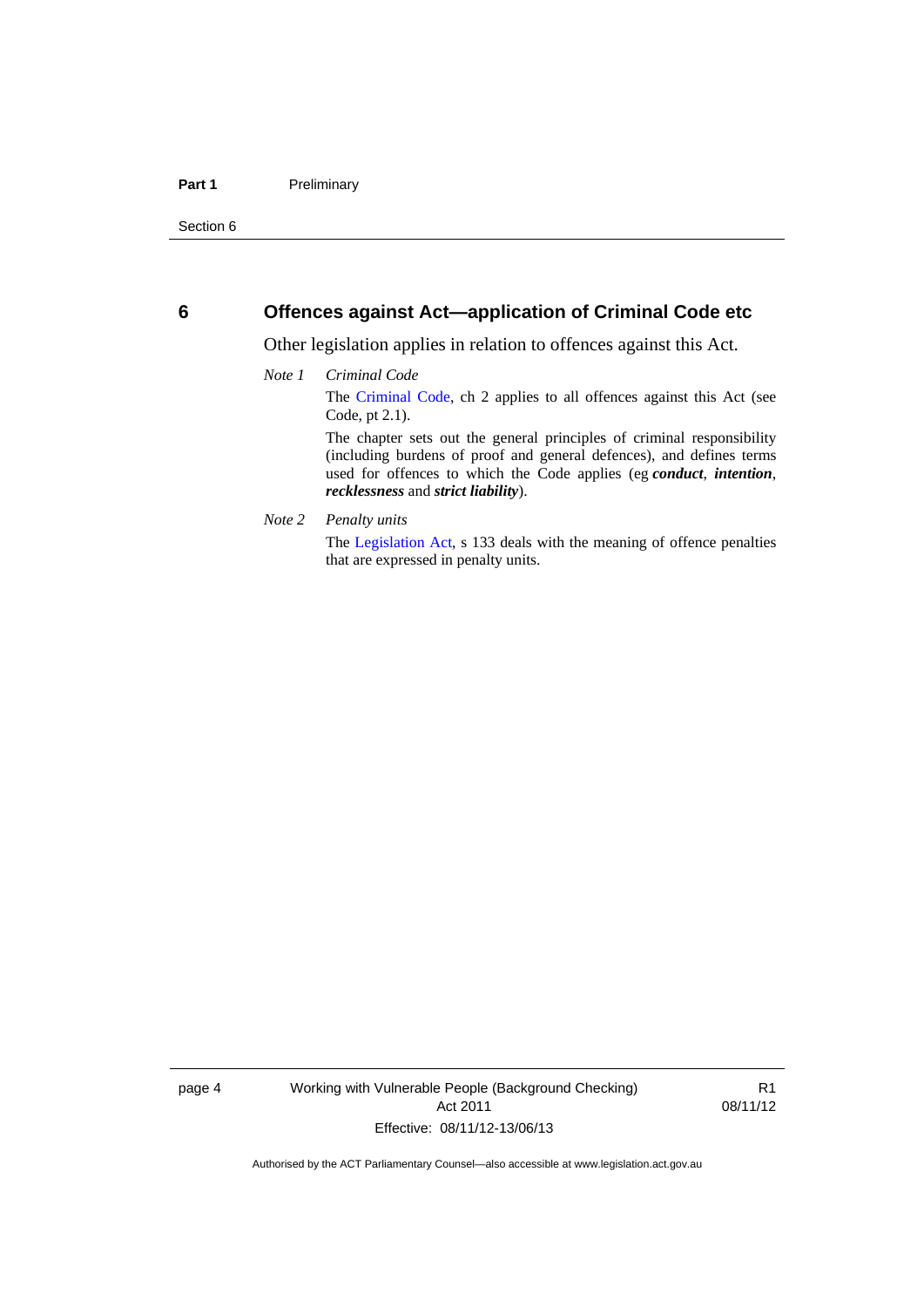## 6 Offences against Act—application of Criminal Code etc

Other legislation applies in relation to offences against this Act.

*Note 1* *Criminal Code*

The Criminal Code, ch 2 applies to all offences against this Act (see Code, pt 2.1).

The chapter sets out the general principles of criminal responsibility (including burdens of proof and general defences), and defines terms used for offences to which the Code applies (eg ***conduct***, ***intention***, ***recklessness*** and ***strict liability***).

*Note 2* *Penalty units*

The Legislation Act, s 133 deals with the meaning of offence penalties that are expressed in penalty units.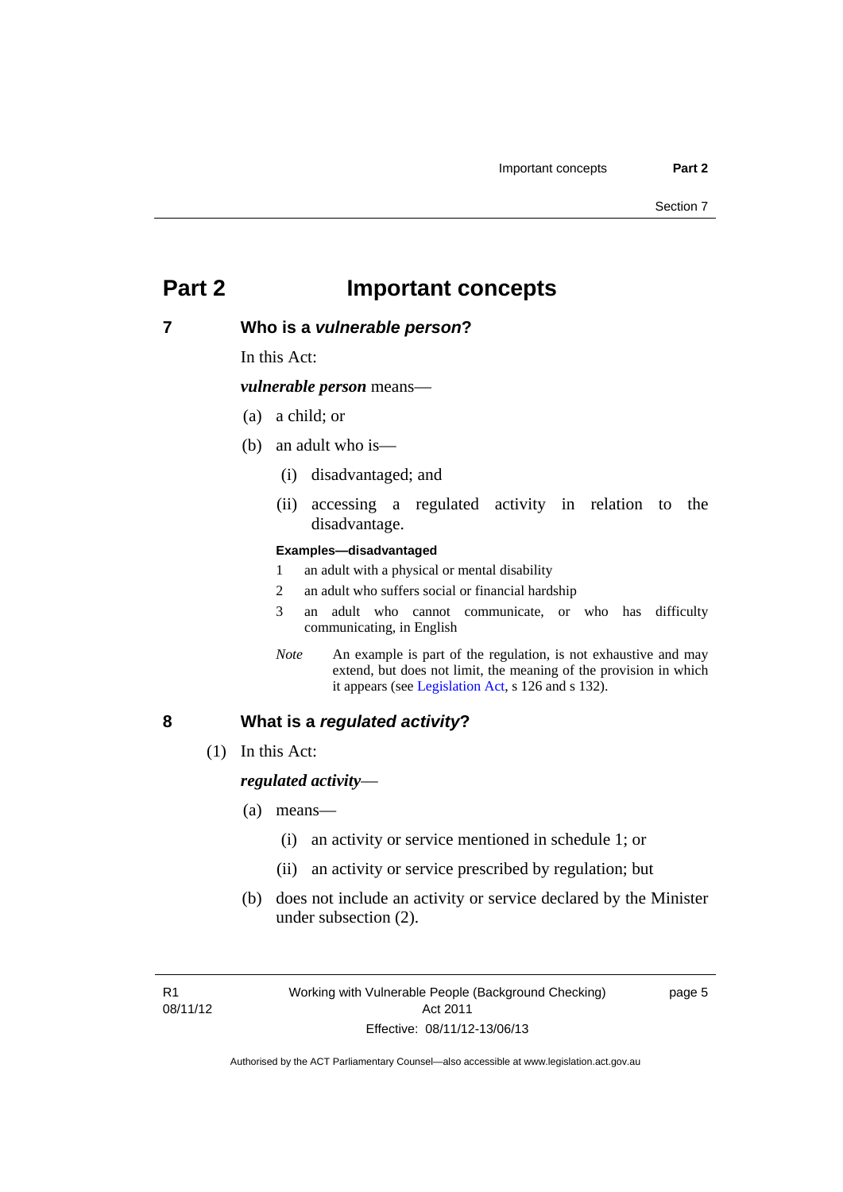# Part 2 Important concepts

## 7 Who is a *vulnerable person*?

In this Act:

***vulnerable person*** means—

(a) a child; or

(b) an adult who is—

(i) disadvantaged; and

(ii) accessing a regulated activity in relation to the disadvantage.

**Examples—disadvantaged**

1 an adult with a physical or mental disability

2 an adult who suffers social or financial hardship

3 an adult who cannot communicate, or who has difficulty communicating, in English

*Note* An example is part of the regulation, is not exhaustive and may extend, but does not limit, the meaning of the provision in which it appears (see Legislation Act, s 126 and s 132).

## 8 What is a *regulated activity*?

(1) In this Act:

***regulated activity***—

(a) means—

(i) an activity or service mentioned in schedule 1; or

(ii) an activity or service prescribed by regulation; but

(b) does not include an activity or service declared by the Minister under subsection (2).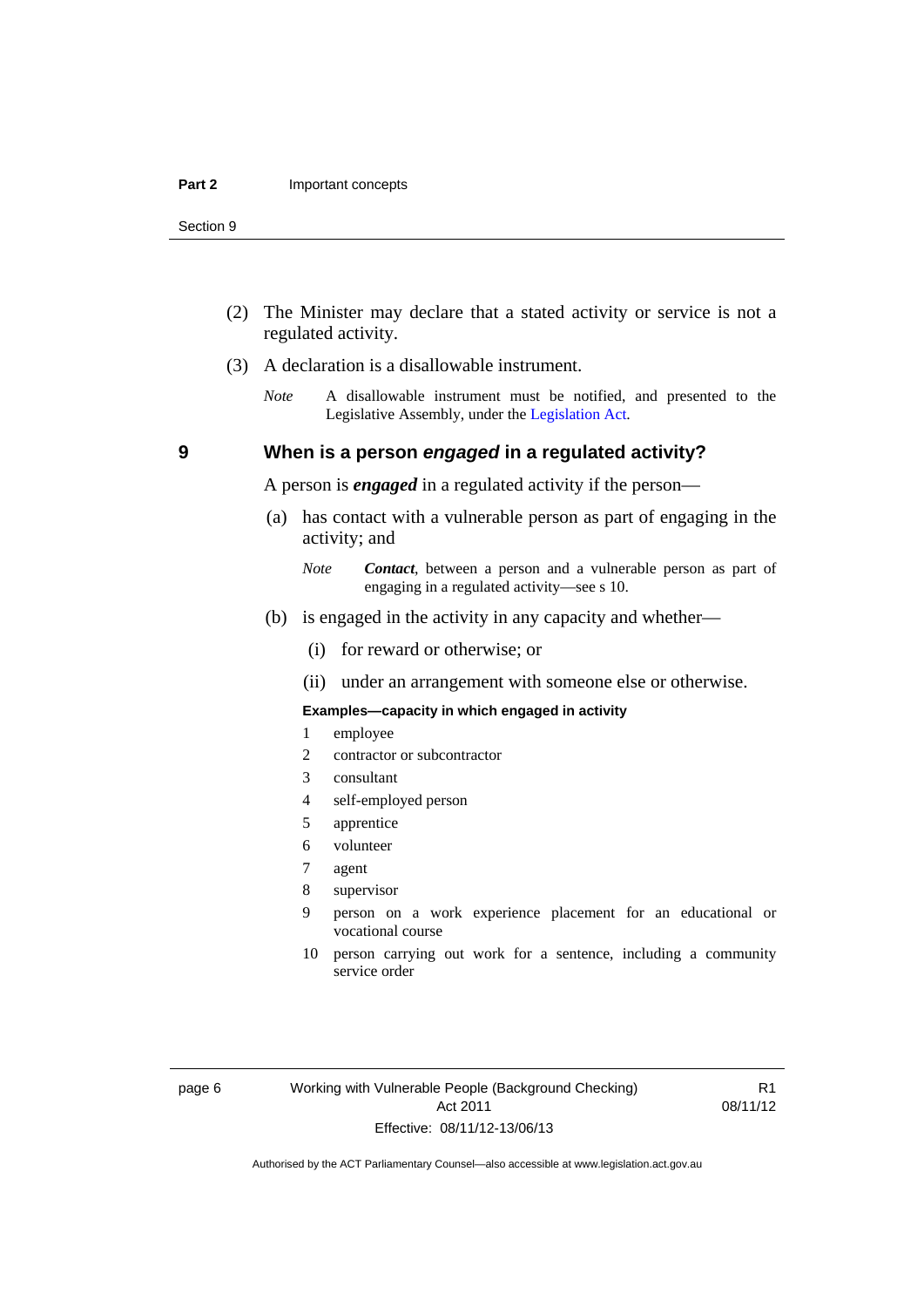(2) The Minister may declare that a stated activity or service is not a regulated activity.

(3) A declaration is a disallowable instrument.

*Note* A disallowable instrument must be notified, and presented to the Legislative Assembly, under the Legislation Act.

## 9 When is a person *engaged* in a regulated activity?

A person is ***engaged*** in a regulated activity if the person—

(a) has contact with a vulnerable person as part of engaging in the activity; and

*Note* ***Contact***, between a person and a vulnerable person as part of engaging in a regulated activity—see s 10.

(b) is engaged in the activity in any capacity and whether—

(i) for reward or otherwise; or

(ii) under an arrangement with someone else or otherwise.

**Examples—capacity in which engaged in activity**

1 employee
2 contractor or subcontractor
3 consultant
4 self-employed person
5 apprentice
6 volunteer
7 agent
8 supervisor
9 person on a work experience placement for an educational or vocational course
10 person carrying out work for a sentence, including a community service order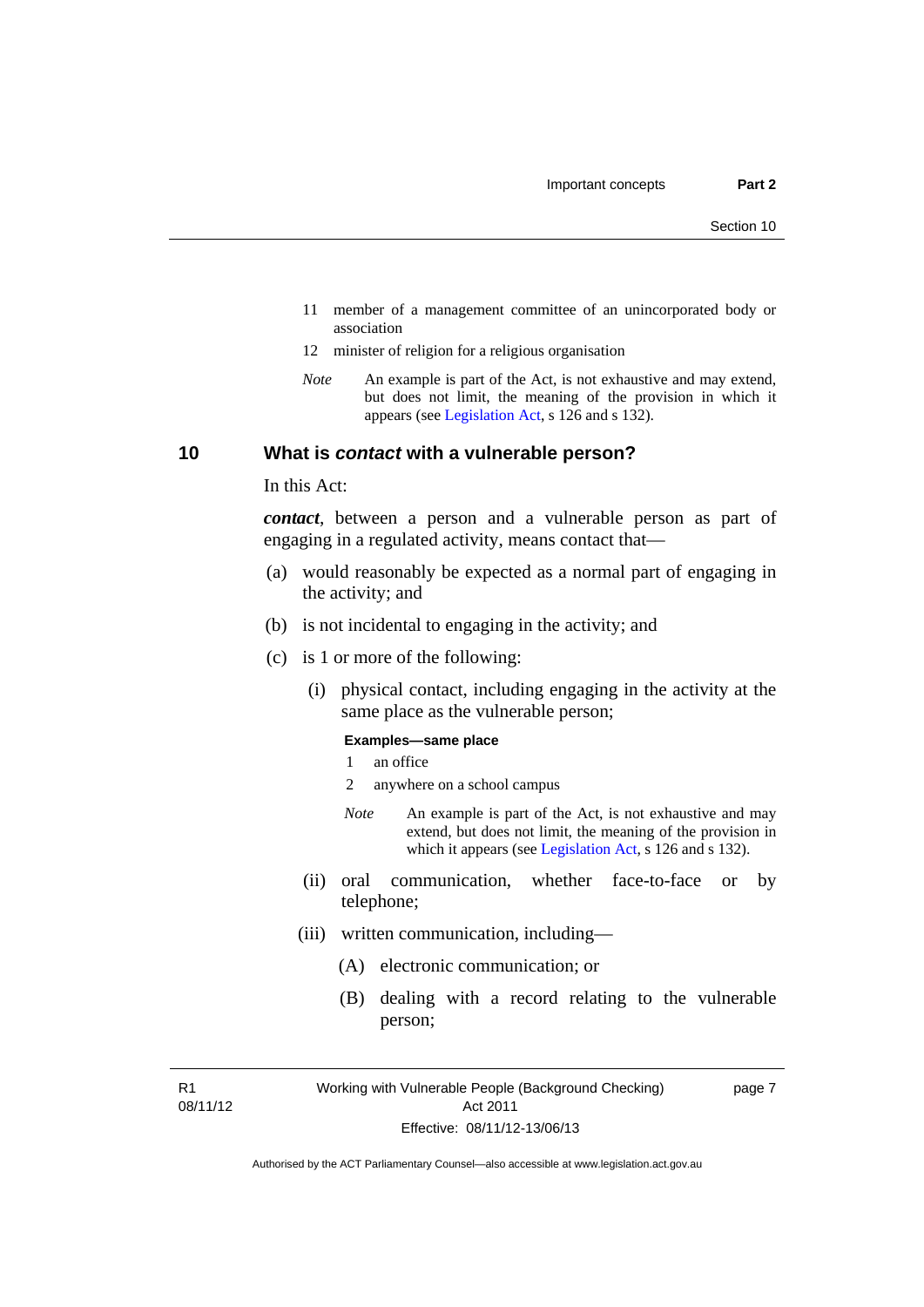11 member of a management committee of an unincorporated body or association

12 minister of religion for a religious organisation

*Note* An example is part of the Act, is not exhaustive and may extend, but does not limit, the meaning of the provision in which it appears (see Legislation Act, s 126 and s 132).

## 10 What is *contact* with a vulnerable person?

In this Act:

***contact***, between a person and a vulnerable person as part of engaging in a regulated activity, means contact that—

(a) would reasonably be expected as a normal part of engaging in the activity; and

(b) is not incidental to engaging in the activity; and

(c) is 1 or more of the following:

(i) physical contact, including engaging in the activity at the same place as the vulnerable person;

**Examples—same place**

1 an office

2 anywhere on a school campus

*Note* An example is part of the Act, is not exhaustive and may extend, but does not limit, the meaning of the provision in which it appears (see Legislation Act, s 126 and s 132).

(ii) oral communication, whether face-to-face or by telephone;

(iii) written communication, including—

(A) electronic communication; or

(B) dealing with a record relating to the vulnerable person;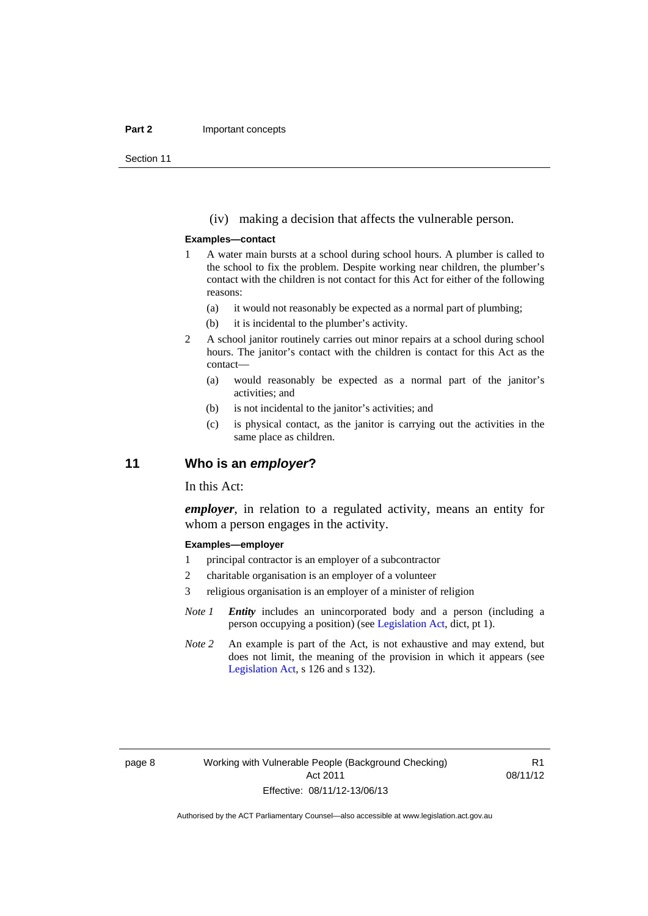(iv) making a decision that affects the vulnerable person.

**Examples—contact**

1 A water main bursts at a school during school hours. A plumber is called to the school to fix the problem. Despite working near children, the plumber's contact with the children is not contact for this Act for either of the following reasons:

   (a) it would not reasonably be expected as a normal part of plumbing;

   (b) it is incidental to the plumber's activity.

2 A school janitor routinely carries out minor repairs at a school during school hours. The janitor's contact with the children is contact for this Act as the contact—

   (a) would reasonably be expected as a normal part of the janitor's activities; and

   (b) is not incidental to the janitor's activities; and

   (c) is physical contact, as the janitor is carrying out the activities in the same place as children.

## 11 Who is an *employer*?

In this Act:

***employer***, in relation to a regulated activity, means an entity for whom a person engages in the activity.

**Examples—employer**

1 principal contractor is an employer of a subcontractor

2 charitable organisation is an employer of a volunteer

3 religious organisation is an employer of a minister of religion

*Note 1* ***Entity*** includes an unincorporated body and a person (including a person occupying a position) (see Legislation Act, dict, pt 1).

*Note 2* An example is part of the Act, is not exhaustive and may extend, but does not limit, the meaning of the provision in which it appears (see Legislation Act, s 126 and s 132).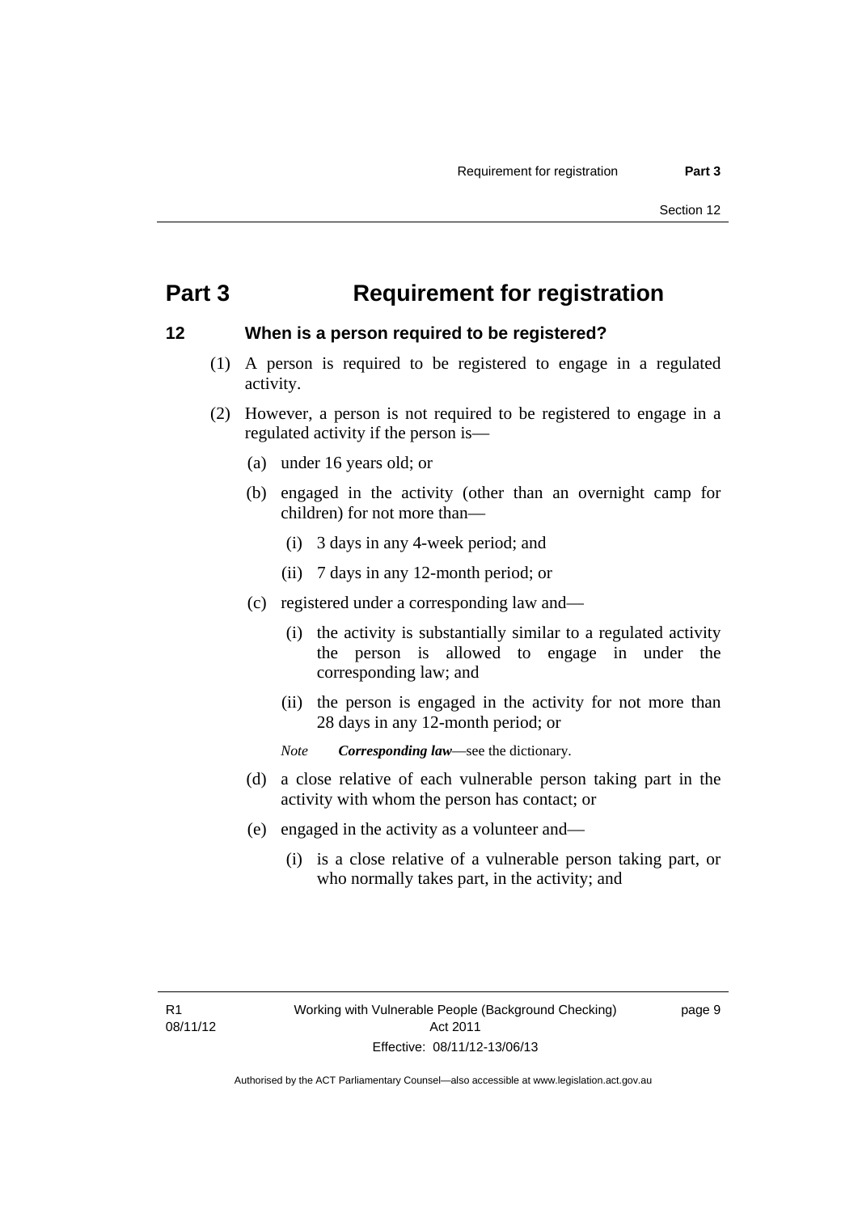# Part 3 Requirement for registration

## 12 When is a person required to be registered?

(1) A person is required to be registered to engage in a regulated activity.

(2) However, a person is not required to be registered to engage in a regulated activity if the person is—

(a) under 16 years old; or

(b) engaged in the activity (other than an overnight camp for children) for not more than—

(i) 3 days in any 4-week period; and

(ii) 7 days in any 12-month period; or

(c) registered under a corresponding law and—

(i) the activity is substantially similar to a regulated activity the person is allowed to engage in under the corresponding law; and

(ii) the person is engaged in the activity for not more than 28 days in any 12-month period; or

*Note* ***Corresponding law***—see the dictionary.

(d) a close relative of each vulnerable person taking part in the activity with whom the person has contact; or

(e) engaged in the activity as a volunteer and—

(i) is a close relative of a vulnerable person taking part, or who normally takes part, in the activity; and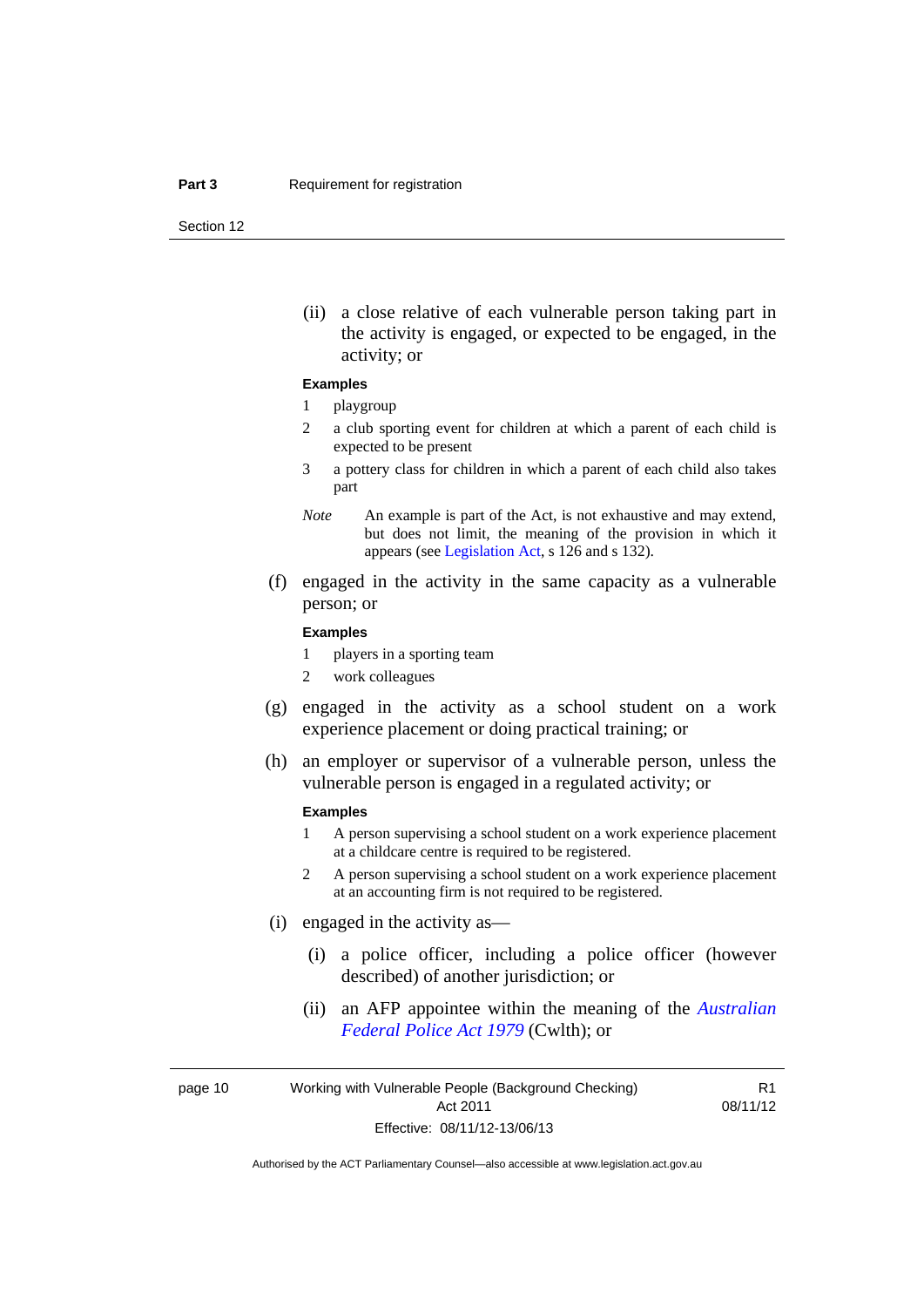(ii) a close relative of each vulnerable person taking part in the activity is engaged, or expected to be engaged, in the activity; or

**Examples**

1 playgroup

2 a club sporting event for children at which a parent of each child is expected to be present

3 a pottery class for children in which a parent of each child also takes part

*Note* An example is part of the Act, is not exhaustive and may extend, but does not limit, the meaning of the provision in which it appears (see Legislation Act, s 126 and s 132).

(f) engaged in the activity in the same capacity as a vulnerable person; or

**Examples**

1 players in a sporting team

2 work colleagues

(g) engaged in the activity as a school student on a work experience placement or doing practical training; or

(h) an employer or supervisor of a vulnerable person, unless the vulnerable person is engaged in a regulated activity; or

**Examples**

1 A person supervising a school student on a work experience placement at a childcare centre is required to be registered.

2 A person supervising a school student on a work experience placement at an accounting firm is not required to be registered.

(i) engaged in the activity as—

(i) a police officer, including a police officer (however described) of another jurisdiction; or

(ii) an AFP appointee within the meaning of the *Australian Federal Police Act 1979* (Cwlth); or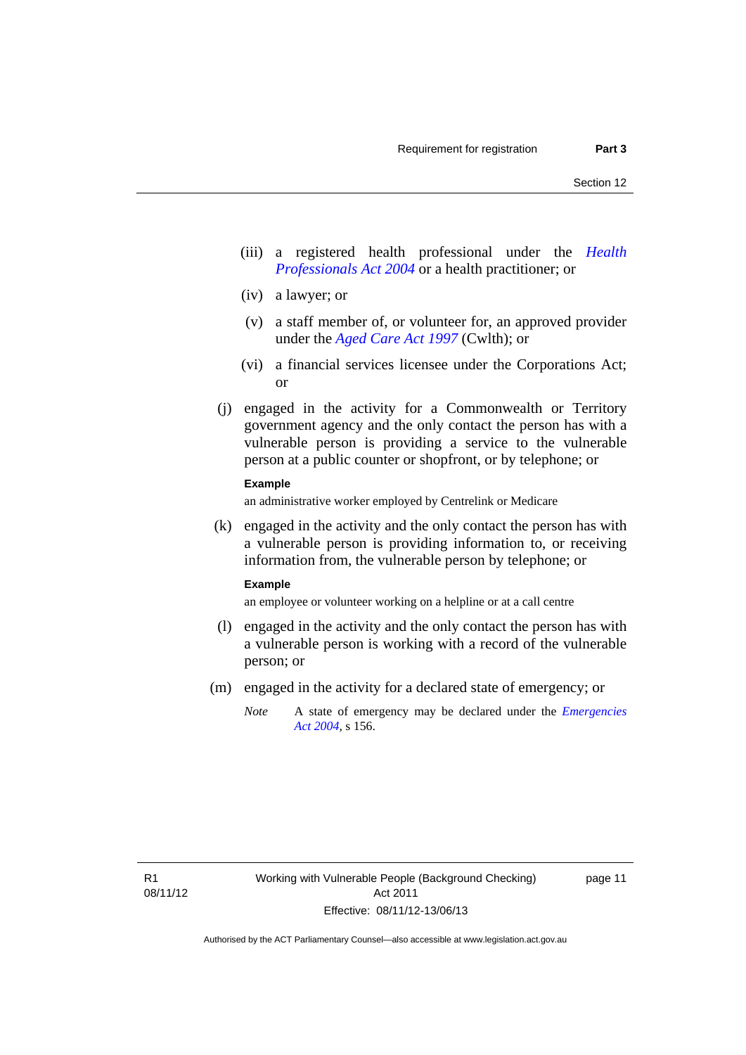(iii) a registered health professional under the *Health Professionals Act 2004* or a health practitioner; or

(iv) a lawyer; or

(v) a staff member of, or volunteer for, an approved provider under the *Aged Care Act 1997* (Cwlth); or

(vi) a financial services licensee under the Corporations Act; or

(j) engaged in the activity for a Commonwealth or Territory government agency and the only contact the person has with a vulnerable person is providing a service to the vulnerable person at a public counter or shopfront, or by telephone; or

**Example**

an administrative worker employed by Centrelink or Medicare

(k) engaged in the activity and the only contact the person has with a vulnerable person is providing information to, or receiving information from, the vulnerable person by telephone; or

**Example**

an employee or volunteer working on a helpline or at a call centre

(l) engaged in the activity and the only contact the person has with a vulnerable person is working with a record of the vulnerable person; or

(m) engaged in the activity for a declared state of emergency; or

*Note* A state of emergency may be declared under the *Emergencies Act 2004*, s 156.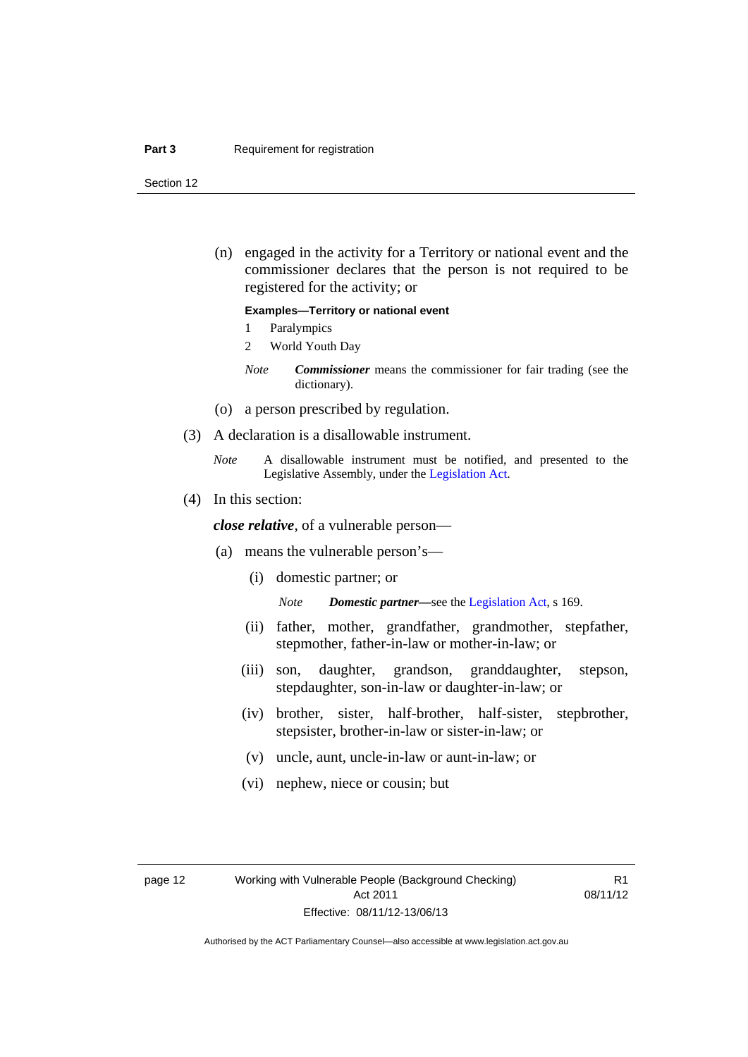(n) engaged in the activity for a Territory or national event and the commissioner declares that the person is not required to be registered for the activity; or

**Examples—Territory or national event**

1 Paralympics

2 World Youth Day

*Note* ***Commissioner*** means the commissioner for fair trading (see the dictionary).

(o) a person prescribed by regulation.

(3) A declaration is a disallowable instrument.

*Note* A disallowable instrument must be notified, and presented to the Legislative Assembly, under the Legislation Act.

(4) In this section:

***close relative***, of a vulnerable person—

(a) means the vulnerable person's—

(i) domestic partner; or

*Note* ***Domestic partner***—see the Legislation Act, s 169.

(ii) father, mother, grandfather, grandmother, stepfather, stepmother, father-in-law or mother-in-law; or

(iii) son, daughter, grandson, granddaughter, stepson, stepdaughter, son-in-law or daughter-in-law; or

(iv) brother, sister, half-brother, half-sister, stepbrother, stepsister, brother-in-law or sister-in-law; or

(v) uncle, aunt, uncle-in-law or aunt-in-law; or

(vi) nephew, niece or cousin; but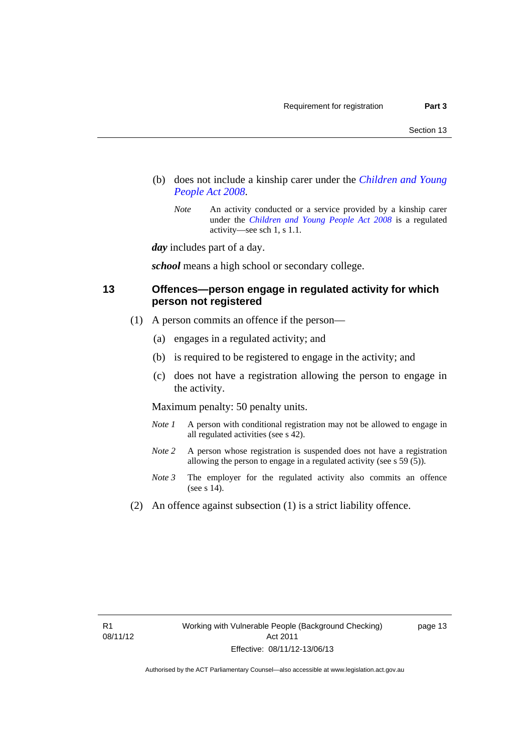(b) does not include a kinship carer under the *Children and Young People Act 2008*.

*Note* An activity conducted or a service provided by a kinship carer under the *Children and Young People Act 2008* is a regulated activity—see sch 1, s 1.1.

***day*** includes part of a day.

***school*** means a high school or secondary college.

## 13 Offences—person engage in regulated activity for which person not registered

(1) A person commits an offence if the person—

(a) engages in a regulated activity; and

(b) is required to be registered to engage in the activity; and

(c) does not have a registration allowing the person to engage in the activity.

Maximum penalty: 50 penalty units.

*Note 1* A person with conditional registration may not be allowed to engage in all regulated activities (see s 42).

*Note 2* A person whose registration is suspended does not have a registration allowing the person to engage in a regulated activity (see s 59 (5)).

*Note 3* The employer for the regulated activity also commits an offence (see s 14).

(2) An offence against subsection (1) is a strict liability offence.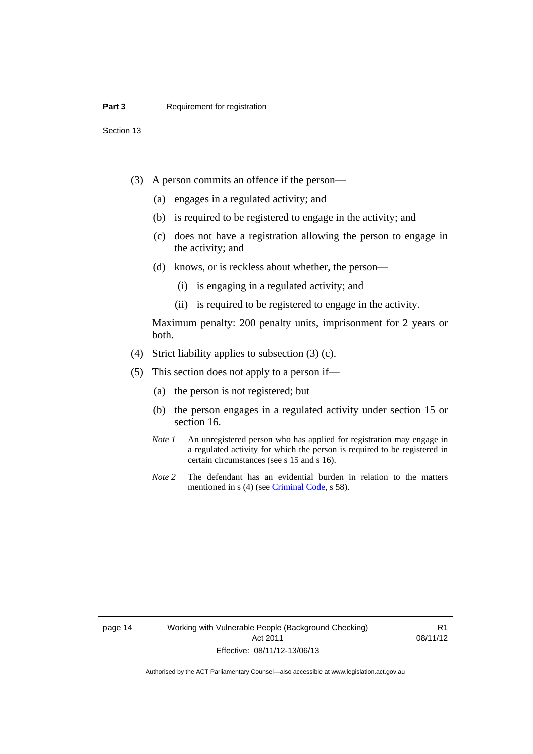(3) A person commits an offence if the person—

(a) engages in a regulated activity; and

(b) is required to be registered to engage in the activity; and

(c) does not have a registration allowing the person to engage in the activity; and

(d) knows, or is reckless about whether, the person—

(i) is engaging in a regulated activity; and

(ii) is required to be registered to engage in the activity.

Maximum penalty: 200 penalty units, imprisonment for 2 years or both.

(4) Strict liability applies to subsection (3) (c).

(5) This section does not apply to a person if—

(a) the person is not registered; but

(b) the person engages in a regulated activity under section 15 or section 16.

*Note 1* An unregistered person who has applied for registration may engage in a regulated activity for which the person is required to be registered in certain circumstances (see s 15 and s 16).

*Note 2* The defendant has an evidential burden in relation to the matters mentioned in s (4) (see Criminal Code, s 58).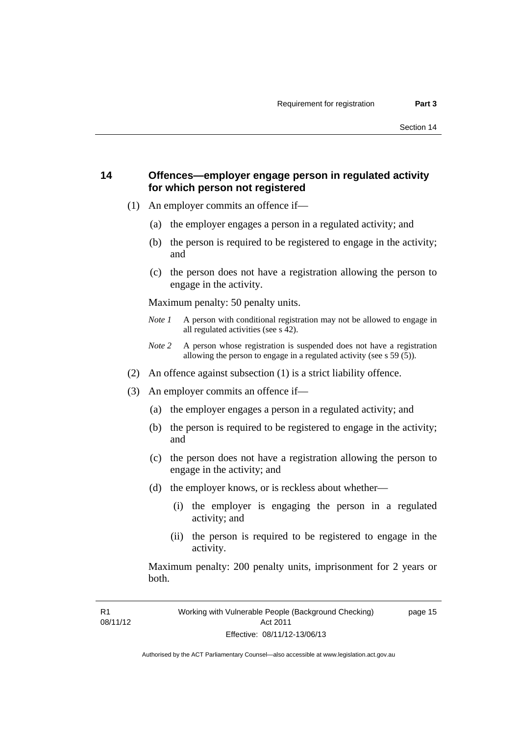## 14 Offences—employer engage person in regulated activity for which person not registered

(1) An employer commits an offence if—

(a) the employer engages a person in a regulated activity; and

(b) the person is required to be registered to engage in the activity; and

(c) the person does not have a registration allowing the person to engage in the activity.

Maximum penalty: 50 penalty units.

*Note 1* A person with conditional registration may not be allowed to engage in all regulated activities (see s 42).

*Note 2* A person whose registration is suspended does not have a registration allowing the person to engage in a regulated activity (see s 59 (5)).

(2) An offence against subsection (1) is a strict liability offence.

(3) An employer commits an offence if—

(a) the employer engages a person in a regulated activity; and

(b) the person is required to be registered to engage in the activity; and

(c) the person does not have a registration allowing the person to engage in the activity; and

(d) the employer knows, or is reckless about whether—

(i) the employer is engaging the person in a regulated activity; and

(ii) the person is required to be registered to engage in the activity.

Maximum penalty: 200 penalty units, imprisonment for 2 years or both.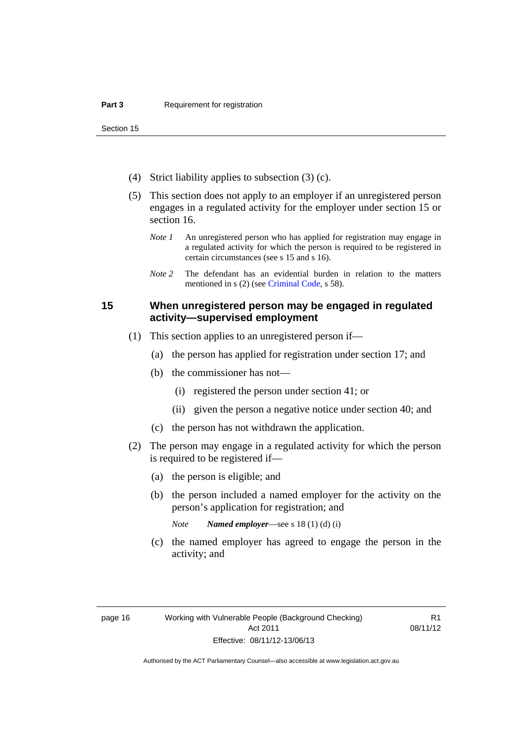(4) Strict liability applies to subsection (3) (c).

(5) This section does not apply to an employer if an unregistered person engages in a regulated activity for the employer under section 15 or section 16.

*Note 1* An unregistered person who has applied for registration may engage in a regulated activity for which the person is required to be registered in certain circumstances (see s 15 and s 16).

*Note 2* The defendant has an evidential burden in relation to the matters mentioned in s (2) (see Criminal Code, s 58).

## 15 When unregistered person may be engaged in regulated activity—supervised employment

(1) This section applies to an unregistered person if—

(a) the person has applied for registration under section 17; and

(b) the commissioner has not—

(i) registered the person under section 41; or

(ii) given the person a negative notice under section 40; and

(c) the person has not withdrawn the application.

(2) The person may engage in a regulated activity for which the person is required to be registered if—

(a) the person is eligible; and

(b) the person included a named employer for the activity on the person's application for registration; and

*Note* ***Named employer***—see s 18 (1) (d) (i)

(c) the named employer has agreed to engage the person in the activity; and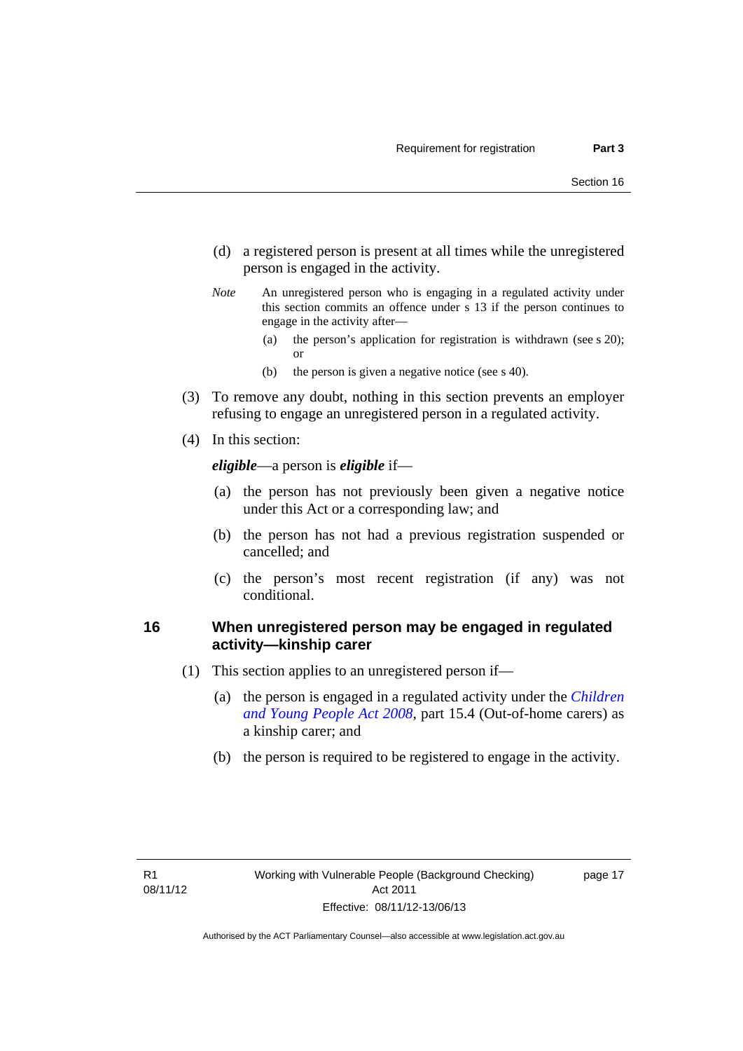(d) a registered person is present at all times while the unregistered person is engaged in the activity.

*Note* An unregistered person who is engaging in a regulated activity under this section commits an offence under s 13 if the person continues to engage in the activity after—

(a) the person's application for registration is withdrawn (see s 20); or

(b) the person is given a negative notice (see s 40).

(3) To remove any doubt, nothing in this section prevents an employer refusing to engage an unregistered person in a regulated activity.

(4) In this section:

***eligible***—a person is ***eligible*** if—

(a) the person has not previously been given a negative notice under this Act or a corresponding law; and

(b) the person has not had a previous registration suspended or cancelled; and

(c) the person's most recent registration (if any) was not conditional.

## 16 When unregistered person may be engaged in regulated activity—kinship carer

(1) This section applies to an unregistered person if—

(a) the person is engaged in a regulated activity under the *Children and Young People Act 2008*, part 15.4 (Out-of-home carers) as a kinship carer; and

(b) the person is required to be registered to engage in the activity.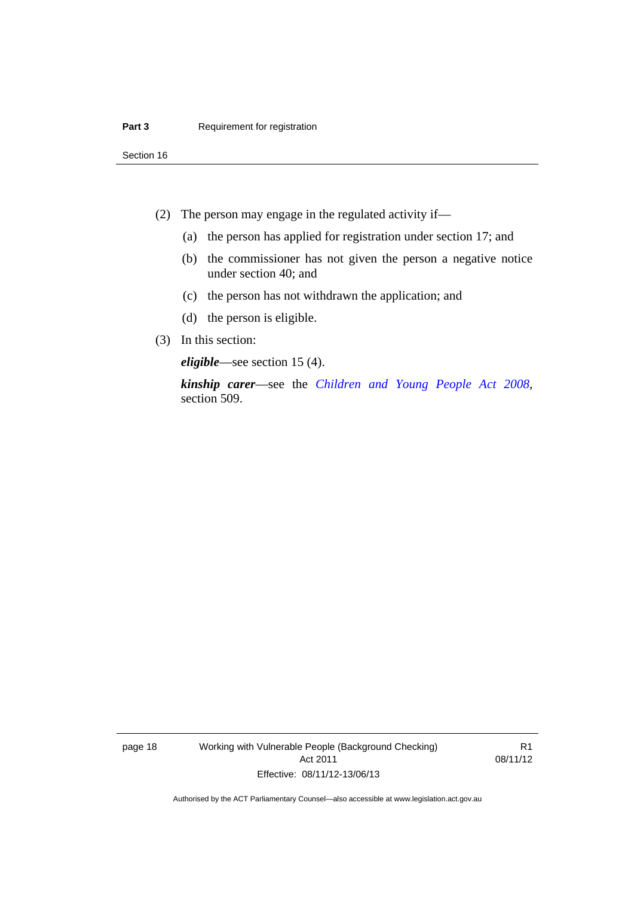(2) The person may engage in the regulated activity if—

(a) the person has applied for registration under section 17; and

(b) the commissioner has not given the person a negative notice under section 40; and

(c) the person has not withdrawn the application; and

(d) the person is eligible.

(3) In this section:

***eligible***—see section 15 (4).

***kinship carer***—see the *Children and Young People Act 2008*, section 509.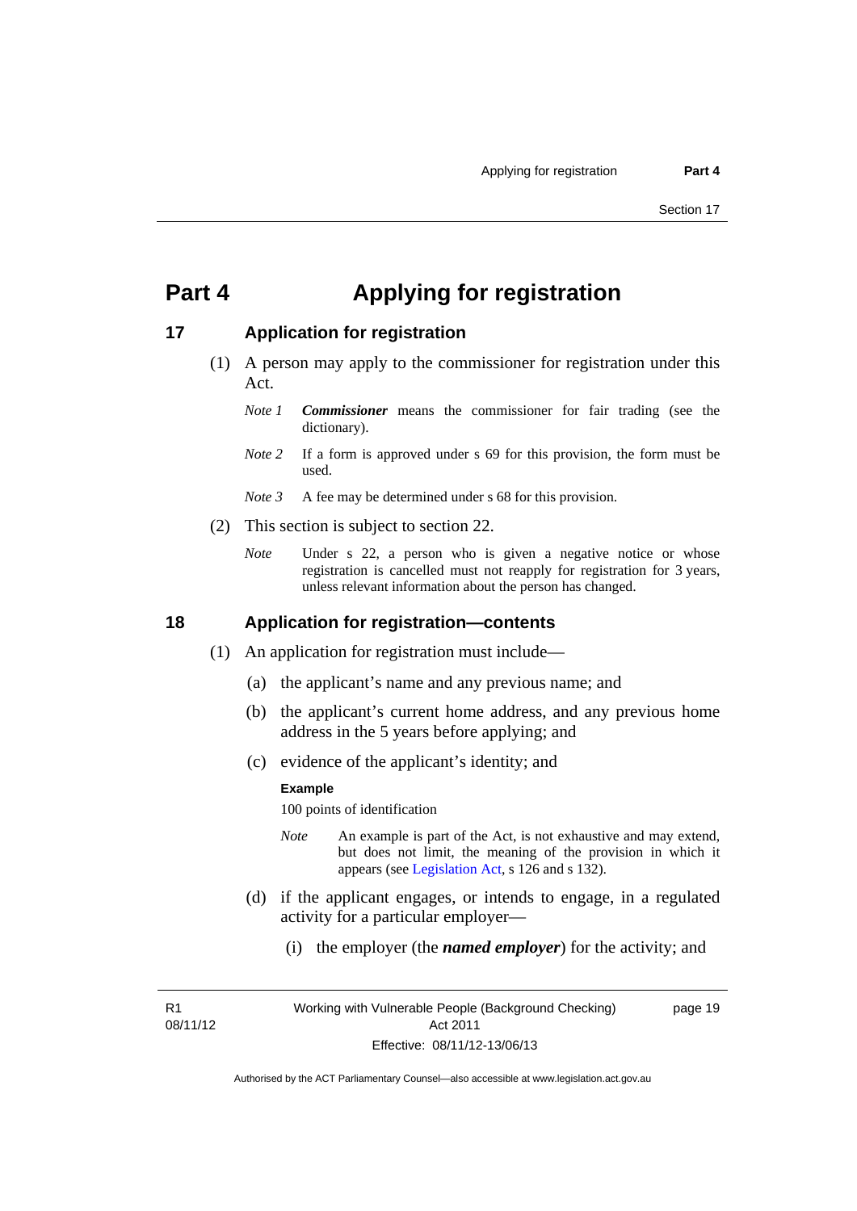# Part 4 Applying for registration

## 17 Application for registration

(1) A person may apply to the commissioner for registration under this Act.

*Note 1* ***Commissioner*** means the commissioner for fair trading (see the dictionary).

*Note 2* If a form is approved under s 69 for this provision, the form must be used.

*Note 3* A fee may be determined under s 68 for this provision.

(2) This section is subject to section 22.

*Note* Under s 22, a person who is given a negative notice or whose registration is cancelled must not reapply for registration for 3 years, unless relevant information about the person has changed.

## 18 Application for registration—contents

(1) An application for registration must include—

(a) the applicant's name and any previous name; and

(b) the applicant's current home address, and any previous home address in the 5 years before applying; and

(c) evidence of the applicant's identity; and

**Example**

100 points of identification

*Note* An example is part of the Act, is not exhaustive and may extend, but does not limit, the meaning of the provision in which it appears (see Legislation Act, s 126 and s 132).

(d) if the applicant engages, or intends to engage, in a regulated activity for a particular employer—

(i) the employer (the ***named employer***) for the activity; and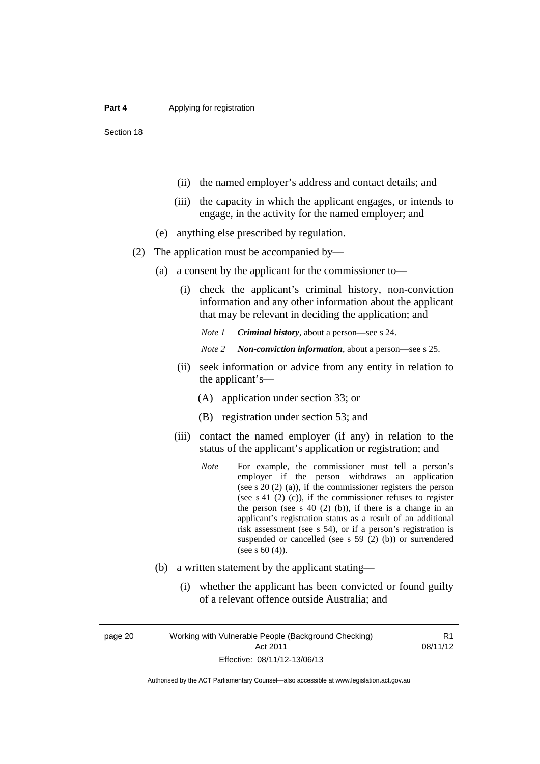(ii) the named employer's address and contact details; and

(iii) the capacity in which the applicant engages, or intends to engage, in the activity for the named employer; and

(e) anything else prescribed by regulation.

(2) The application must be accompanied by—

(a) a consent by the applicant for the commissioner to—

(i) check the applicant's criminal history, non-conviction information and any other information about the applicant that may be relevant in deciding the application; and

*Note 1* ***Criminal history***, about a person**—**see s 24.

*Note 2* ***Non-conviction information***, about a person—see s 25.

(ii) seek information or advice from any entity in relation to the applicant's—

(A) application under section 33; or

(B) registration under section 53; and

(iii) contact the named employer (if any) in relation to the status of the applicant's application or registration; and

*Note* For example, the commissioner must tell a person's employer if the person withdraws an application (see s 20 (2) (a)), if the commissioner registers the person (see s 41 (2) (c)), if the commissioner refuses to register the person (see s 40 (2) (b)), if there is a change in an applicant's registration status as a result of an additional risk assessment (see s 54), or if a person's registration is suspended or cancelled (see s 59 (2) (b)) or surrendered (see s 60 (4)).

(b) a written statement by the applicant stating—

(i) whether the applicant has been convicted or found guilty of a relevant offence outside Australia; and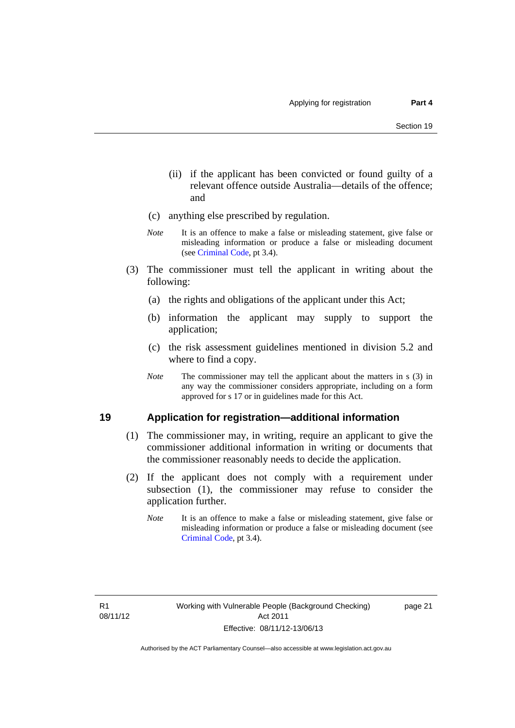(ii) if the applicant has been convicted or found guilty of a relevant offence outside Australia—details of the offence; and

(c) anything else prescribed by regulation.

*Note* It is an offence to make a false or misleading statement, give false or misleading information or produce a false or misleading document (see Criminal Code, pt 3.4).

(3) The commissioner must tell the applicant in writing about the following:

(a) the rights and obligations of the applicant under this Act;

(b) information the applicant may supply to support the application;

(c) the risk assessment guidelines mentioned in division 5.2 and where to find a copy.

*Note* The commissioner may tell the applicant about the matters in s (3) in any way the commissioner considers appropriate, including on a form approved for s 17 or in guidelines made for this Act.

## 19 Application for registration—additional information

(1) The commissioner may, in writing, require an applicant to give the commissioner additional information in writing or documents that the commissioner reasonably needs to decide the application.

(2) If the applicant does not comply with a requirement under subsection (1), the commissioner may refuse to consider the application further.

*Note* It is an offence to make a false or misleading statement, give false or misleading information or produce a false or misleading document (see Criminal Code, pt 3.4).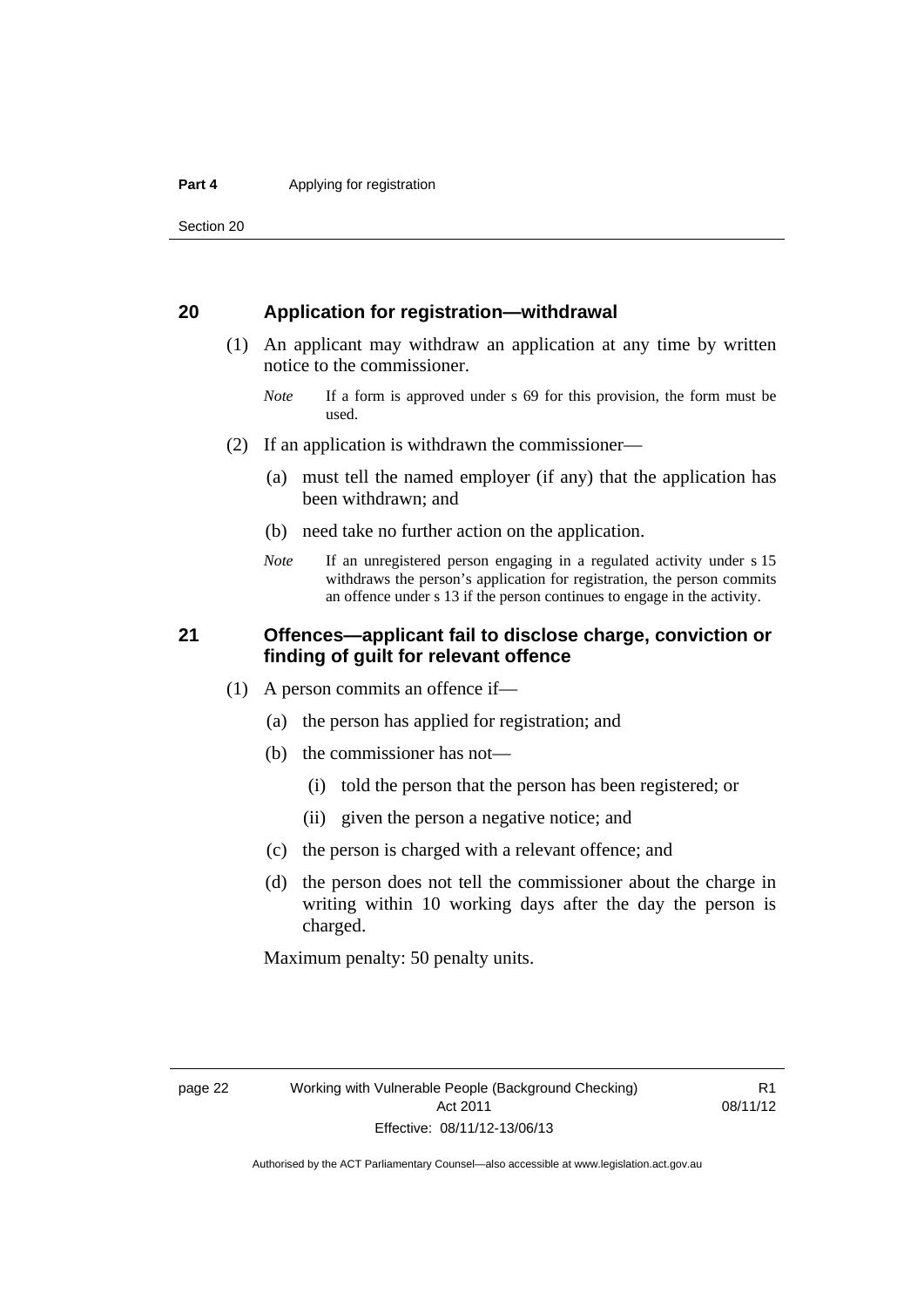## 20 Application for registration—withdrawal

(1) An applicant may withdraw an application at any time by written notice to the commissioner.

*Note* If a form is approved under s 69 for this provision, the form must be used.

(2) If an application is withdrawn the commissioner—

(a) must tell the named employer (if any) that the application has been withdrawn; and

(b) need take no further action on the application.

*Note* If an unregistered person engaging in a regulated activity under s 15 withdraws the person's application for registration, the person commits an offence under s 13 if the person continues to engage in the activity.

## 21 Offences—applicant fail to disclose charge, conviction or finding of guilt for relevant offence

(1) A person commits an offence if—

(a) the person has applied for registration; and

(b) the commissioner has not—

(i) told the person that the person has been registered; or

(ii) given the person a negative notice; and

(c) the person is charged with a relevant offence; and

(d) the person does not tell the commissioner about the charge in writing within 10 working days after the day the person is charged.

Maximum penalty: 50 penalty units.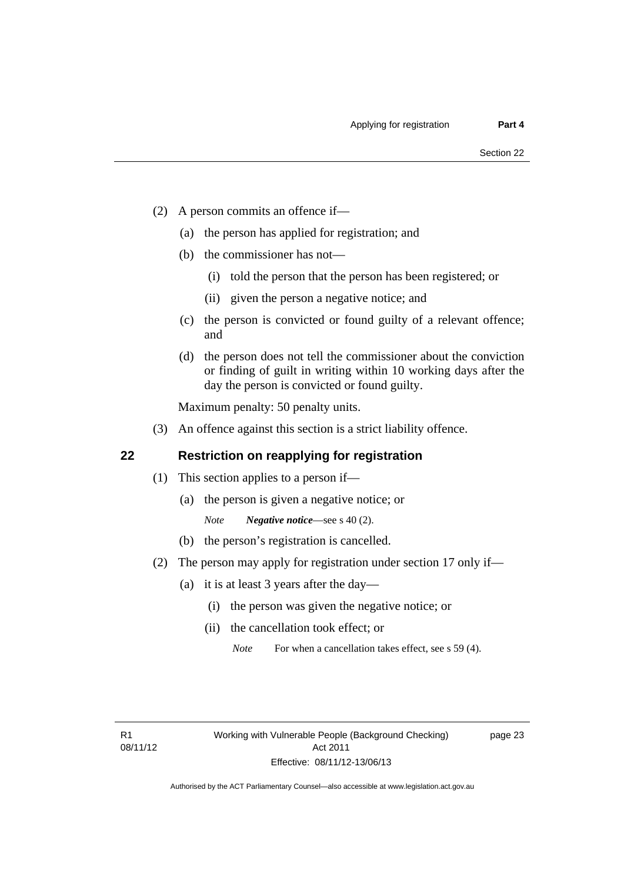(2) A person commits an offence if—

(a) the person has applied for registration; and

(b) the commissioner has not—

(i) told the person that the person has been registered; or

(ii) given the person a negative notice; and

(c) the person is convicted or found guilty of a relevant offence; and

(d) the person does not tell the commissioner about the conviction or finding of guilt in writing within 10 working days after the day the person is convicted or found guilty.

Maximum penalty: 50 penalty units.

(3) An offence against this section is a strict liability offence.

## 22 Restriction on reapplying for registration

(1) This section applies to a person if—

(a) the person is given a negative notice; or

*Note* ***Negative notice***—see s 40 (2).

(b) the person's registration is cancelled.

(2) The person may apply for registration under section 17 only if—

(a) it is at least 3 years after the day—

(i) the person was given the negative notice; or

(ii) the cancellation took effect; or

*Note* For when a cancellation takes effect, see s 59 (4).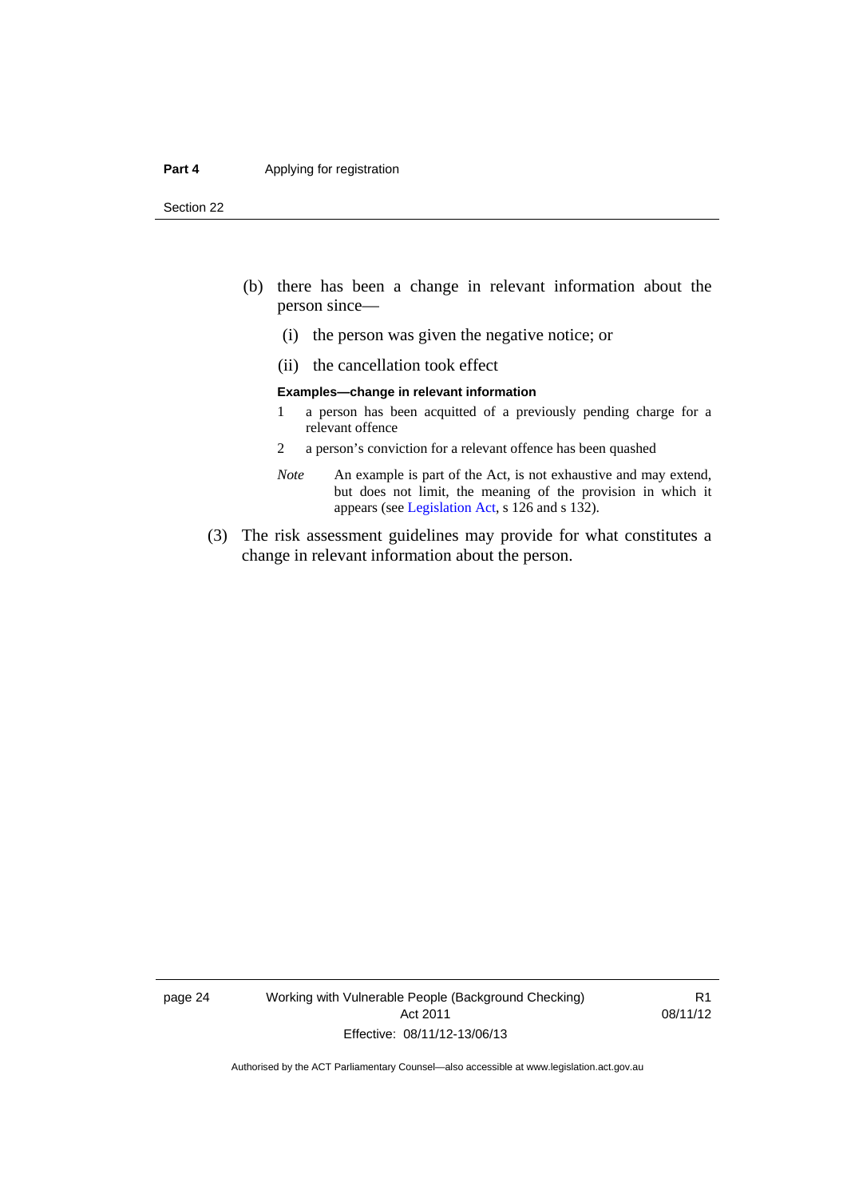(b) there has been a change in relevant information about the person since—

(i) the person was given the negative notice; or

(ii) the cancellation took effect

**Examples—change in relevant information**

1 a person has been acquitted of a previously pending charge for a relevant offence

2 a person's conviction for a relevant offence has been quashed

*Note* An example is part of the Act, is not exhaustive and may extend, but does not limit, the meaning of the provision in which it appears (see Legislation Act, s 126 and s 132).

(3) The risk assessment guidelines may provide for what constitutes a change in relevant information about the person.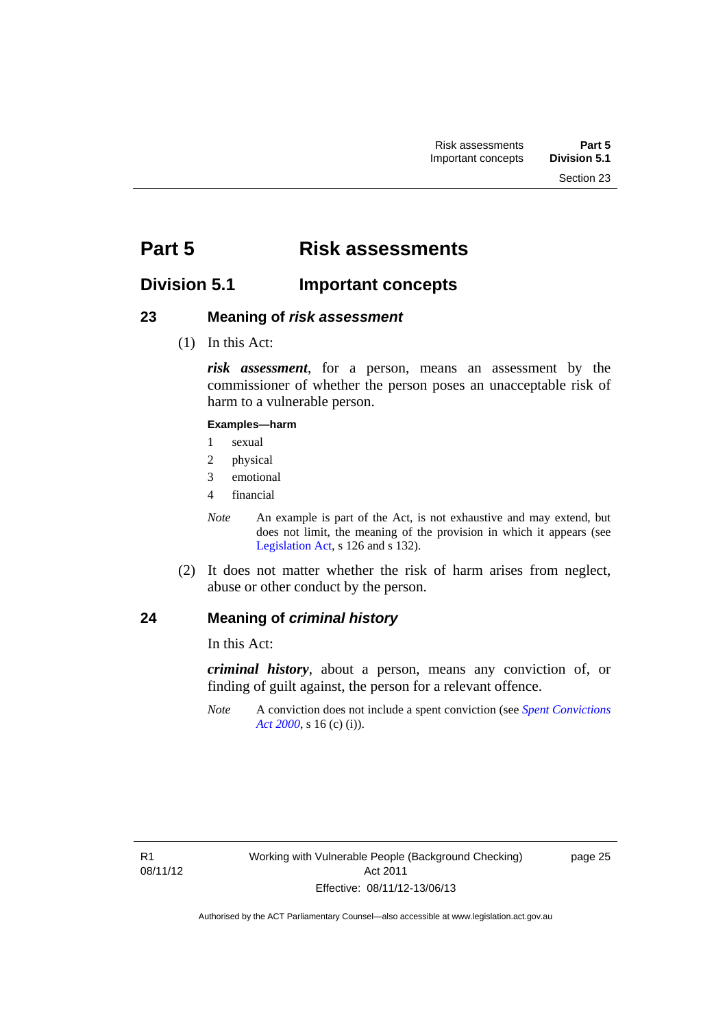# Part 5 Risk assessments

## Division 5.1 Important concepts

### 23 Meaning of *risk assessment*

(1) In this Act:

***risk assessment***, for a person, means an assessment by the commissioner of whether the person poses an unacceptable risk of harm to a vulnerable person.

**Examples—harm**

1 sexual
2 physical
3 emotional
4 financial

*Note* An example is part of the Act, is not exhaustive and may extend, but does not limit, the meaning of the provision in which it appears (see Legislation Act, s 126 and s 132).

(2) It does not matter whether the risk of harm arises from neglect, abuse or other conduct by the person.

### 24 Meaning of *criminal history*

In this Act:

***criminal history***, about a person, means any conviction of, or finding of guilt against, the person for a relevant offence.

*Note* A conviction does not include a spent conviction (see *Spent Convictions Act 2000*, s 16 (c) (i)).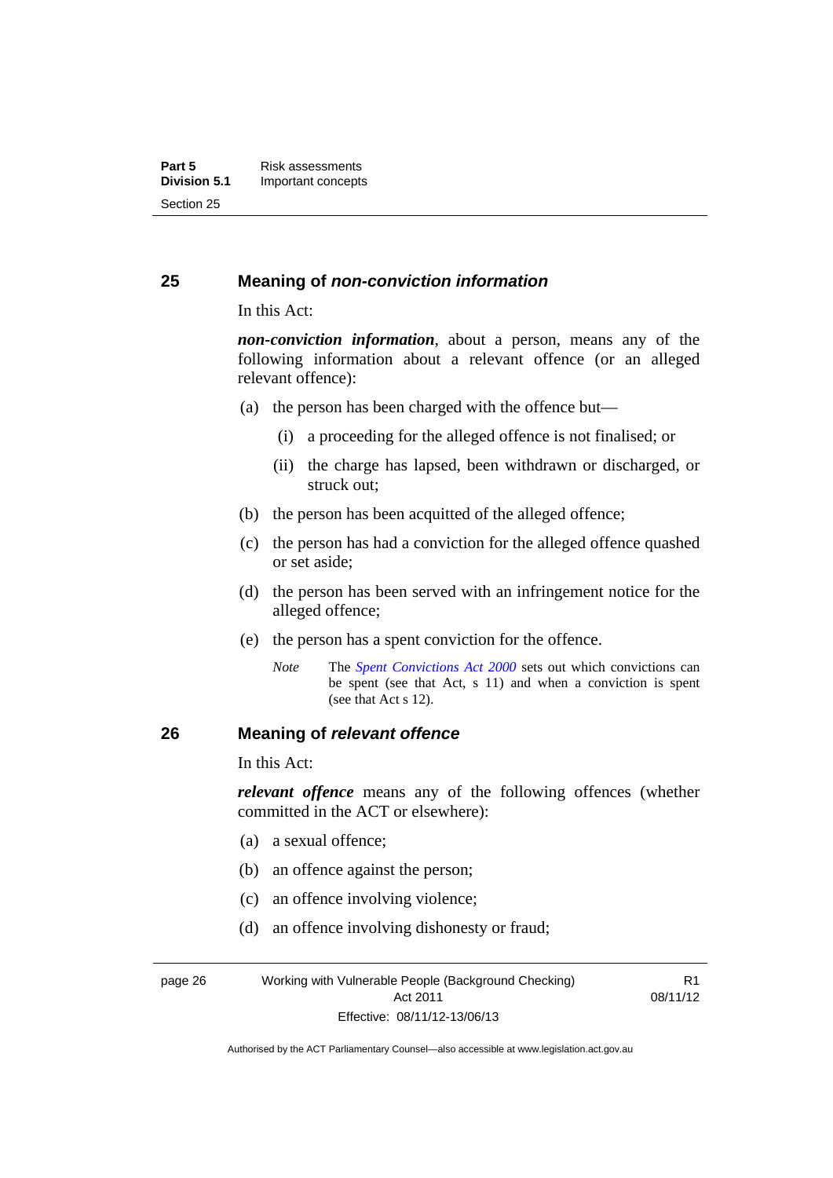## 25 Meaning of *non-conviction information*

In this Act:

***non-conviction information***, about a person, means any of the following information about a relevant offence (or an alleged relevant offence):

(a) the person has been charged with the offence but—

 (i) a proceeding for the alleged offence is not finalised; or

 (ii) the charge has lapsed, been withdrawn or discharged, or struck out;

(b) the person has been acquitted of the alleged offence;

(c) the person has had a conviction for the alleged offence quashed or set aside;

(d) the person has been served with an infringement notice for the alleged offence;

(e) the person has a spent conviction for the offence.

*Note* The *Spent Convictions Act 2000* sets out which convictions can be spent (see that Act, s 11) and when a conviction is spent (see that Act s 12).

## 26 Meaning of *relevant offence*

In this Act:

***relevant offence*** means any of the following offences (whether committed in the ACT or elsewhere):

(a) a sexual offence;

(b) an offence against the person;

(c) an offence involving violence;

(d) an offence involving dishonesty or fraud;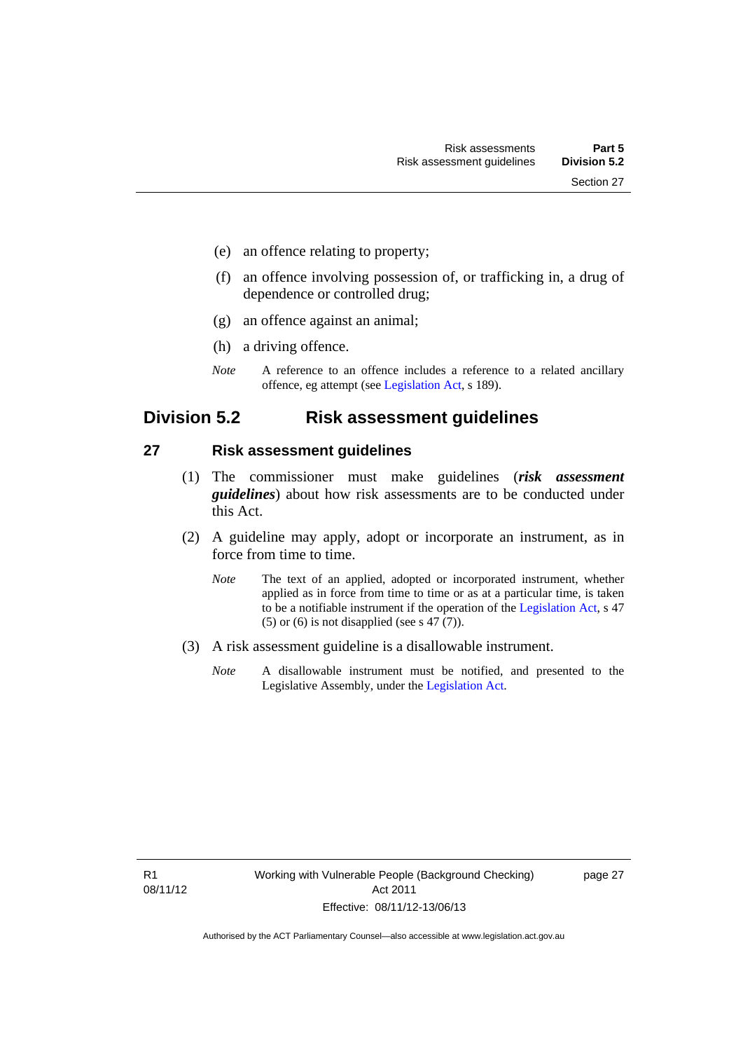(e) an offence relating to property;

(f) an offence involving possession of, or trafficking in, a drug of dependence or controlled drug;

(g) an offence against an animal;

(h) a driving offence.

*Note* A reference to an offence includes a reference to a related ancillary offence, eg attempt (see Legislation Act, s 189).

## Division 5.2 Risk assessment guidelines

### 27 Risk assessment guidelines

(1) The commissioner must make guidelines (***risk assessment guidelines***) about how risk assessments are to be conducted under this Act.

(2) A guideline may apply, adopt or incorporate an instrument, as in force from time to time.

*Note* The text of an applied, adopted or incorporated instrument, whether applied as in force from time to time or as at a particular time, is taken to be a notifiable instrument if the operation of the Legislation Act, s 47 (5) or (6) is not disapplied (see s 47 (7)).

(3) A risk assessment guideline is a disallowable instrument.

*Note* A disallowable instrument must be notified, and presented to the Legislative Assembly, under the Legislation Act.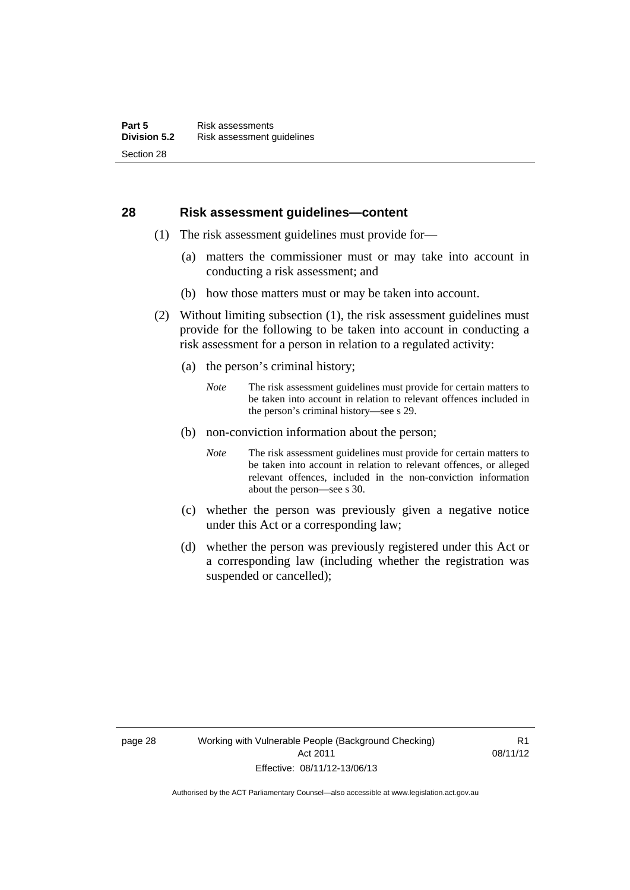## 28 Risk assessment guidelines—content

(1) The risk assessment guidelines must provide for—

(a) matters the commissioner must or may take into account in conducting a risk assessment; and

(b) how those matters must or may be taken into account.

(2) Without limiting subsection (1), the risk assessment guidelines must provide for the following to be taken into account in conducting a risk assessment for a person in relation to a regulated activity:

(a) the person's criminal history;

*Note* The risk assessment guidelines must provide for certain matters to be taken into account in relation to relevant offences included in the person's criminal history—see s 29.

(b) non-conviction information about the person;

*Note* The risk assessment guidelines must provide for certain matters to be taken into account in relation to relevant offences, or alleged relevant offences, included in the non-conviction information about the person—see s 30.

(c) whether the person was previously given a negative notice under this Act or a corresponding law;

(d) whether the person was previously registered under this Act or a corresponding law (including whether the registration was suspended or cancelled);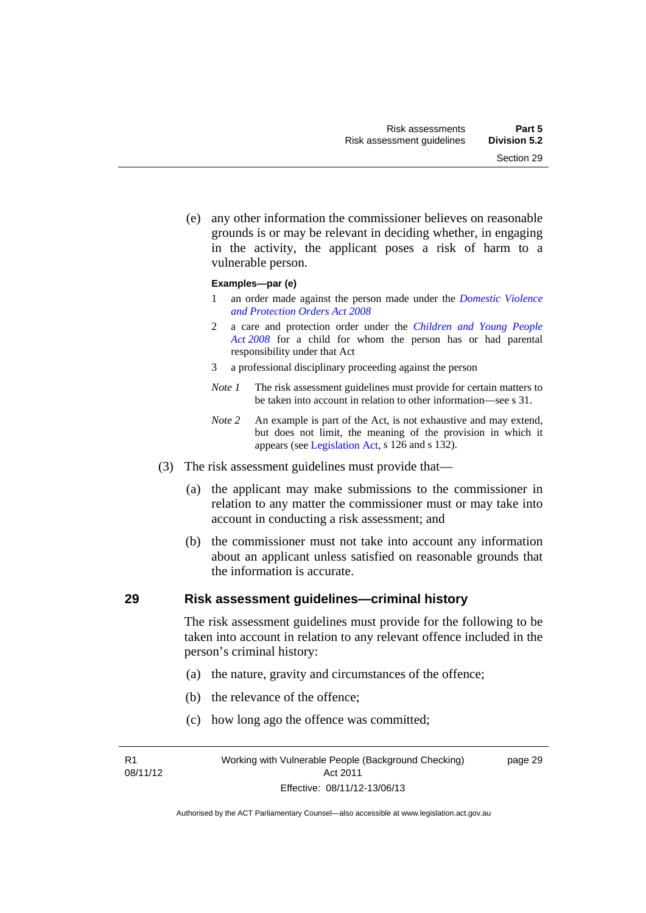(e) any other information the commissioner believes on reasonable grounds is or may be relevant in deciding whether, in engaging in the activity, the applicant poses a risk of harm to a vulnerable person.

**Examples—par (e)**

1 an order made against the person made under the *Domestic Violence and Protection Orders Act 2008*

2 a care and protection order under the *Children and Young People Act 2008* for a child for whom the person has or had parental responsibility under that Act

3 a professional disciplinary proceeding against the person

*Note 1* The risk assessment guidelines must provide for certain matters to be taken into account in relation to other information—see s 31.

*Note 2* An example is part of the Act, is not exhaustive and may extend, but does not limit, the meaning of the provision in which it appears (see Legislation Act, s 126 and s 132).

(3) The risk assessment guidelines must provide that—

(a) the applicant may make submissions to the commissioner in relation to any matter the commissioner must or may take into account in conducting a risk assessment; and

(b) the commissioner must not take into account any information about an applicant unless satisfied on reasonable grounds that the information is accurate.

## 29 Risk assessment guidelines—criminal history

The risk assessment guidelines must provide for the following to be taken into account in relation to any relevant offence included in the person's criminal history:

(a) the nature, gravity and circumstances of the offence;

(b) the relevance of the offence;

(c) how long ago the offence was committed;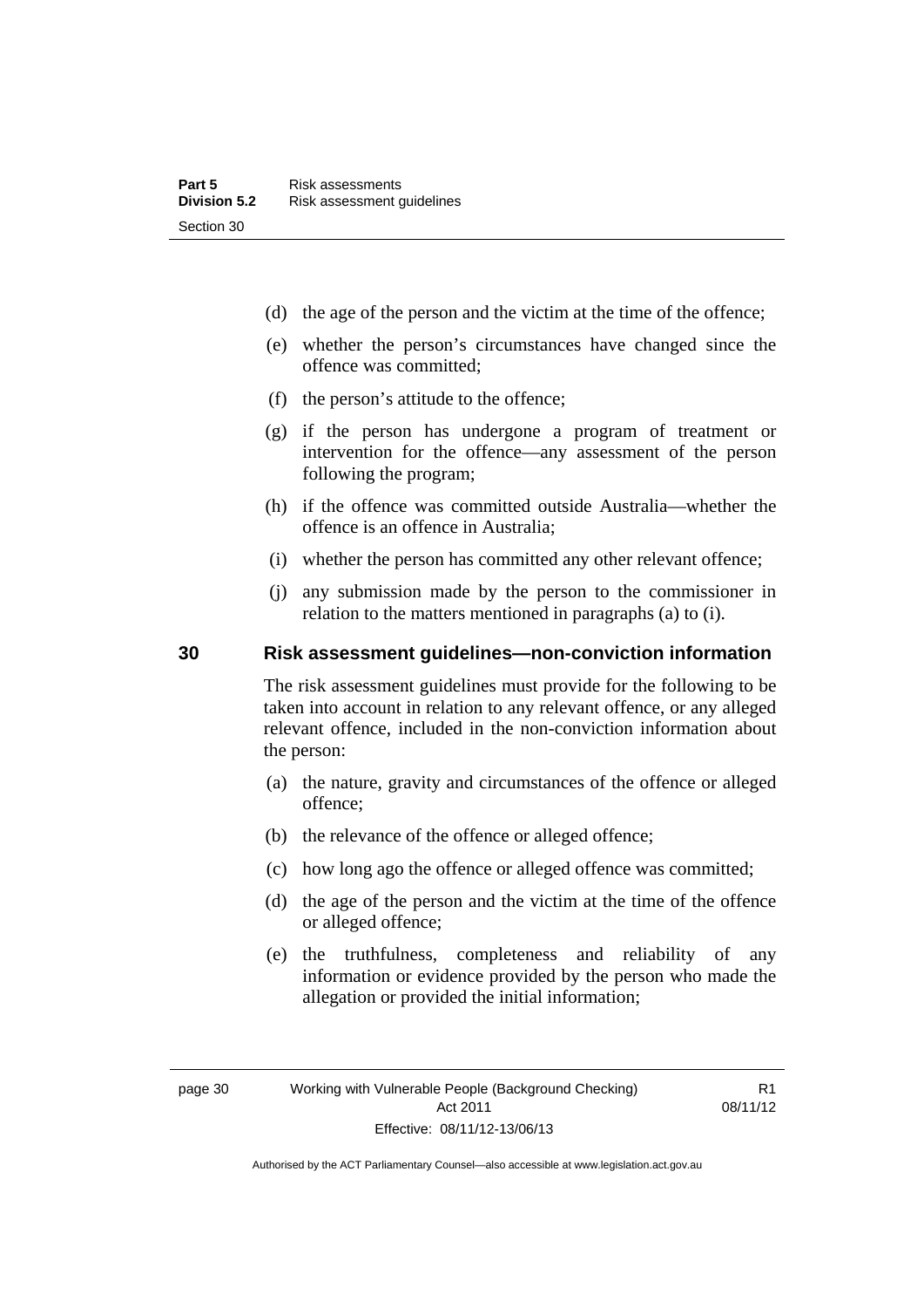(d) the age of the person and the victim at the time of the offence;

(e) whether the person's circumstances have changed since the offence was committed;

(f) the person's attitude to the offence;

(g) if the person has undergone a program of treatment or intervention for the offence—any assessment of the person following the program;

(h) if the offence was committed outside Australia—whether the offence is an offence in Australia;

(i) whether the person has committed any other relevant offence;

(j) any submission made by the person to the commissioner in relation to the matters mentioned in paragraphs (a) to (i).

## 30 Risk assessment guidelines—non-conviction information

The risk assessment guidelines must provide for the following to be taken into account in relation to any relevant offence, or any alleged relevant offence, included in the non-conviction information about the person:

(a) the nature, gravity and circumstances of the offence or alleged offence;

(b) the relevance of the offence or alleged offence;

(c) how long ago the offence or alleged offence was committed;

(d) the age of the person and the victim at the time of the offence or alleged offence;

(e) the truthfulness, completeness and reliability of any information or evidence provided by the person who made the allegation or provided the initial information;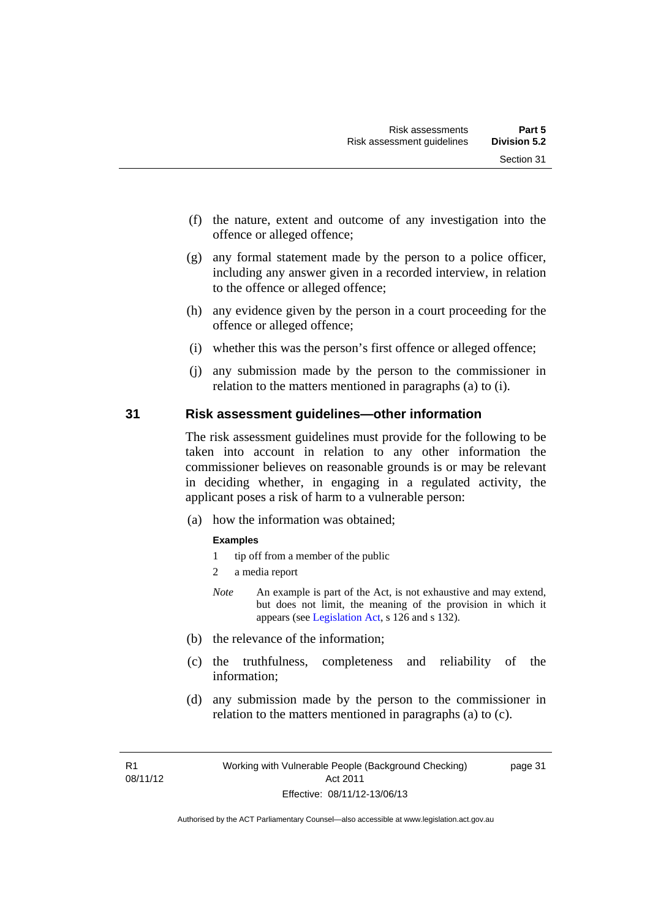(f) the nature, extent and outcome of any investigation into the offence or alleged offence;

(g) any formal statement made by the person to a police officer, including any answer given in a recorded interview, in relation to the offence or alleged offence;

(h) any evidence given by the person in a court proceeding for the offence or alleged offence;

(i) whether this was the person's first offence or alleged offence;

(j) any submission made by the person to the commissioner in relation to the matters mentioned in paragraphs (a) to (i).

## 31 Risk assessment guidelines—other information

The risk assessment guidelines must provide for the following to be taken into account in relation to any other information the commissioner believes on reasonable grounds is or may be relevant in deciding whether, in engaging in a regulated activity, the applicant poses a risk of harm to a vulnerable person:

(a) how the information was obtained;

**Examples**

1 tip off from a member of the public

2 a media report

*Note* An example is part of the Act, is not exhaustive and may extend, but does not limit, the meaning of the provision in which it appears (see Legislation Act, s 126 and s 132).

(b) the relevance of the information;

(c) the truthfulness, completeness and reliability of the information;

(d) any submission made by the person to the commissioner in relation to the matters mentioned in paragraphs (a) to (c).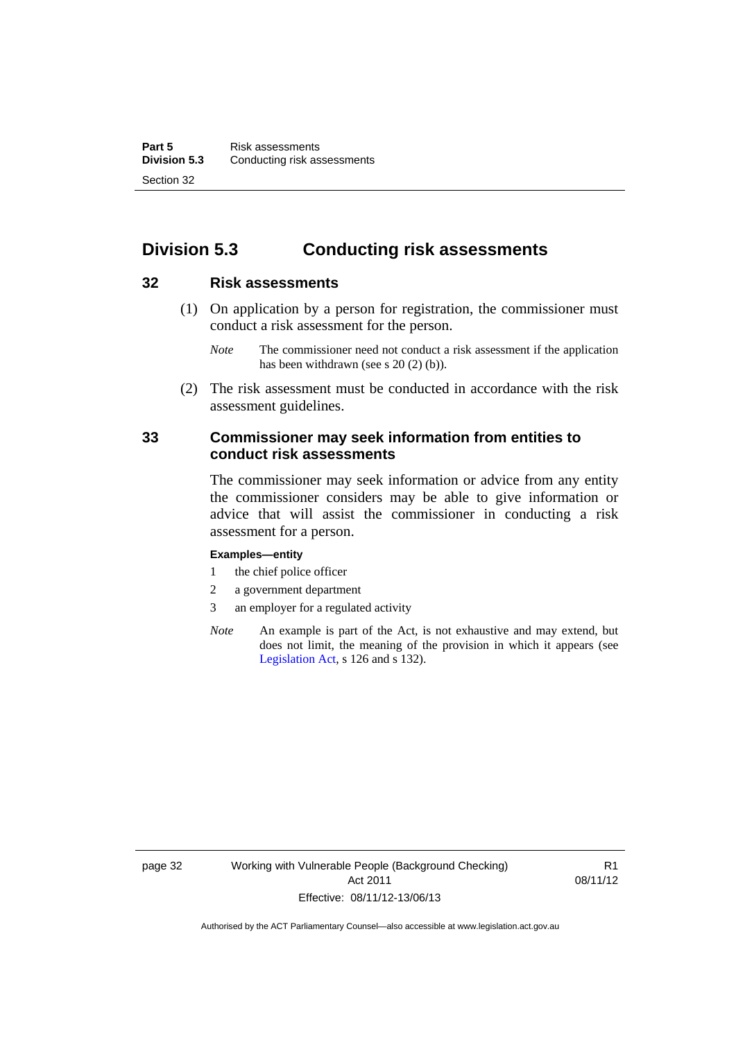## Division 5.3 Conducting risk assessments

### 32 Risk assessments

(1) On application by a person for registration, the commissioner must conduct a risk assessment for the person.

*Note* The commissioner need not conduct a risk assessment if the application has been withdrawn (see s 20 (2) (b)).

(2) The risk assessment must be conducted in accordance with the risk assessment guidelines.

### 33 Commissioner may seek information from entities to conduct risk assessments

The commissioner may seek information or advice from any entity the commissioner considers may be able to give information or advice that will assist the commissioner in conducting a risk assessment for a person.

**Examples—entity**

1 the chief police officer

2 a government department

3 an employer for a regulated activity

*Note* An example is part of the Act, is not exhaustive and may extend, but does not limit, the meaning of the provision in which it appears (see Legislation Act, s 126 and s 132).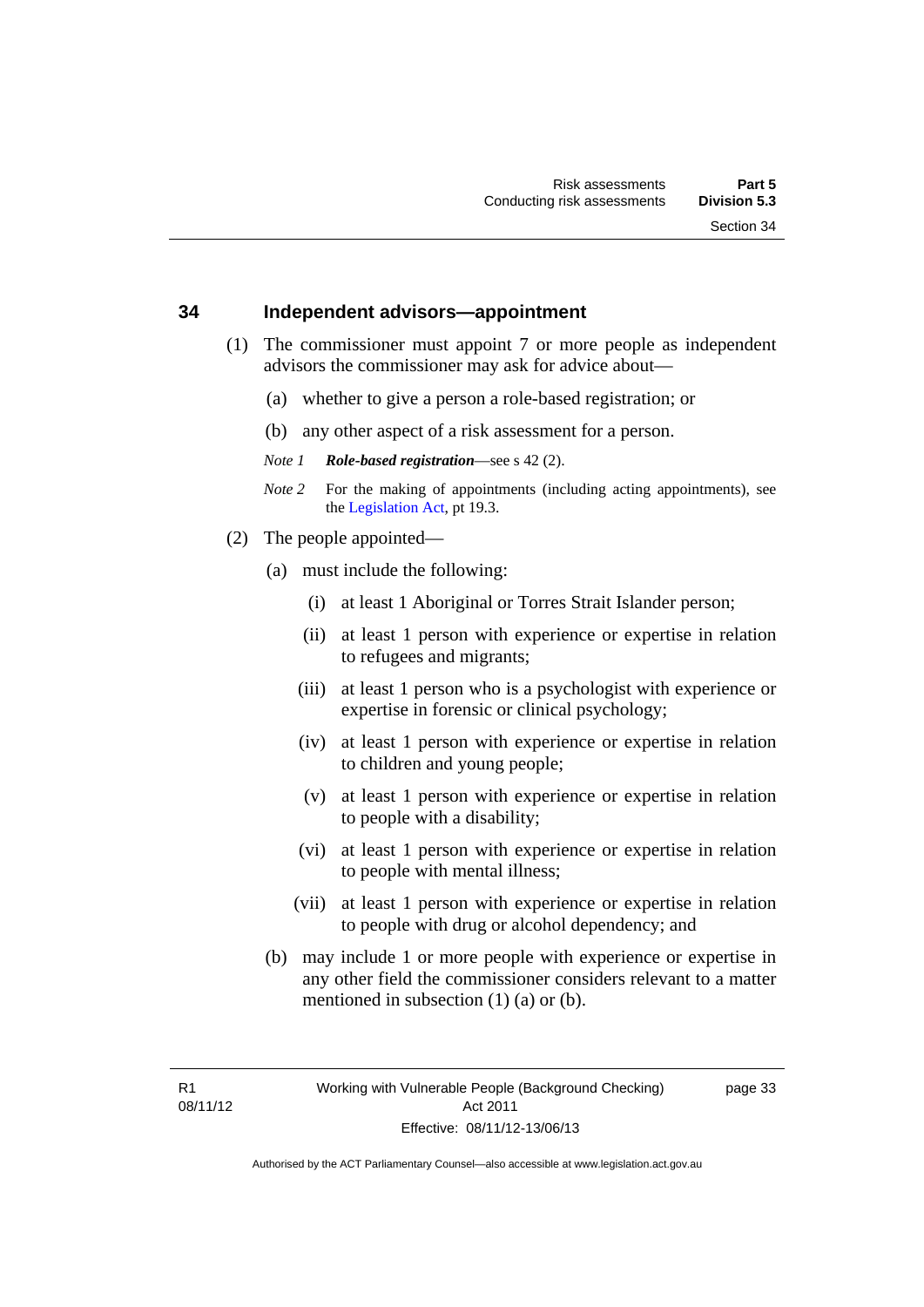## 34 Independent advisors—appointment

(1) The commissioner must appoint 7 or more people as independent advisors the commissioner may ask for advice about—

(a) whether to give a person a role-based registration; or

(b) any other aspect of a risk assessment for a person.

*Note 1* ***Role-based registration***—see s 42 (2).

*Note 2* For the making of appointments (including acting appointments), see the Legislation Act, pt 19.3.

(2) The people appointed—

(a) must include the following:

(i) at least 1 Aboriginal or Torres Strait Islander person;

(ii) at least 1 person with experience or expertise in relation to refugees and migrants;

(iii) at least 1 person who is a psychologist with experience or expertise in forensic or clinical psychology;

(iv) at least 1 person with experience or expertise in relation to children and young people;

(v) at least 1 person with experience or expertise in relation to people with a disability;

(vi) at least 1 person with experience or expertise in relation to people with mental illness;

(vii) at least 1 person with experience or expertise in relation to people with drug or alcohol dependency; and

(b) may include 1 or more people with experience or expertise in any other field the commissioner considers relevant to a matter mentioned in subsection (1) (a) or (b).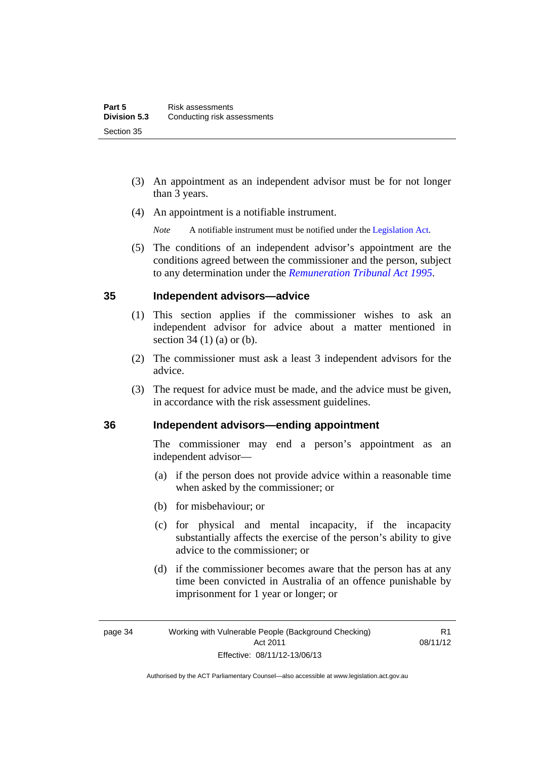(3) An appointment as an independent advisor must be for not longer than 3 years.

(4) An appointment is a notifiable instrument.

*Note* A notifiable instrument must be notified under the Legislation Act.

(5) The conditions of an independent advisor's appointment are the conditions agreed between the commissioner and the person, subject to any determination under the *Remuneration Tribunal Act 1995*.

## 35 Independent advisors—advice

(1) This section applies if the commissioner wishes to ask an independent advisor for advice about a matter mentioned in section 34 (1) (a) or (b).

(2) The commissioner must ask a least 3 independent advisors for the advice.

(3) The request for advice must be made, and the advice must be given, in accordance with the risk assessment guidelines.

## 36 Independent advisors—ending appointment

The commissioner may end a person's appointment as an independent advisor—

(a) if the person does not provide advice within a reasonable time when asked by the commissioner; or

(b) for misbehaviour; or

(c) for physical and mental incapacity, if the incapacity substantially affects the exercise of the person's ability to give advice to the commissioner; or

(d) if the commissioner becomes aware that the person has at any time been convicted in Australia of an offence punishable by imprisonment for 1 year or longer; or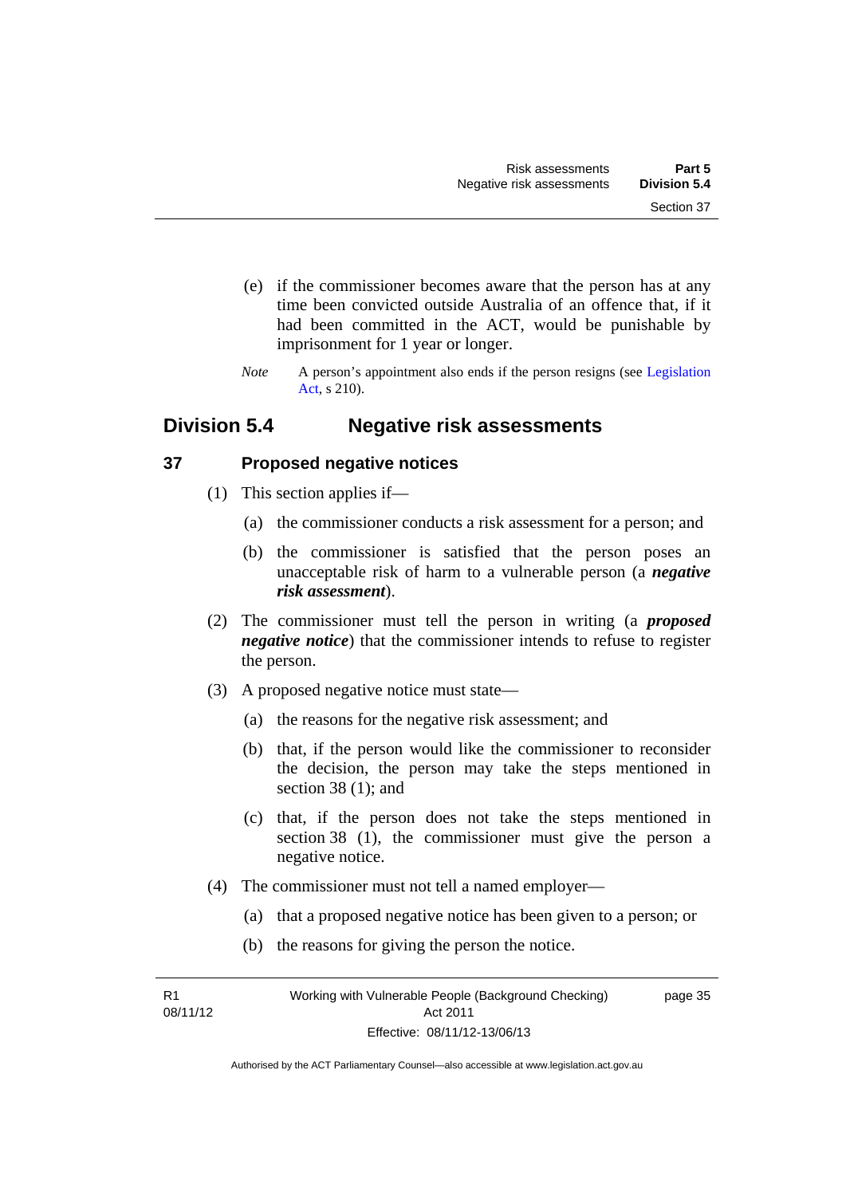(e) if the commissioner becomes aware that the person has at any time been convicted outside Australia of an offence that, if it had been committed in the ACT, would be punishable by imprisonment for 1 year or longer.

*Note* A person's appointment also ends if the person resigns (see Legislation Act, s 210).

## Division 5.4 Negative risk assessments

### 37 Proposed negative notices

(1) This section applies if—

(a) the commissioner conducts a risk assessment for a person; and

(b) the commissioner is satisfied that the person poses an unacceptable risk of harm to a vulnerable person (a ***negative risk assessment***).

(2) The commissioner must tell the person in writing (a ***proposed negative notice***) that the commissioner intends to refuse to register the person.

(3) A proposed negative notice must state—

(a) the reasons for the negative risk assessment; and

(b) that, if the person would like the commissioner to reconsider the decision, the person may take the steps mentioned in section 38 (1); and

(c) that, if the person does not take the steps mentioned in section 38 (1), the commissioner must give the person a negative notice.

(4) The commissioner must not tell a named employer—

(a) that a proposed negative notice has been given to a person; or

(b) the reasons for giving the person the notice.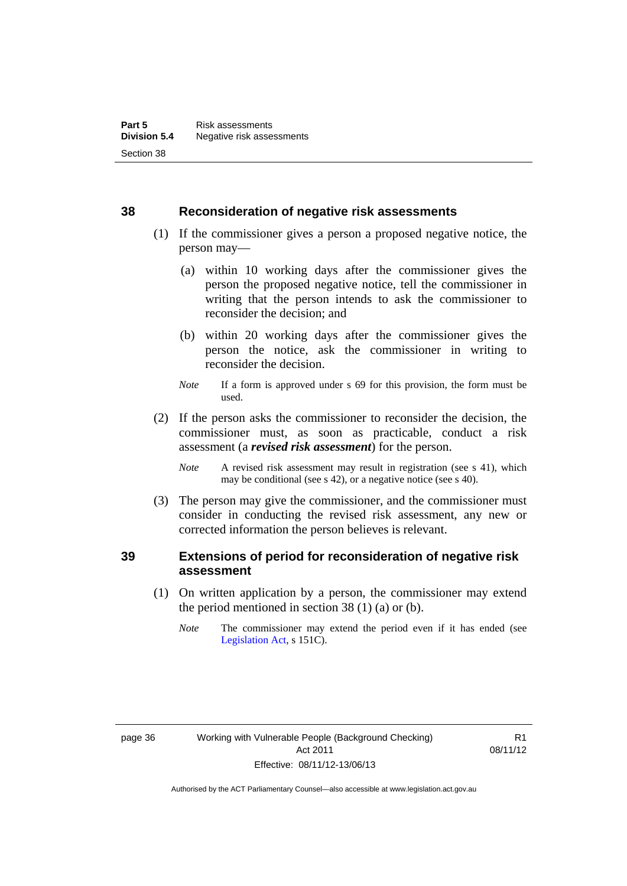## 38 Reconsideration of negative risk assessments

(1) If the commissioner gives a person a proposed negative notice, the person may—

(a) within 10 working days after the commissioner gives the person the proposed negative notice, tell the commissioner in writing that the person intends to ask the commissioner to reconsider the decision; and

(b) within 20 working days after the commissioner gives the person the notice, ask the commissioner in writing to reconsider the decision.

*Note* If a form is approved under s 69 for this provision, the form must be used.

(2) If the person asks the commissioner to reconsider the decision, the commissioner must, as soon as practicable, conduct a risk assessment (a ***revised risk assessment***) for the person.

*Note* A revised risk assessment may result in registration (see s 41), which may be conditional (see s 42), or a negative notice (see s 40).

(3) The person may give the commissioner, and the commissioner must consider in conducting the revised risk assessment, any new or corrected information the person believes is relevant.

## 39 Extensions of period for reconsideration of negative risk assessment

(1) On written application by a person, the commissioner may extend the period mentioned in section 38 (1) (a) or (b).

*Note* The commissioner may extend the period even if it has ended (see Legislation Act, s 151C).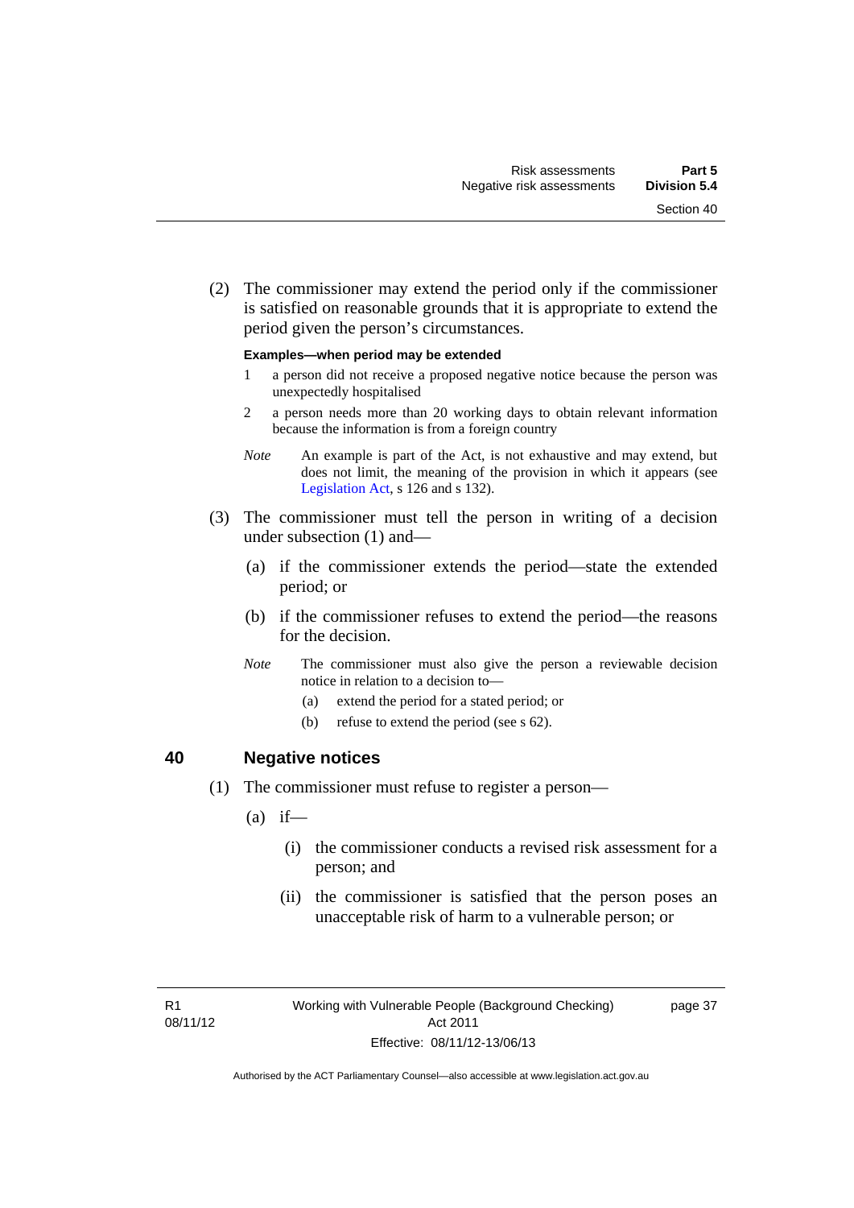(2) The commissioner may extend the period only if the commissioner is satisfied on reasonable grounds that it is appropriate to extend the period given the person's circumstances.

**Examples—when period may be extended**

1 a person did not receive a proposed negative notice because the person was unexpectedly hospitalised

2 a person needs more than 20 working days to obtain relevant information because the information is from a foreign country

*Note* An example is part of the Act, is not exhaustive and may extend, but does not limit, the meaning of the provision in which it appears (see Legislation Act, s 126 and s 132).

(3) The commissioner must tell the person in writing of a decision under subsection (1) and—

(a) if the commissioner extends the period—state the extended period; or

(b) if the commissioner refuses to extend the period—the reasons for the decision.

*Note* The commissioner must also give the person a reviewable decision notice in relation to a decision to—

(a) extend the period for a stated period; or

(b) refuse to extend the period (see s 62).

## 40 Negative notices

(1) The commissioner must refuse to register a person—

(a) if—

(i) the commissioner conducts a revised risk assessment for a person; and

(ii) the commissioner is satisfied that the person poses an unacceptable risk of harm to a vulnerable person; or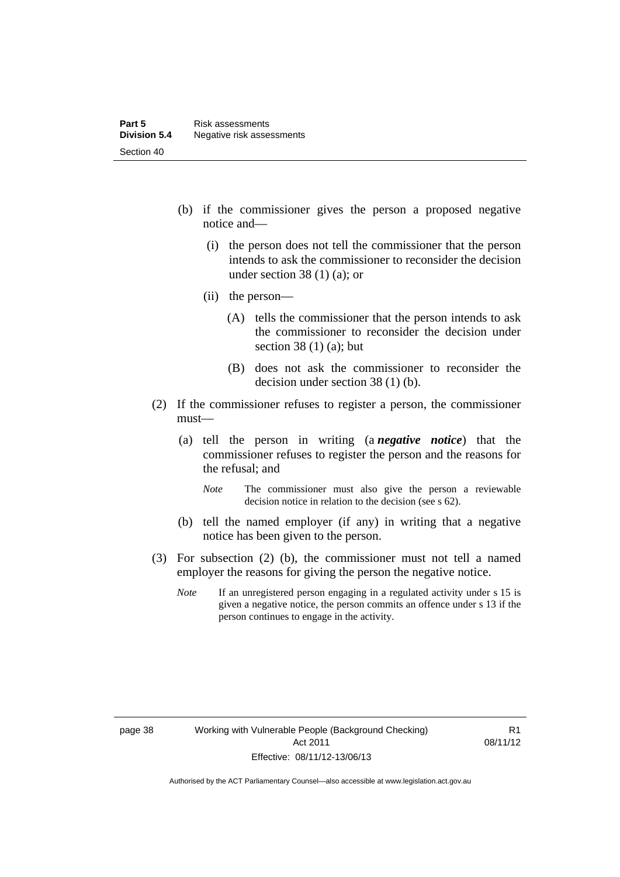(b) if the commissioner gives the person a proposed negative notice and—

(i) the person does not tell the commissioner that the person intends to ask the commissioner to reconsider the decision under section 38 (1) (a); or

(ii) the person—

(A) tells the commissioner that the person intends to ask the commissioner to reconsider the decision under section 38 (1) (a); but

(B) does not ask the commissioner to reconsider the decision under section 38 (1) (b).

(2) If the commissioner refuses to register a person, the commissioner must—

(a) tell the person in writing (a ***negative notice***) that the commissioner refuses to register the person and the reasons for the refusal; and

*Note* The commissioner must also give the person a reviewable decision notice in relation to the decision (see s 62).

(b) tell the named employer (if any) in writing that a negative notice has been given to the person.

(3) For subsection (2) (b), the commissioner must not tell a named employer the reasons for giving the person the negative notice.

*Note* If an unregistered person engaging in a regulated activity under s 15 is given a negative notice, the person commits an offence under s 13 if the person continues to engage in the activity.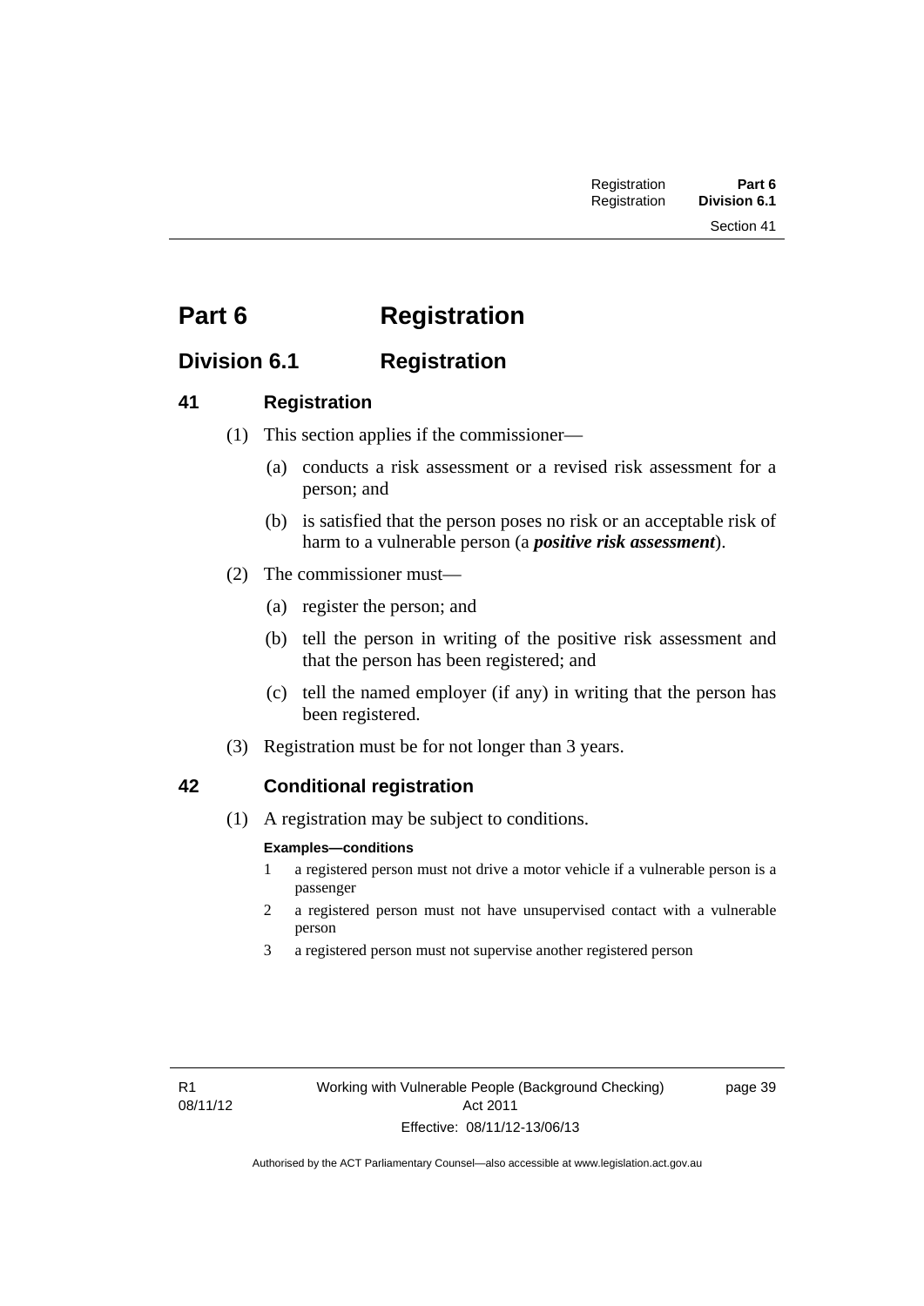# Part 6 Registration

## Division 6.1 Registration

### 41 Registration

(1) This section applies if the commissioner—

(a) conducts a risk assessment or a revised risk assessment for a person; and

(b) is satisfied that the person poses no risk or an acceptable risk of harm to a vulnerable person (a ***positive risk assessment***).

(2) The commissioner must—

(a) register the person; and

(b) tell the person in writing of the positive risk assessment and that the person has been registered; and

(c) tell the named employer (if any) in writing that the person has been registered.

(3) Registration must be for not longer than 3 years.

### 42 Conditional registration

(1) A registration may be subject to conditions.

**Examples—conditions**

1 a registered person must not drive a motor vehicle if a vulnerable person is a passenger

2 a registered person must not have unsupervised contact with a vulnerable person

3 a registered person must not supervise another registered person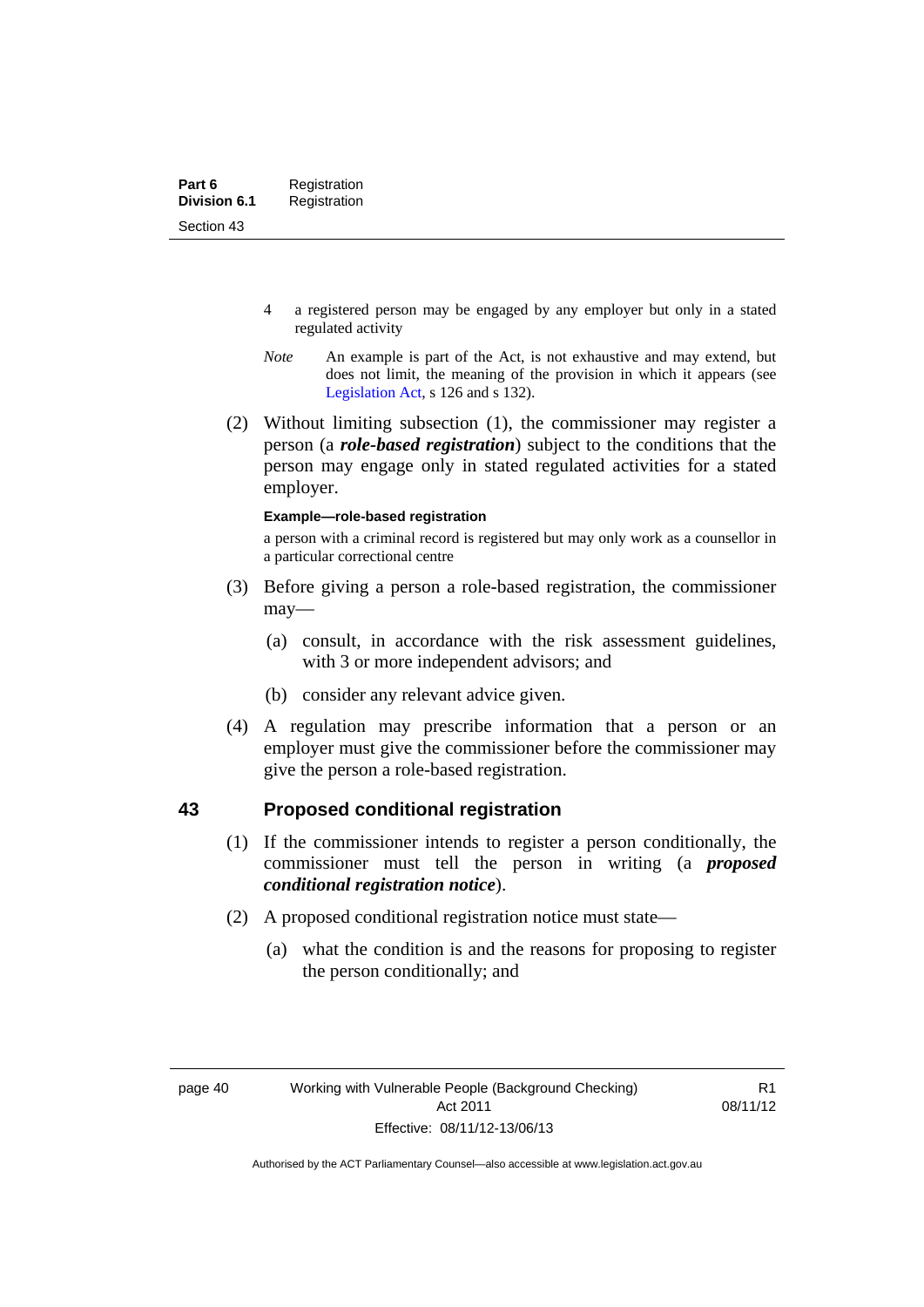4 a registered person may be engaged by any employer but only in a stated regulated activity

*Note* An example is part of the Act, is not exhaustive and may extend, but does not limit, the meaning of the provision in which it appears (see Legislation Act, s 126 and s 132).

(2) Without limiting subsection (1), the commissioner may register a person (a ***role-based registration***) subject to the conditions that the person may engage only in stated regulated activities for a stated employer.

**Example—role-based registration**

a person with a criminal record is registered but may only work as a counsellor in a particular correctional centre

(3) Before giving a person a role-based registration, the commissioner may—

(a) consult, in accordance with the risk assessment guidelines, with 3 or more independent advisors; and

(b) consider any relevant advice given.

(4) A regulation may prescribe information that a person or an employer must give the commissioner before the commissioner may give the person a role-based registration.

## 43 Proposed conditional registration

(1) If the commissioner intends to register a person conditionally, the commissioner must tell the person in writing (a ***proposed conditional registration notice***).

(2) A proposed conditional registration notice must state—

(a) what the condition is and the reasons for proposing to register the person conditionally; and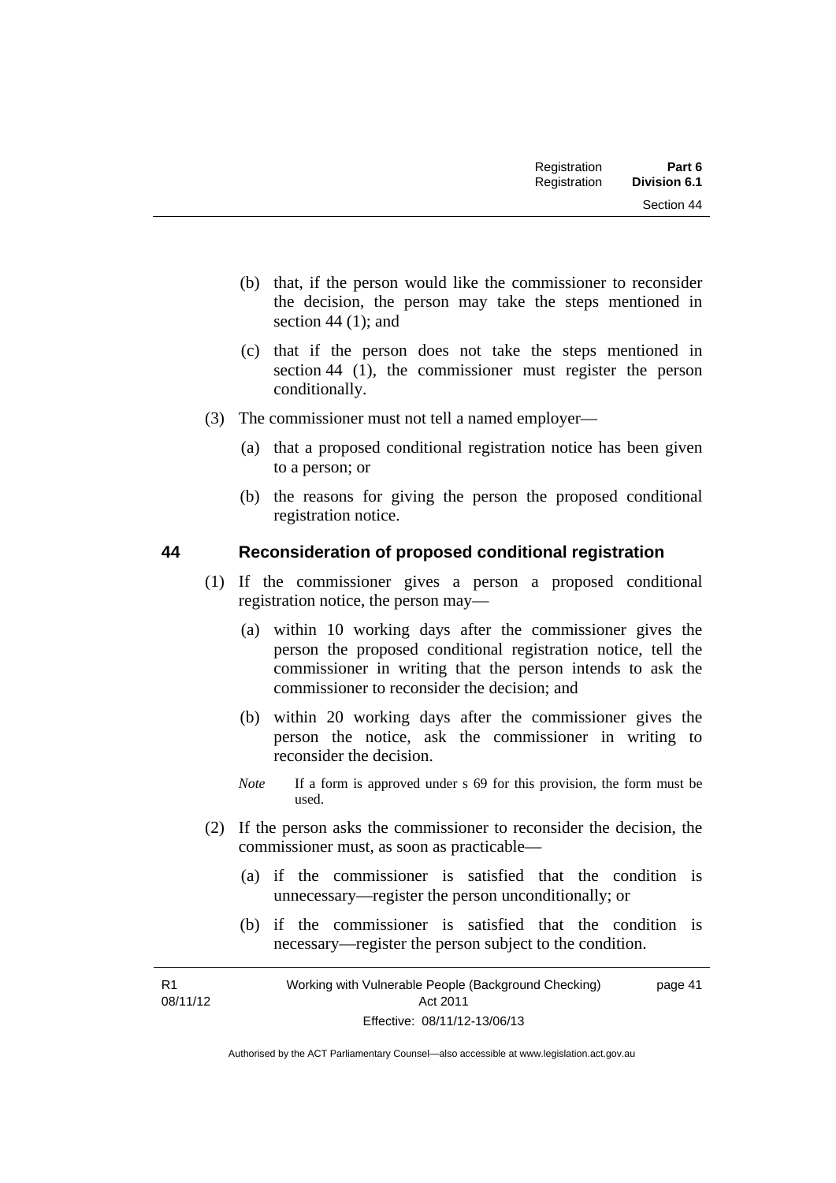(b) that, if the person would like the commissioner to reconsider the decision, the person may take the steps mentioned in section 44 (1); and

(c) that if the person does not take the steps mentioned in section 44 (1), the commissioner must register the person conditionally.

(3) The commissioner must not tell a named employer—

(a) that a proposed conditional registration notice has been given to a person; or

(b) the reasons for giving the person the proposed conditional registration notice.

## 44 Reconsideration of proposed conditional registration

(1) If the commissioner gives a person a proposed conditional registration notice, the person may—

(a) within 10 working days after the commissioner gives the person the proposed conditional registration notice, tell the commissioner in writing that the person intends to ask the commissioner to reconsider the decision; and

(b) within 20 working days after the commissioner gives the person the notice, ask the commissioner in writing to reconsider the decision.

*Note* If a form is approved under s 69 for this provision, the form must be used.

(2) If the person asks the commissioner to reconsider the decision, the commissioner must, as soon as practicable—

(a) if the commissioner is satisfied that the condition is unnecessary—register the person unconditionally; or

(b) if the commissioner is satisfied that the condition is necessary—register the person subject to the condition.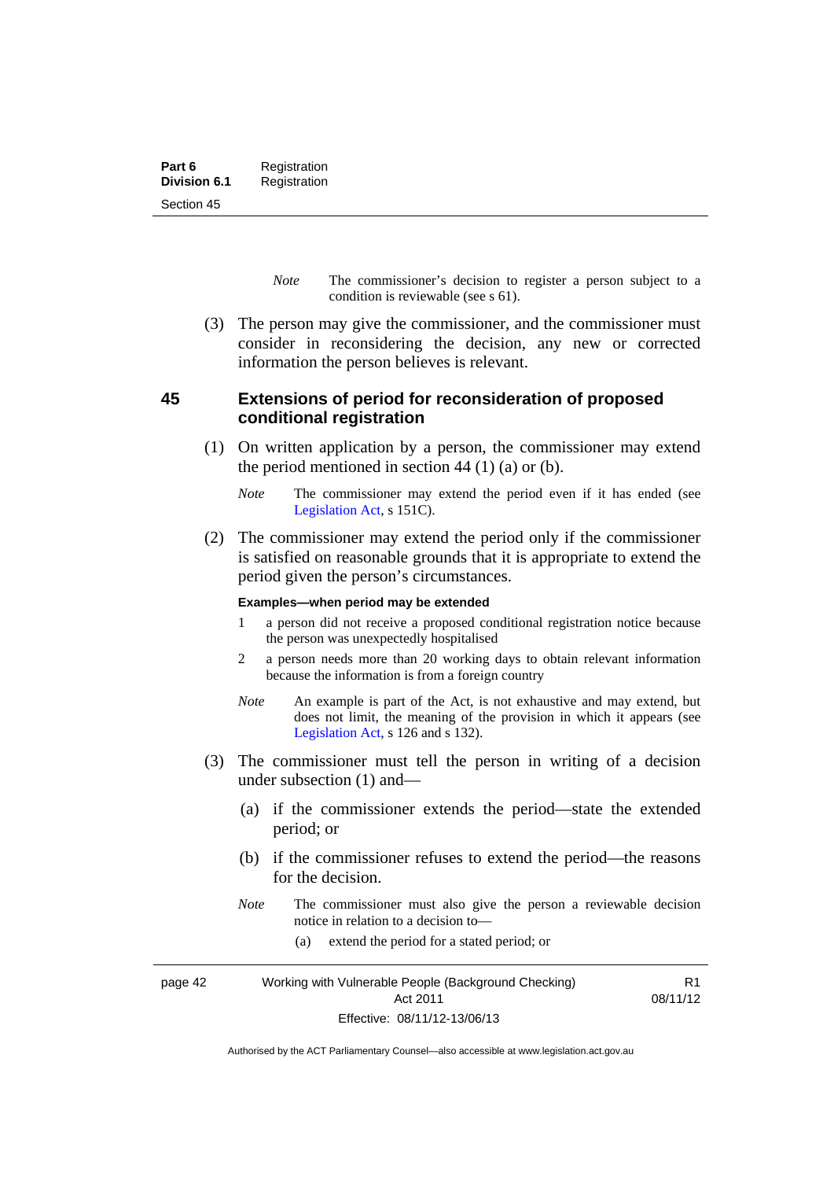*Note* The commissioner's decision to register a person subject to a condition is reviewable (see s 61).

(3) The person may give the commissioner, and the commissioner must consider in reconsidering the decision, any new or corrected information the person believes is relevant.

### 45 Extensions of period for reconsideration of proposed conditional registration

(1) On written application by a person, the commissioner may extend the period mentioned in section 44 (1) (a) or (b).

*Note* The commissioner may extend the period even if it has ended (see Legislation Act, s 151C).

(2) The commissioner may extend the period only if the commissioner is satisfied on reasonable grounds that it is appropriate to extend the period given the person's circumstances.

**Examples—when period may be extended**

1 a person did not receive a proposed conditional registration notice because the person was unexpectedly hospitalised

2 a person needs more than 20 working days to obtain relevant information because the information is from a foreign country

*Note* An example is part of the Act, is not exhaustive and may extend, but does not limit, the meaning of the provision in which it appears (see Legislation Act, s 126 and s 132).

(3) The commissioner must tell the person in writing of a decision under subsection (1) and—

(a) if the commissioner extends the period—state the extended period; or

(b) if the commissioner refuses to extend the period—the reasons for the decision.

*Note* The commissioner must also give the person a reviewable decision notice in relation to a decision to—

(a) extend the period for a stated period; or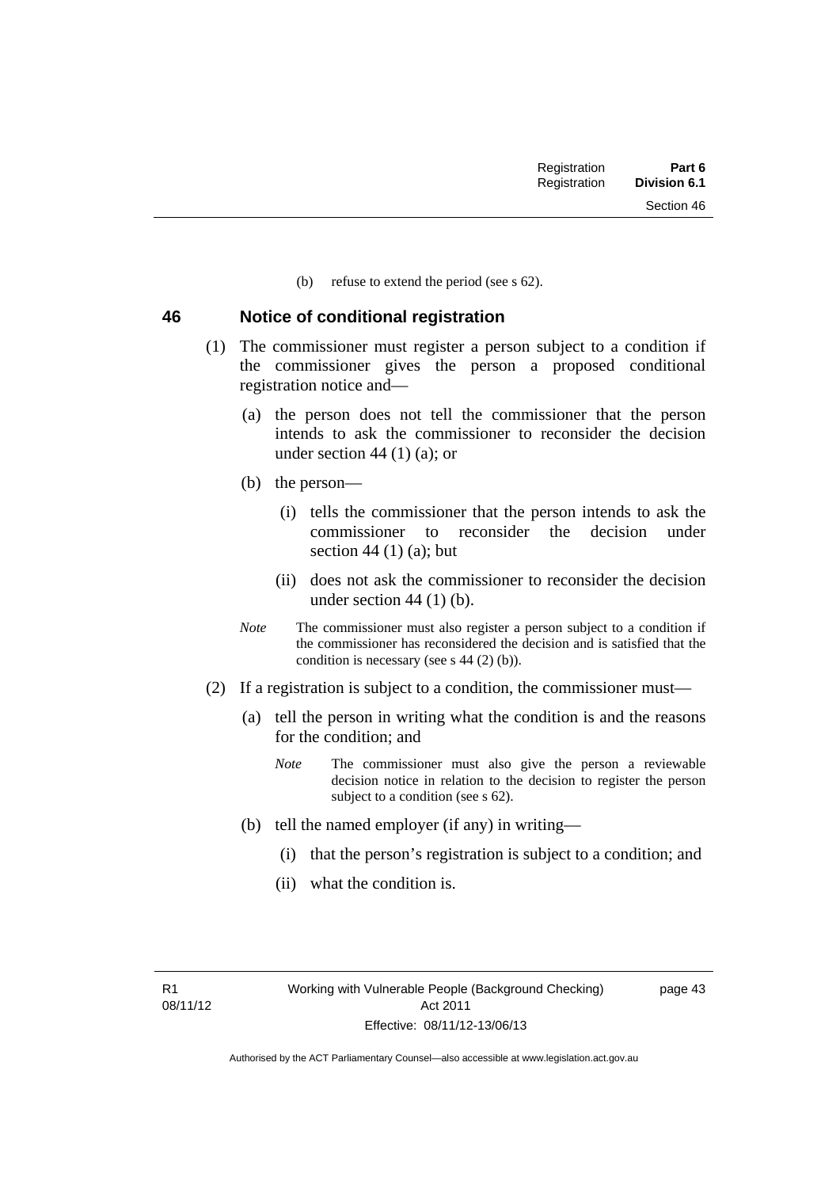(b) refuse to extend the period (see s 62).

## 46 Notice of conditional registration

(1) The commissioner must register a person subject to a condition if the commissioner gives the person a proposed conditional registration notice and—

(a) the person does not tell the commissioner that the person intends to ask the commissioner to reconsider the decision under section 44 (1) (a); or

(b) the person—

(i) tells the commissioner that the person intends to ask the commissioner to reconsider the decision under section 44 (1) (a); but

(ii) does not ask the commissioner to reconsider the decision under section 44 (1) (b).

*Note* The commissioner must also register a person subject to a condition if the commissioner has reconsidered the decision and is satisfied that the condition is necessary (see s 44 (2) (b)).

(2) If a registration is subject to a condition, the commissioner must—

(a) tell the person in writing what the condition is and the reasons for the condition; and

*Note* The commissioner must also give the person a reviewable decision notice in relation to the decision to register the person subject to a condition (see s 62).

(b) tell the named employer (if any) in writing—

(i) that the person's registration is subject to a condition; and

(ii) what the condition is.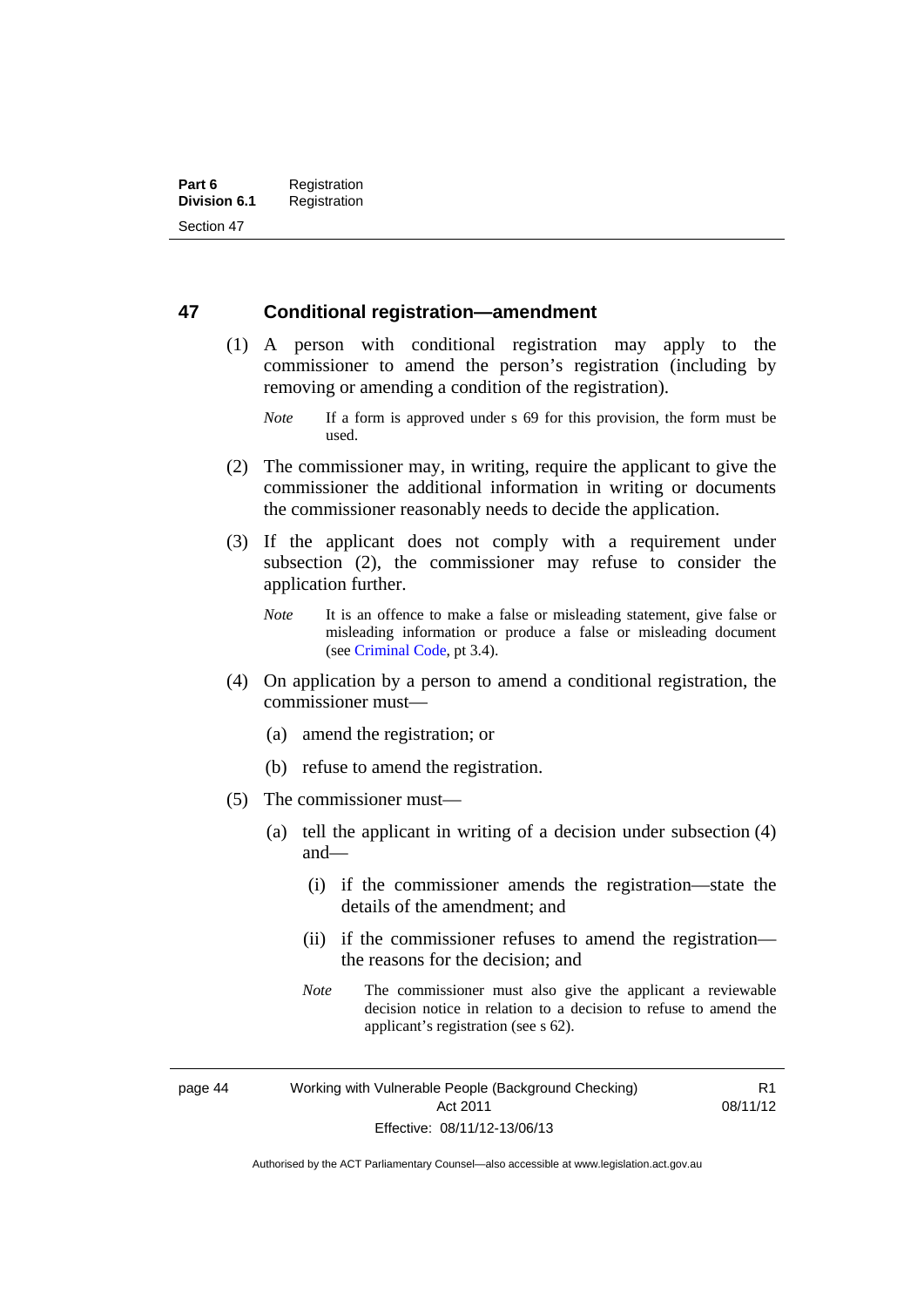## 47 Conditional registration—amendment

(1) A person with conditional registration may apply to the commissioner to amend the person's registration (including by removing or amending a condition of the registration).

*Note* If a form is approved under s 69 for this provision, the form must be used.

(2) The commissioner may, in writing, require the applicant to give the commissioner the additional information in writing or documents the commissioner reasonably needs to decide the application.

(3) If the applicant does not comply with a requirement under subsection (2), the commissioner may refuse to consider the application further.

*Note* It is an offence to make a false or misleading statement, give false or misleading information or produce a false or misleading document (see Criminal Code, pt 3.4).

(4) On application by a person to amend a conditional registration, the commissioner must—

(a) amend the registration; or

(b) refuse to amend the registration.

(5) The commissioner must—

(a) tell the applicant in writing of a decision under subsection (4) and—

(i) if the commissioner amends the registration—state the details of the amendment; and

(ii) if the commissioner refuses to amend the registration—the reasons for the decision; and

*Note* The commissioner must also give the applicant a reviewable decision notice in relation to a decision to refuse to amend the applicant's registration (see s 62).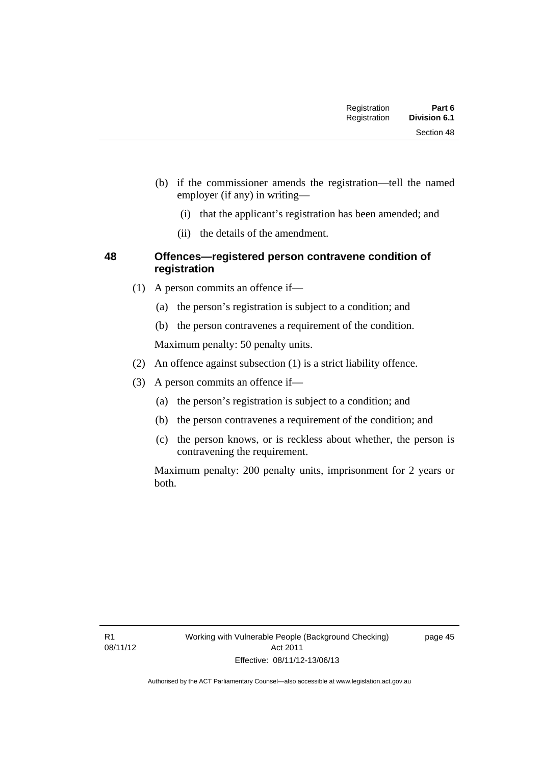(b) if the commissioner amends the registration—tell the named employer (if any) in writing—

  (i) that the applicant's registration has been amended; and

  (ii) the details of the amendment.

### 48 Offences—registered person contravene condition of registration

(1) A person commits an offence if—

  (a) the person's registration is subject to a condition; and

  (b) the person contravenes a requirement of the condition.

Maximum penalty: 50 penalty units.

(2) An offence against subsection (1) is a strict liability offence.

(3) A person commits an offence if—

  (a) the person's registration is subject to a condition; and

  (b) the person contravenes a requirement of the condition; and

  (c) the person knows, or is reckless about whether, the person is contravening the requirement.

Maximum penalty: 200 penalty units, imprisonment for 2 years or both.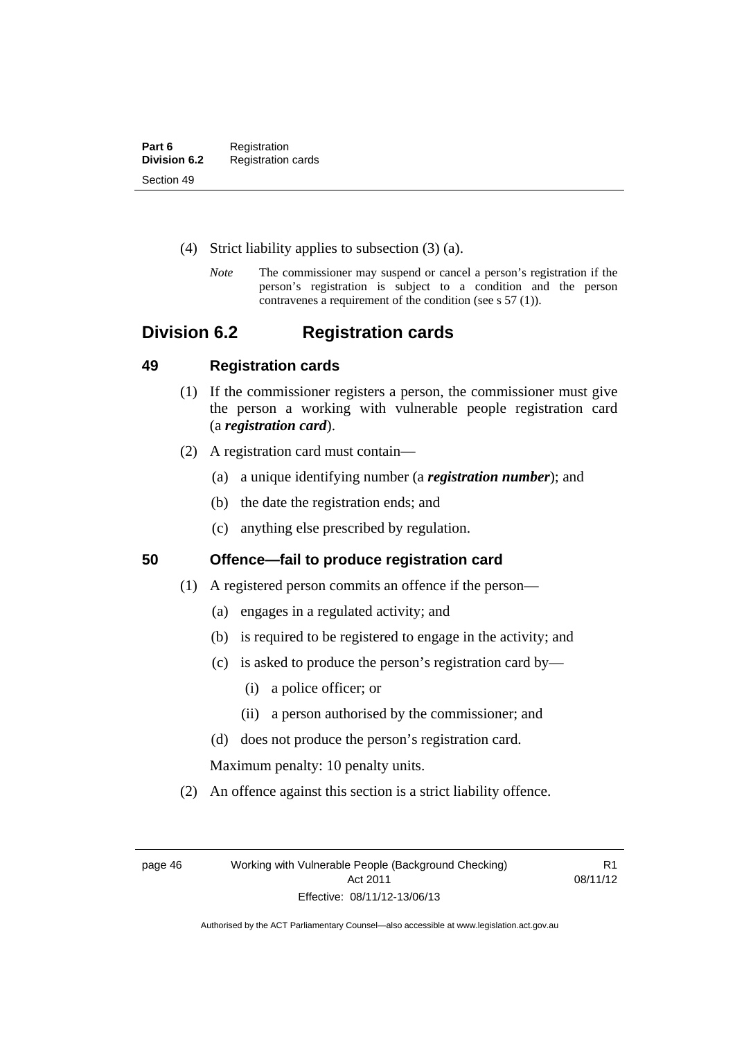(4) Strict liability applies to subsection (3) (a).

*Note* The commissioner may suspend or cancel a person's registration if the person's registration is subject to a condition and the person contravenes a requirement of the condition (see s 57 (1)).

## Division 6.2 Registration cards

### 49 Registration cards

(1) If the commissioner registers a person, the commissioner must give the person a working with vulnerable people registration card (a ***registration card***).

(2) A registration card must contain—

(a) a unique identifying number (a ***registration number***); and

(b) the date the registration ends; and

(c) anything else prescribed by regulation.

### 50 Offence—fail to produce registration card

(1) A registered person commits an offence if the person—

(a) engages in a regulated activity; and

(b) is required to be registered to engage in the activity; and

(c) is asked to produce the person's registration card by—

(i) a police officer; or

(ii) a person authorised by the commissioner; and

(d) does not produce the person's registration card.

Maximum penalty: 10 penalty units.

(2) An offence against this section is a strict liability offence.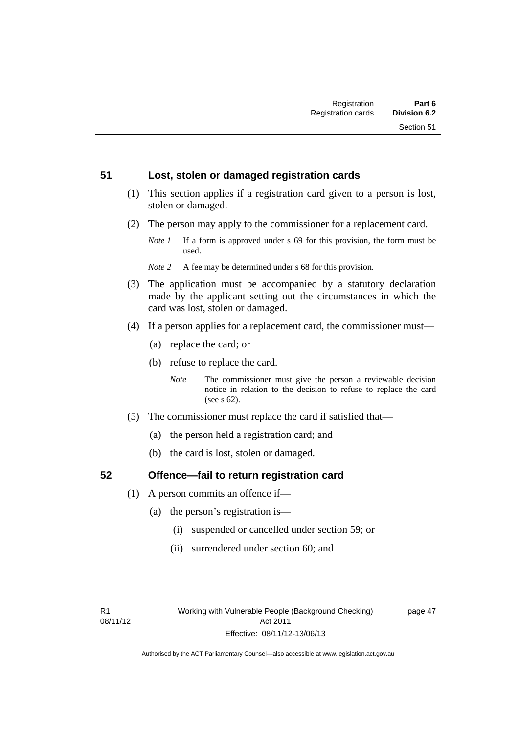## 51 Lost, stolen or damaged registration cards

(1) This section applies if a registration card given to a person is lost, stolen or damaged.

(2) The person may apply to the commissioner for a replacement card.

*Note 1* If a form is approved under s 69 for this provision, the form must be used.

*Note 2* A fee may be determined under s 68 for this provision.

(3) The application must be accompanied by a statutory declaration made by the applicant setting out the circumstances in which the card was lost, stolen or damaged.

(4) If a person applies for a replacement card, the commissioner must—

(a) replace the card; or

(b) refuse to replace the card.

*Note* The commissioner must give the person a reviewable decision notice in relation to the decision to refuse to replace the card (see s 62).

(5) The commissioner must replace the card if satisfied that—

(a) the person held a registration card; and

(b) the card is lost, stolen or damaged.

## 52 Offence—fail to return registration card

(1) A person commits an offence if—

(a) the person's registration is—

(i) suspended or cancelled under section 59; or

(ii) surrendered under section 60; and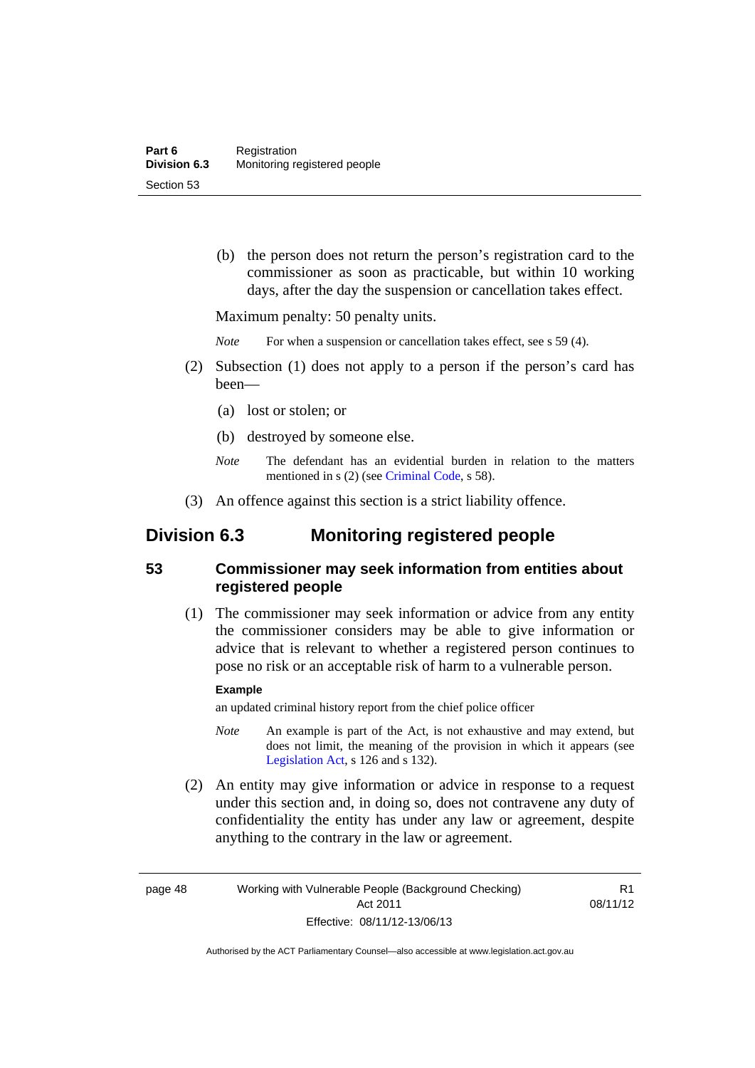(b) the person does not return the person's registration card to the commissioner as soon as practicable, but within 10 working days, after the day the suspension or cancellation takes effect.

Maximum penalty: 50 penalty units.

*Note* For when a suspension or cancellation takes effect, see s 59 (4).

(2) Subsection (1) does not apply to a person if the person's card has been—

(a) lost or stolen; or

(b) destroyed by someone else.

*Note* The defendant has an evidential burden in relation to the matters mentioned in s (2) (see Criminal Code, s 58).

(3) An offence against this section is a strict liability offence.

## Division 6.3 Monitoring registered people

### 53 Commissioner may seek information from entities about registered people

(1) The commissioner may seek information or advice from any entity the commissioner considers may be able to give information or advice that is relevant to whether a registered person continues to pose no risk or an acceptable risk of harm to a vulnerable person.

**Example**

an updated criminal history report from the chief police officer

*Note* An example is part of the Act, is not exhaustive and may extend, but does not limit, the meaning of the provision in which it appears (see Legislation Act, s 126 and s 132).

(2) An entity may give information or advice in response to a request under this section and, in doing so, does not contravene any duty of confidentiality the entity has under any law or agreement, despite anything to the contrary in the law or agreement.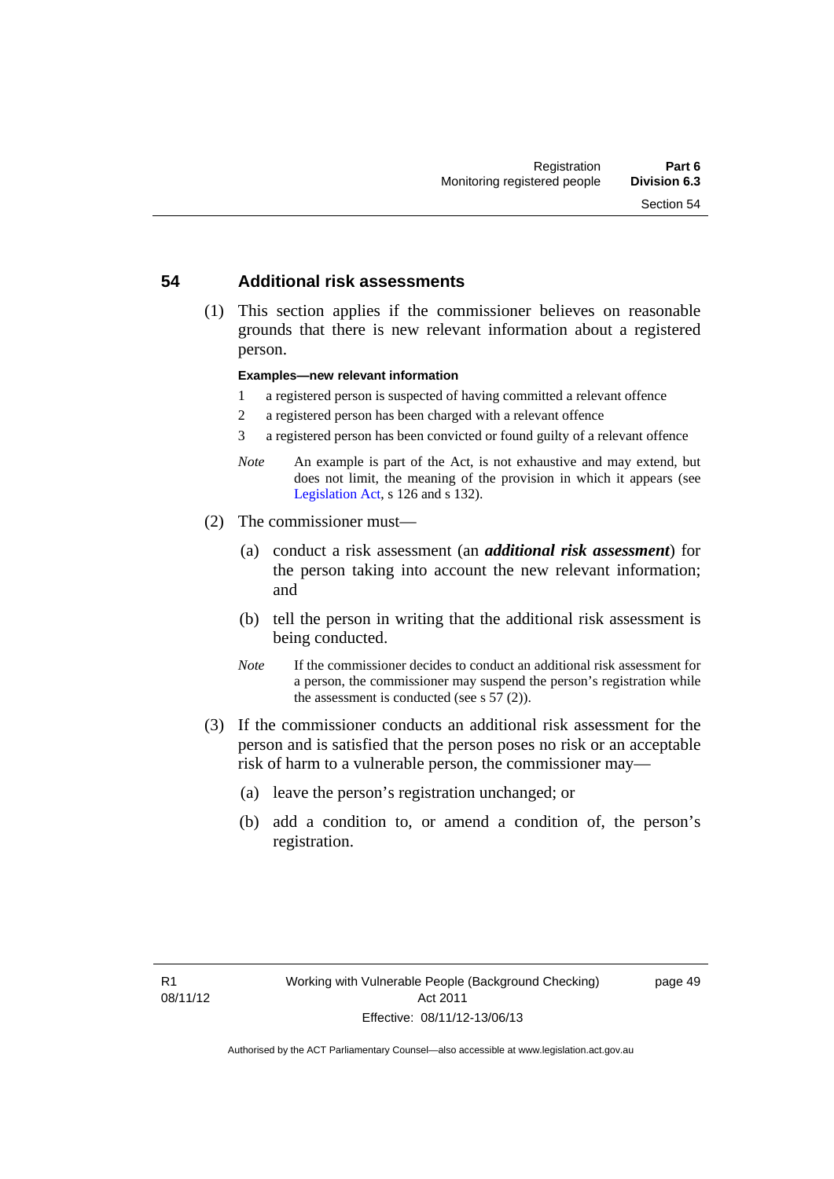## 54 Additional risk assessments

(1) This section applies if the commissioner believes on reasonable grounds that there is new relevant information about a registered person.

**Examples—new relevant information**

1 a registered person is suspected of having committed a relevant offence

2 a registered person has been charged with a relevant offence

3 a registered person has been convicted or found guilty of a relevant offence

*Note* An example is part of the Act, is not exhaustive and may extend, but does not limit, the meaning of the provision in which it appears (see Legislation Act, s 126 and s 132).

(2) The commissioner must—

(a) conduct a risk assessment (an ***additional risk assessment***) for the person taking into account the new relevant information; and

(b) tell the person in writing that the additional risk assessment is being conducted.

*Note* If the commissioner decides to conduct an additional risk assessment for a person, the commissioner may suspend the person's registration while the assessment is conducted (see s 57 (2)).

(3) If the commissioner conducts an additional risk assessment for the person and is satisfied that the person poses no risk or an acceptable risk of harm to a vulnerable person, the commissioner may—

(a) leave the person's registration unchanged; or

(b) add a condition to, or amend a condition of, the person's registration.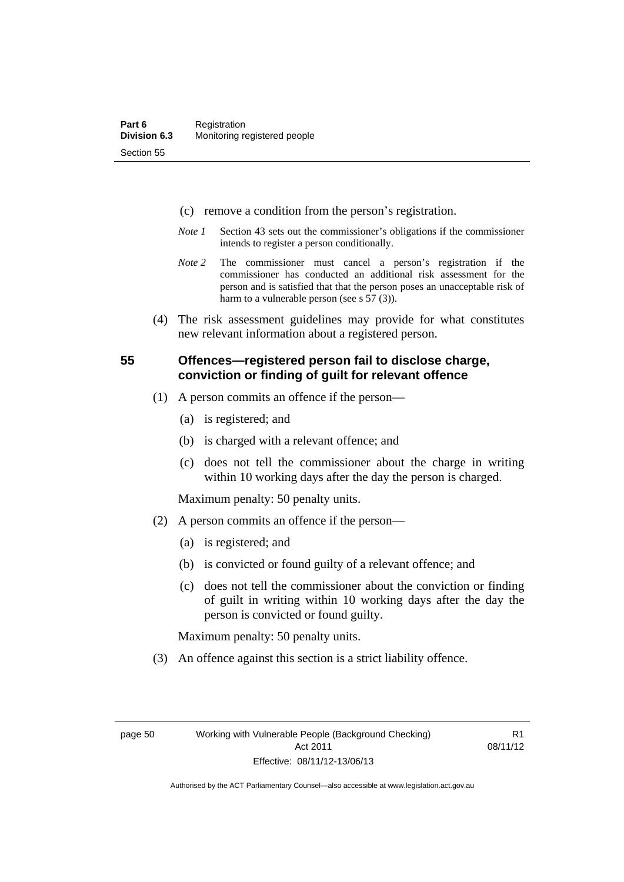(c) remove a condition from the person's registration.

*Note 1* Section 43 sets out the commissioner's obligations if the commissioner intends to register a person conditionally.

*Note 2* The commissioner must cancel a person's registration if the commissioner has conducted an additional risk assessment for the person and is satisfied that that the person poses an unacceptable risk of harm to a vulnerable person (see s 57 (3)).

(4) The risk assessment guidelines may provide for what constitutes new relevant information about a registered person.

### 55 Offences—registered person fail to disclose charge, conviction or finding of guilt for relevant offence

(1) A person commits an offence if the person—

(a) is registered; and

(b) is charged with a relevant offence; and

(c) does not tell the commissioner about the charge in writing within 10 working days after the day the person is charged.

Maximum penalty: 50 penalty units.

(2) A person commits an offence if the person—

(a) is registered; and

(b) is convicted or found guilty of a relevant offence; and

(c) does not tell the commissioner about the conviction or finding of guilt in writing within 10 working days after the day the person is convicted or found guilty.

Maximum penalty: 50 penalty units.

(3) An offence against this section is a strict liability offence.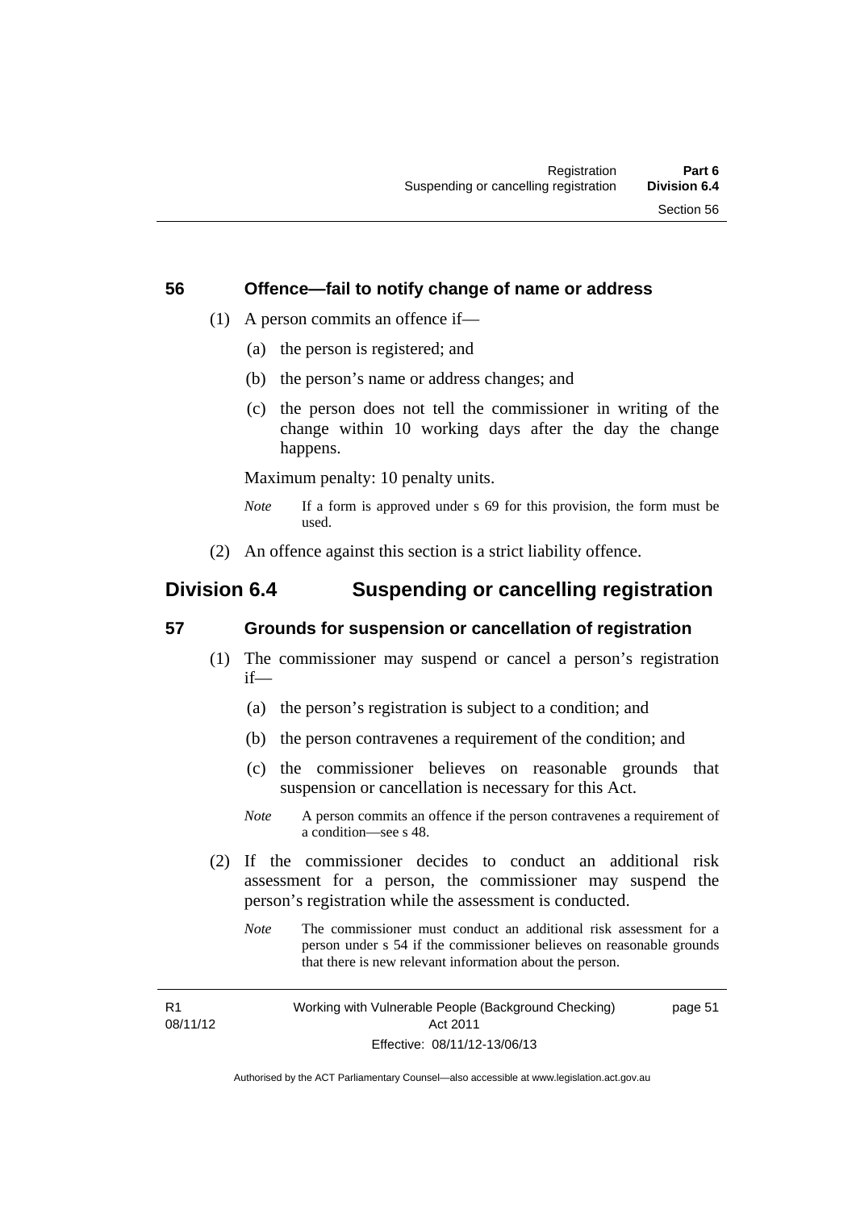### 56 Offence—fail to notify change of name or address

(1) A person commits an offence if—

(a) the person is registered; and

(b) the person's name or address changes; and

(c) the person does not tell the commissioner in writing of the change within 10 working days after the day the change happens.

Maximum penalty: 10 penalty units.

*Note* If a form is approved under s 69 for this provision, the form must be used.

(2) An offence against this section is a strict liability offence.

## Division 6.4 Suspending or cancelling registration

### 57 Grounds for suspension or cancellation of registration

(1) The commissioner may suspend or cancel a person's registration if—

(a) the person's registration is subject to a condition; and

(b) the person contravenes a requirement of the condition; and

(c) the commissioner believes on reasonable grounds that suspension or cancellation is necessary for this Act.

*Note* A person commits an offence if the person contravenes a requirement of a condition—see s 48.

(2) If the commissioner decides to conduct an additional risk assessment for a person, the commissioner may suspend the person's registration while the assessment is conducted.

*Note* The commissioner must conduct an additional risk assessment for a person under s 54 if the commissioner believes on reasonable grounds that there is new relevant information about the person.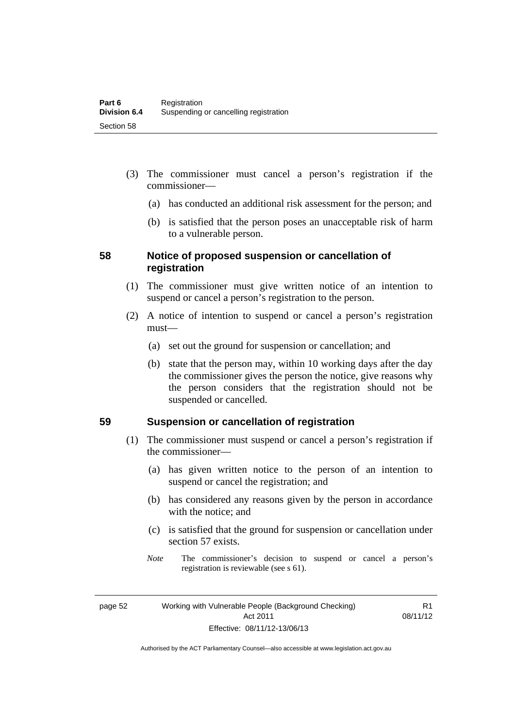(3) The commissioner must cancel a person's registration if the commissioner—

(a) has conducted an additional risk assessment for the person; and

(b) is satisfied that the person poses an unacceptable risk of harm to a vulnerable person.

## 58 Notice of proposed suspension or cancellation of registration

(1) The commissioner must give written notice of an intention to suspend or cancel a person's registration to the person.

(2) A notice of intention to suspend or cancel a person's registration must—

(a) set out the ground for suspension or cancellation; and

(b) state that the person may, within 10 working days after the day the commissioner gives the person the notice, give reasons why the person considers that the registration should not be suspended or cancelled.

## 59 Suspension or cancellation of registration

(1) The commissioner must suspend or cancel a person's registration if the commissioner—

(a) has given written notice to the person of an intention to suspend or cancel the registration; and

(b) has considered any reasons given by the person in accordance with the notice; and

(c) is satisfied that the ground for suspension or cancellation under section 57 exists.

*Note* The commissioner's decision to suspend or cancel a person's registration is reviewable (see s 61).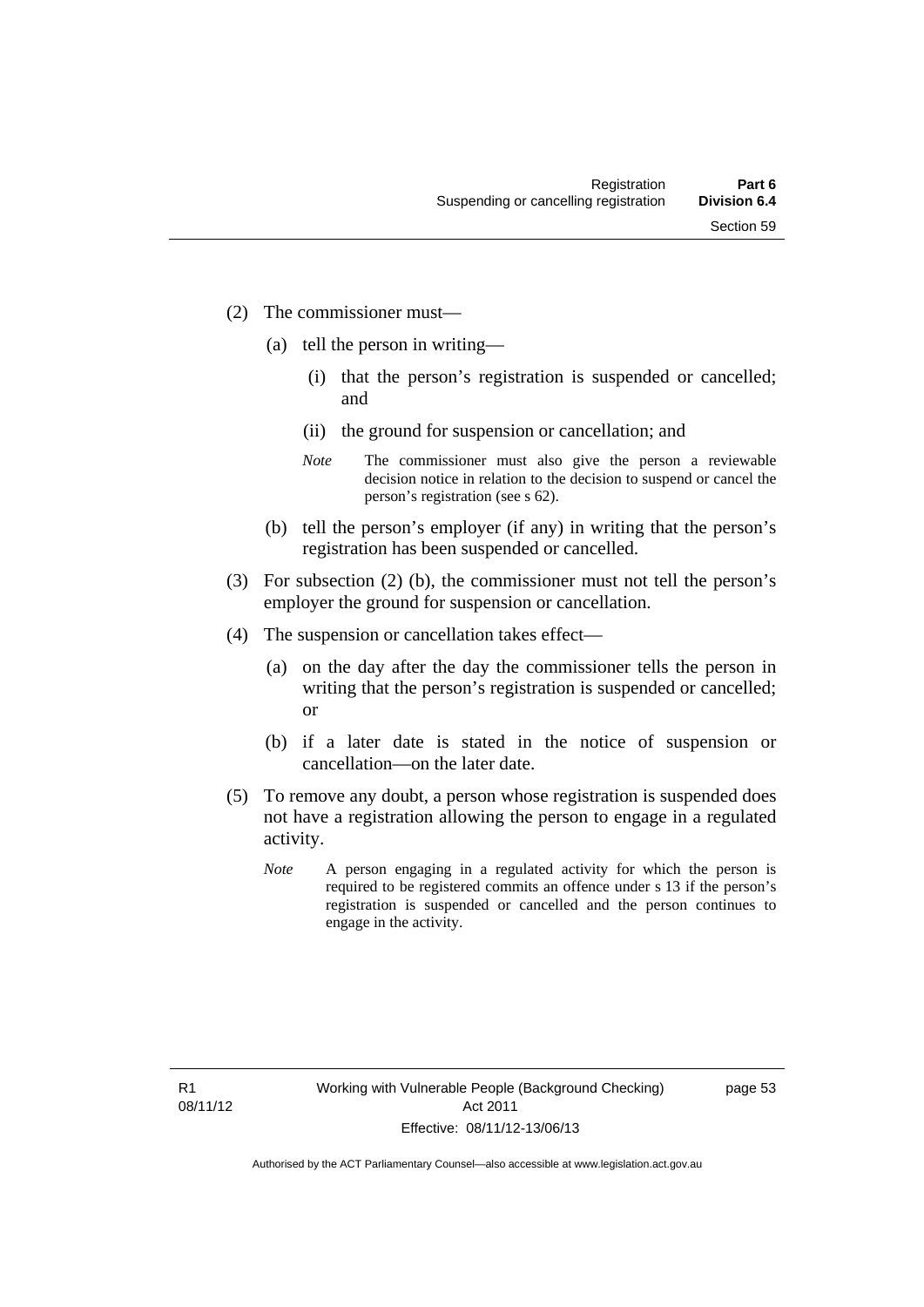(2) The commissioner must—

(a) tell the person in writing—

(i) that the person's registration is suspended or cancelled; and

(ii) the ground for suspension or cancellation; and

*Note* The commissioner must also give the person a reviewable decision notice in relation to the decision to suspend or cancel the person's registration (see s 62).

(b) tell the person's employer (if any) in writing that the person's registration has been suspended or cancelled.

(3) For subsection (2) (b), the commissioner must not tell the person's employer the ground for suspension or cancellation.

(4) The suspension or cancellation takes effect—

(a) on the day after the day the commissioner tells the person in writing that the person's registration is suspended or cancelled; or

(b) if a later date is stated in the notice of suspension or cancellation—on the later date.

(5) To remove any doubt, a person whose registration is suspended does not have a registration allowing the person to engage in a regulated activity.

*Note* A person engaging in a regulated activity for which the person is required to be registered commits an offence under s 13 if the person's registration is suspended or cancelled and the person continues to engage in the activity.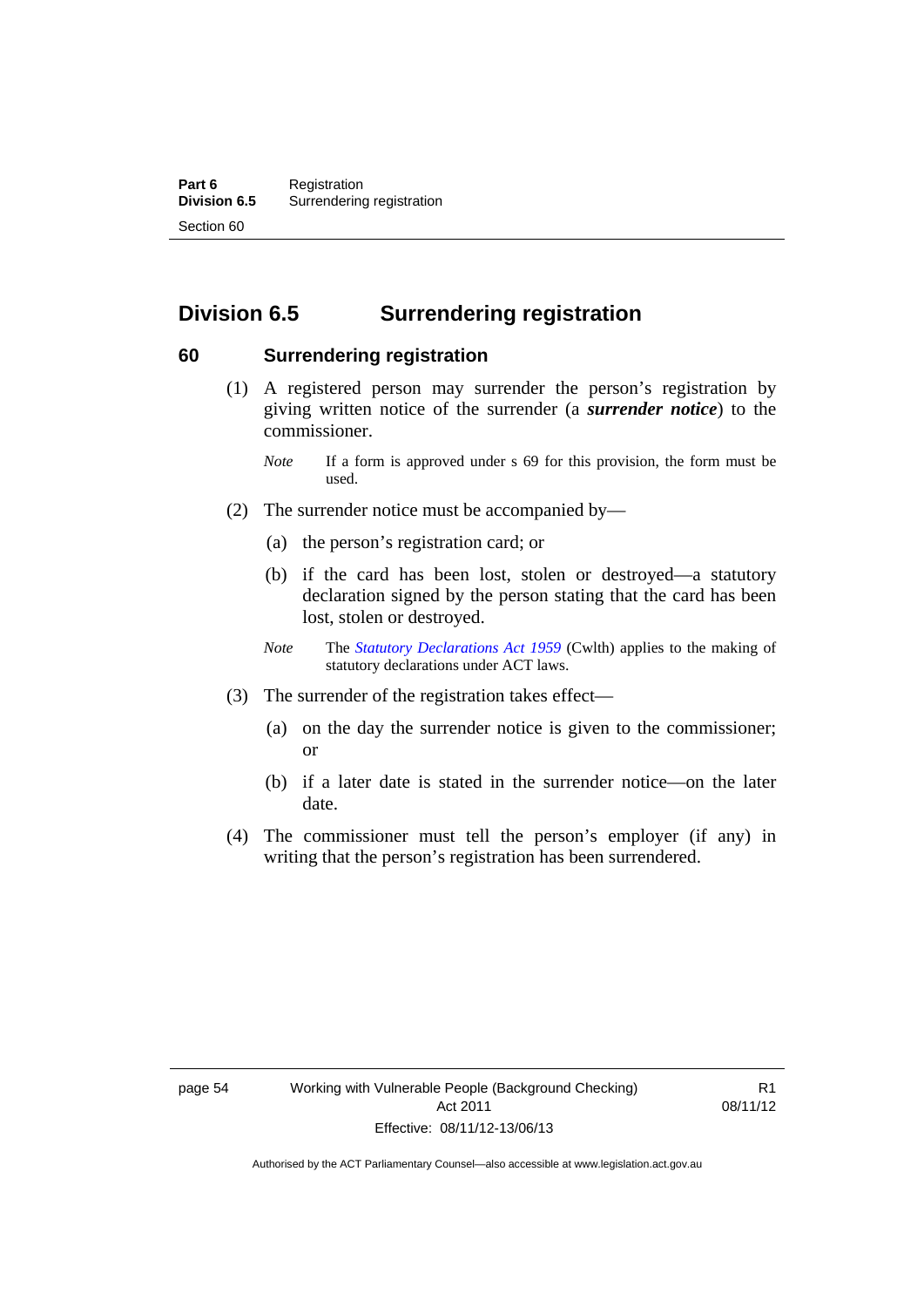## Division 6.5 Surrendering registration

### 60 Surrendering registration

(1) A registered person may surrender the person's registration by giving written notice of the surrender (a ***surrender notice***) to the commissioner.

*Note* If a form is approved under s 69 for this provision, the form must be used.

(2) The surrender notice must be accompanied by—

(a) the person's registration card; or

(b) if the card has been lost, stolen or destroyed—a statutory declaration signed by the person stating that the card has been lost, stolen or destroyed.

*Note* The *Statutory Declarations Act 1959* (Cwlth) applies to the making of statutory declarations under ACT laws.

(3) The surrender of the registration takes effect—

(a) on the day the surrender notice is given to the commissioner; or

(b) if a later date is stated in the surrender notice—on the later date.

(4) The commissioner must tell the person's employer (if any) in writing that the person's registration has been surrendered.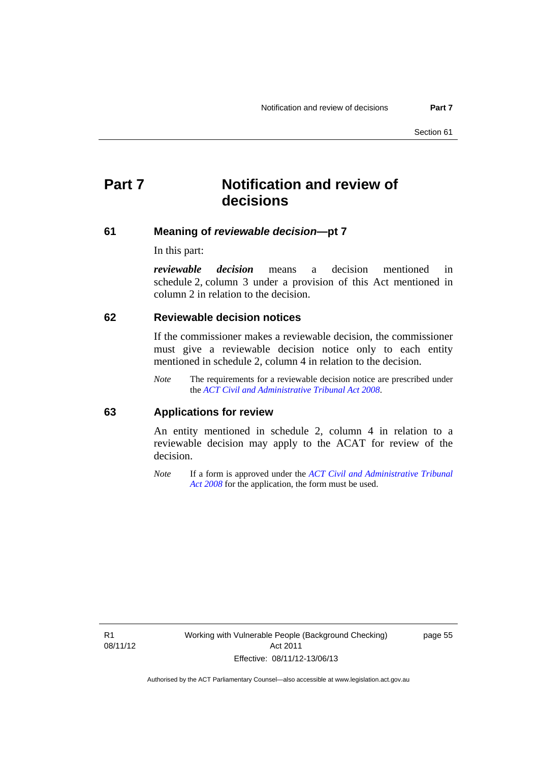# Part 7 Notification and review of decisions

## 61 Meaning of *reviewable decision*—pt 7

In this part:

***reviewable decision*** means a decision mentioned in schedule 2, column 3 under a provision of this Act mentioned in column 2 in relation to the decision.

## 62 Reviewable decision notices

If the commissioner makes a reviewable decision, the commissioner must give a reviewable decision notice only to each entity mentioned in schedule 2, column 4 in relation to the decision.

*Note* The requirements for a reviewable decision notice are prescribed under the *ACT Civil and Administrative Tribunal Act 2008*.

## 63 Applications for review

An entity mentioned in schedule 2, column 4 in relation to a reviewable decision may apply to the ACAT for review of the decision.

*Note* If a form is approved under the *ACT Civil and Administrative Tribunal Act 2008* for the application, the form must be used.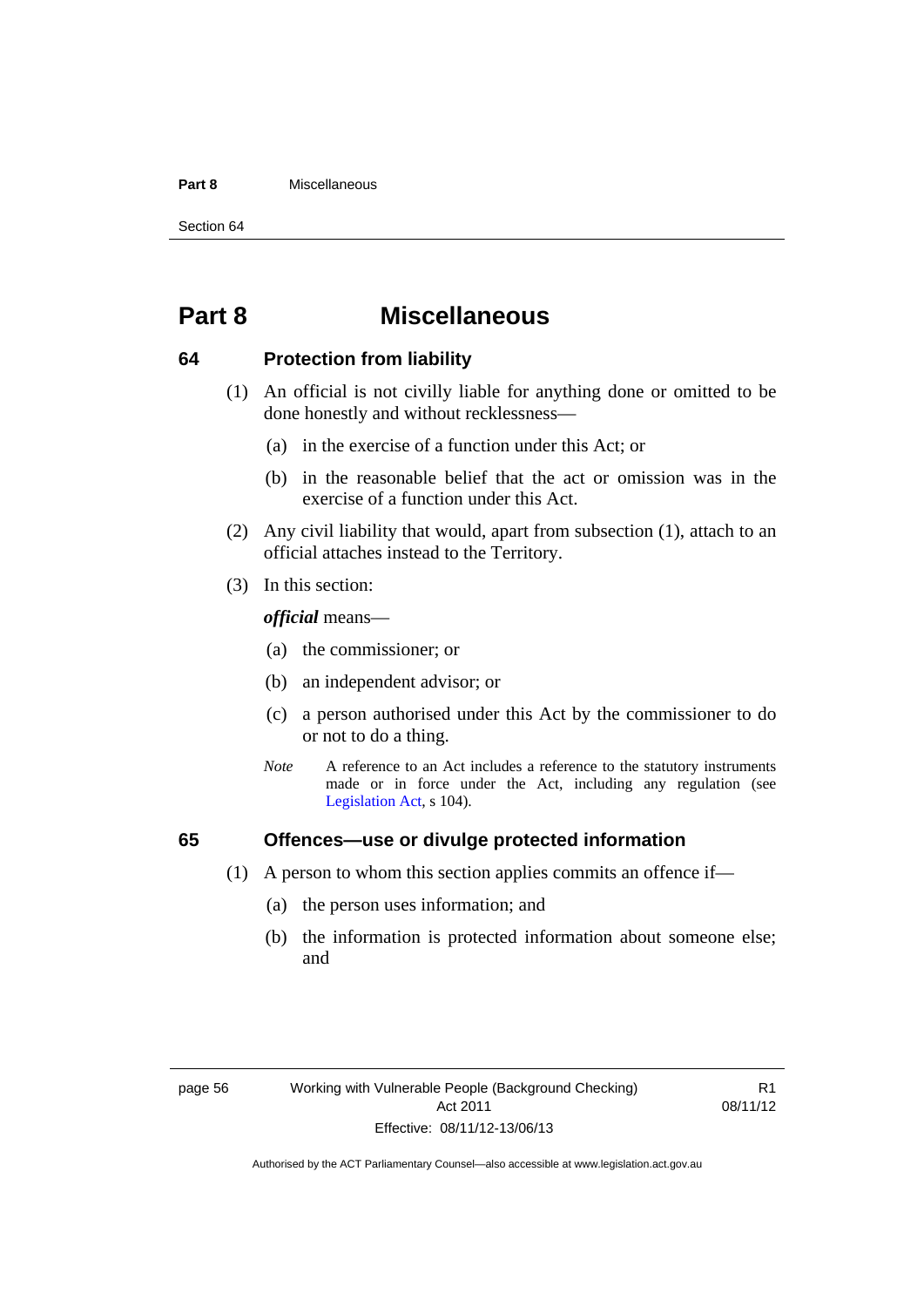# Part 8 Miscellaneous

## 64 Protection from liability

(1) An official is not civilly liable for anything done or omitted to be done honestly and without recklessness—

(a) in the exercise of a function under this Act; or

(b) in the reasonable belief that the act or omission was in the exercise of a function under this Act.

(2) Any civil liability that would, apart from subsection (1), attach to an official attaches instead to the Territory.

(3) In this section:

***official*** means—

(a) the commissioner; or

(b) an independent advisor; or

(c) a person authorised under this Act by the commissioner to do or not to do a thing.

*Note* A reference to an Act includes a reference to the statutory instruments made or in force under the Act, including any regulation (see Legislation Act, s 104).

## 65 Offences—use or divulge protected information

(1) A person to whom this section applies commits an offence if—

(a) the person uses information; and

(b) the information is protected information about someone else; and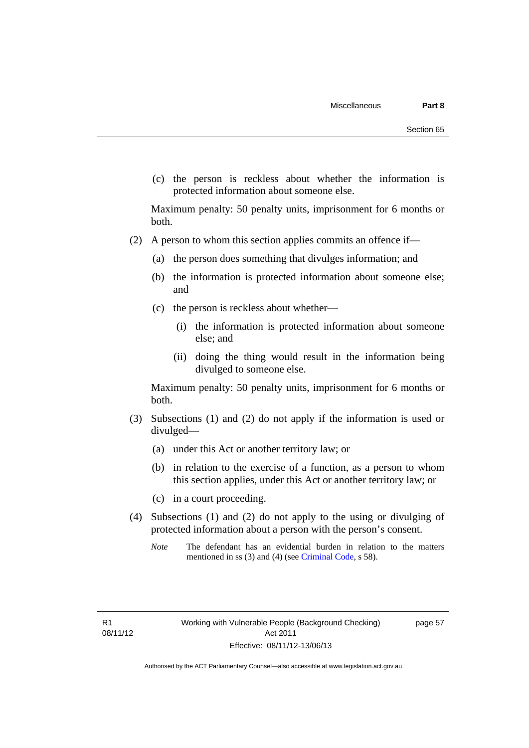(c) the person is reckless about whether the information is protected information about someone else.

Maximum penalty: 50 penalty units, imprisonment for 6 months or both.

(2) A person to whom this section applies commits an offence if—

(a) the person does something that divulges information; and

(b) the information is protected information about someone else; and

(c) the person is reckless about whether—

(i) the information is protected information about someone else; and

(ii) doing the thing would result in the information being divulged to someone else.

Maximum penalty: 50 penalty units, imprisonment for 6 months or both.

(3) Subsections (1) and (2) do not apply if the information is used or divulged—

(a) under this Act or another territory law; or

(b) in relation to the exercise of a function, as a person to whom this section applies, under this Act or another territory law; or

(c) in a court proceeding.

(4) Subsections (1) and (2) do not apply to the using or divulging of protected information about a person with the person's consent.

*Note* The defendant has an evidential burden in relation to the matters mentioned in ss (3) and (4) (see Criminal Code, s 58).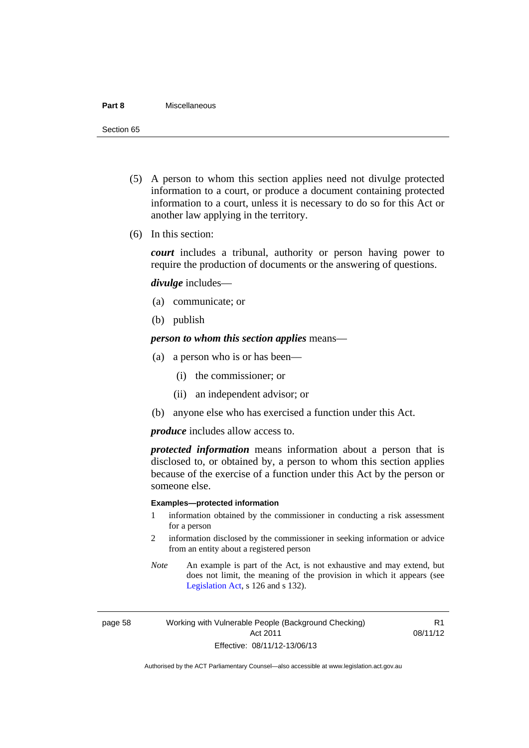(5) A person to whom this section applies need not divulge protected information to a court, or produce a document containing protected information to a court, unless it is necessary to do so for this Act or another law applying in the territory.

(6) In this section:

***court*** includes a tribunal, authority or person having power to require the production of documents or the answering of questions.

***divulge*** includes—

(a) communicate; or

(b) publish

***person to whom this section applies*** means—

(a) a person who is or has been—

(i) the commissioner; or

(ii) an independent advisor; or

(b) anyone else who has exercised a function under this Act.

***produce*** includes allow access to.

***protected information*** means information about a person that is disclosed to, or obtained by, a person to whom this section applies because of the exercise of a function under this Act by the person or someone else.

**Examples—protected information**

1 information obtained by the commissioner in conducting a risk assessment for a person

2 information disclosed by the commissioner in seeking information or advice from an entity about a registered person

*Note* An example is part of the Act, is not exhaustive and may extend, but does not limit, the meaning of the provision in which it appears (see Legislation Act, s 126 and s 132).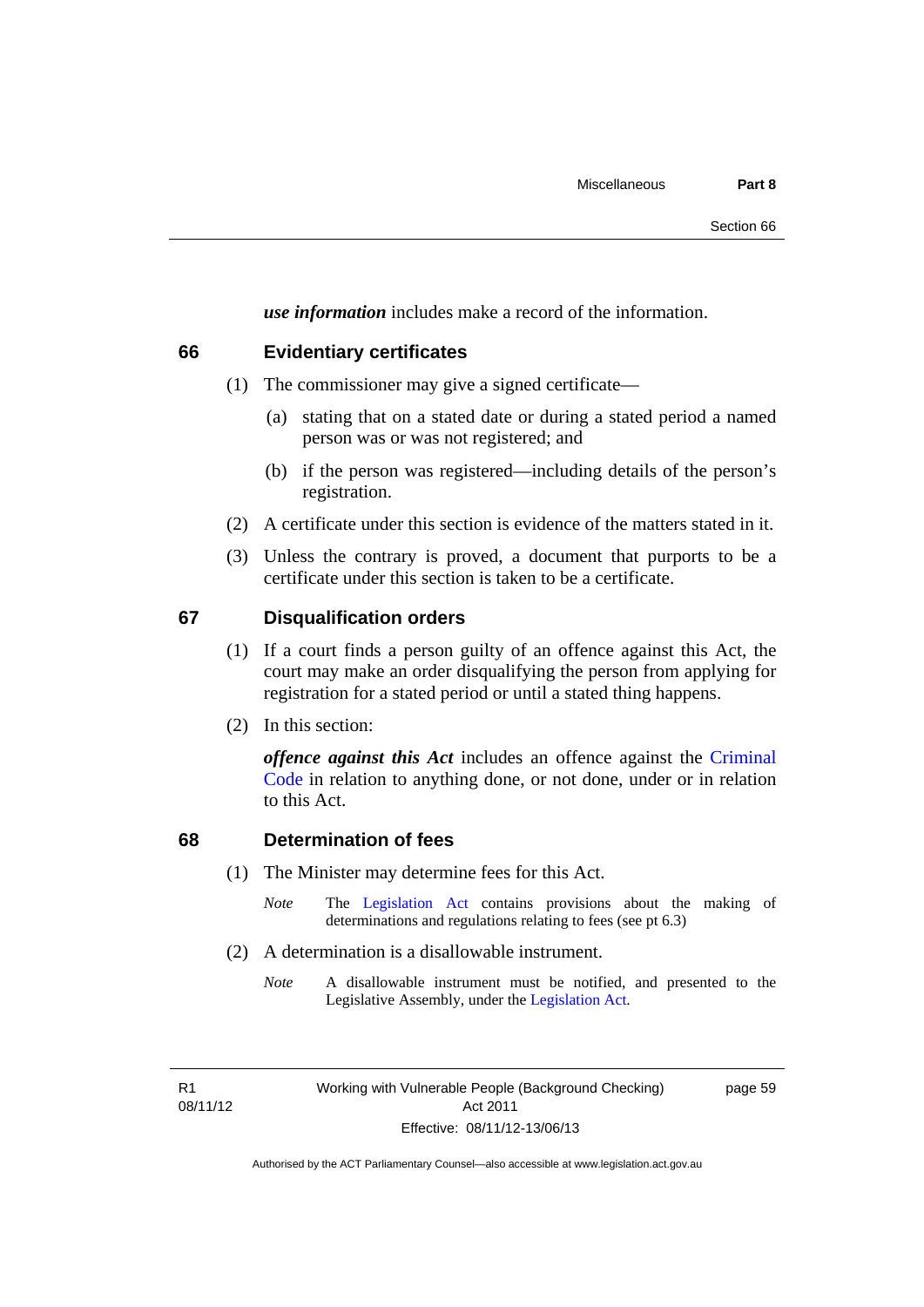***use information*** includes make a record of the information.

## 66 Evidentiary certificates

(1) The commissioner may give a signed certificate—

(a) stating that on a stated date or during a stated period a named person was or was not registered; and

(b) if the person was registered—including details of the person's registration.

(2) A certificate under this section is evidence of the matters stated in it.

(3) Unless the contrary is proved, a document that purports to be a certificate under this section is taken to be a certificate.

## 67 Disqualification orders

(1) If a court finds a person guilty of an offence against this Act, the court may make an order disqualifying the person from applying for registration for a stated period or until a stated thing happens.

(2) In this section:

***offence against this Act*** includes an offence against the Criminal Code in relation to anything done, or not done, under or in relation to this Act.

## 68 Determination of fees

(1) The Minister may determine fees for this Act.

*Note* The Legislation Act contains provisions about the making of determinations and regulations relating to fees (see pt 6.3)

(2) A determination is a disallowable instrument.

*Note* A disallowable instrument must be notified, and presented to the Legislative Assembly, under the Legislation Act.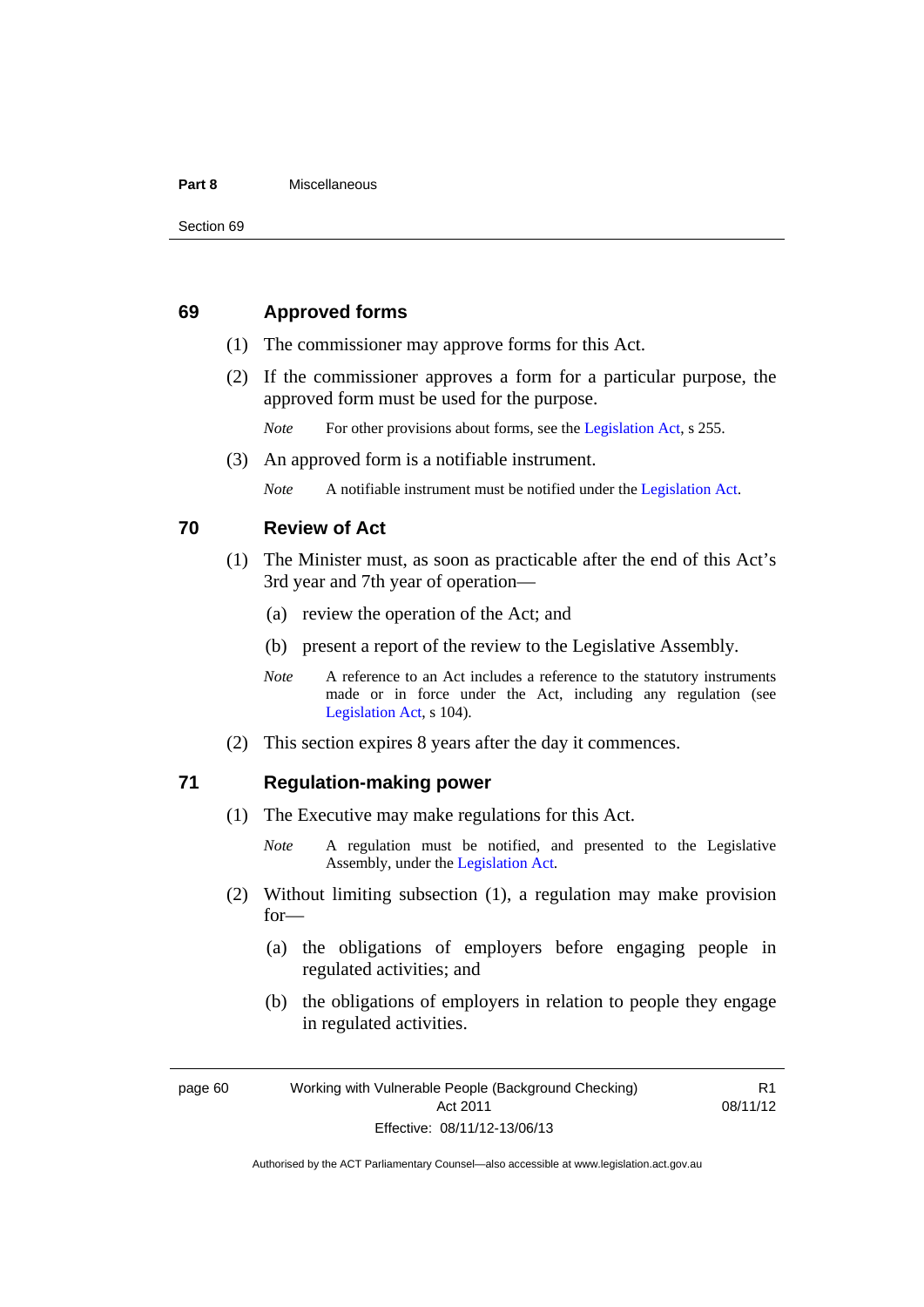## 69 Approved forms

(1) The commissioner may approve forms for this Act.

(2) If the commissioner approves a form for a particular purpose, the approved form must be used for the purpose.

*Note* For other provisions about forms, see the Legislation Act, s 255.

(3) An approved form is a notifiable instrument.

*Note* A notifiable instrument must be notified under the Legislation Act.

## 70 Review of Act

(1) The Minister must, as soon as practicable after the end of this Act's 3rd year and 7th year of operation—

(a) review the operation of the Act; and

(b) present a report of the review to the Legislative Assembly.

*Note* A reference to an Act includes a reference to the statutory instruments made or in force under the Act, including any regulation (see Legislation Act, s 104).

(2) This section expires 8 years after the day it commences.

## 71 Regulation-making power

(1) The Executive may make regulations for this Act.

*Note* A regulation must be notified, and presented to the Legislative Assembly, under the Legislation Act.

(2) Without limiting subsection (1), a regulation may make provision for—

(a) the obligations of employers before engaging people in regulated activities; and

(b) the obligations of employers in relation to people they engage in regulated activities.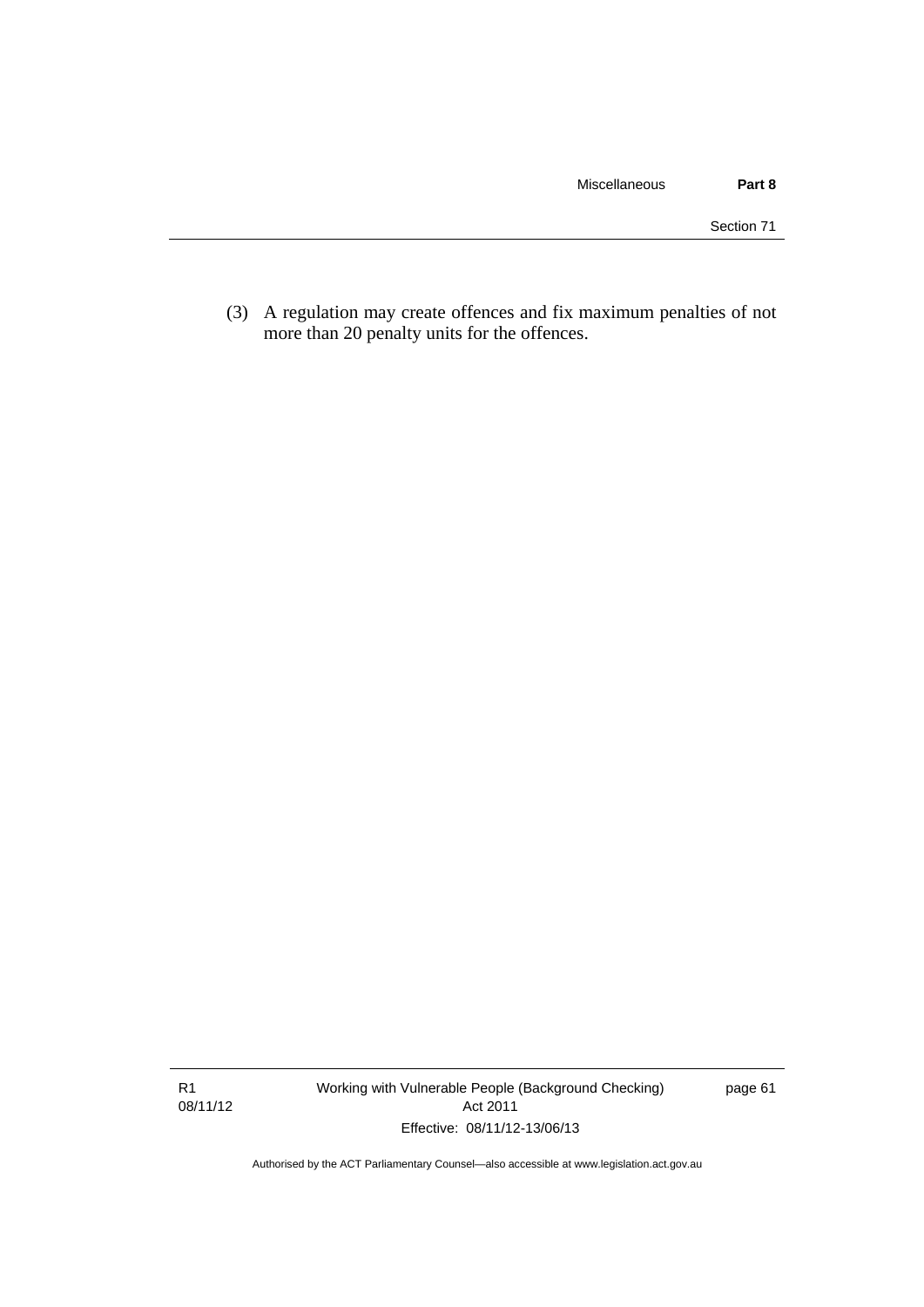(3) A regulation may create offences and fix maximum penalties of not more than 20 penalty units for the offences.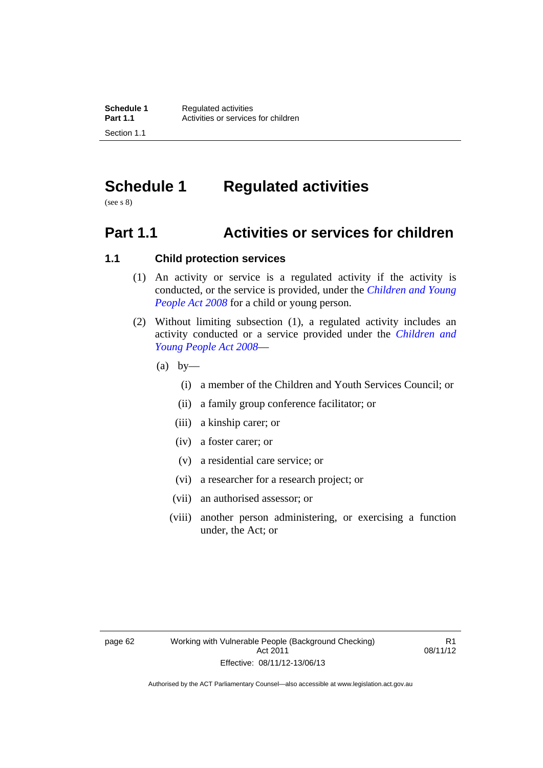# Schedule 1 Regulated activities

(see s 8)

## Part 1.1 Activities or services for children

### 1.1 Child protection services

(1) An activity or service is a regulated activity if the activity is conducted, or the service is provided, under the *Children and Young People Act 2008* for a child or young person.

(2) Without limiting subsection (1), a regulated activity includes an activity conducted or a service provided under the *Children and Young People Act 2008*—

(a) by—

(i) a member of the Children and Youth Services Council; or

(ii) a family group conference facilitator; or

(iii) a kinship carer; or

(iv) a foster carer; or

(v) a residential care service; or

(vi) a researcher for a research project; or

(vii) an authorised assessor; or

(viii) another person administering, or exercising a function under, the Act; or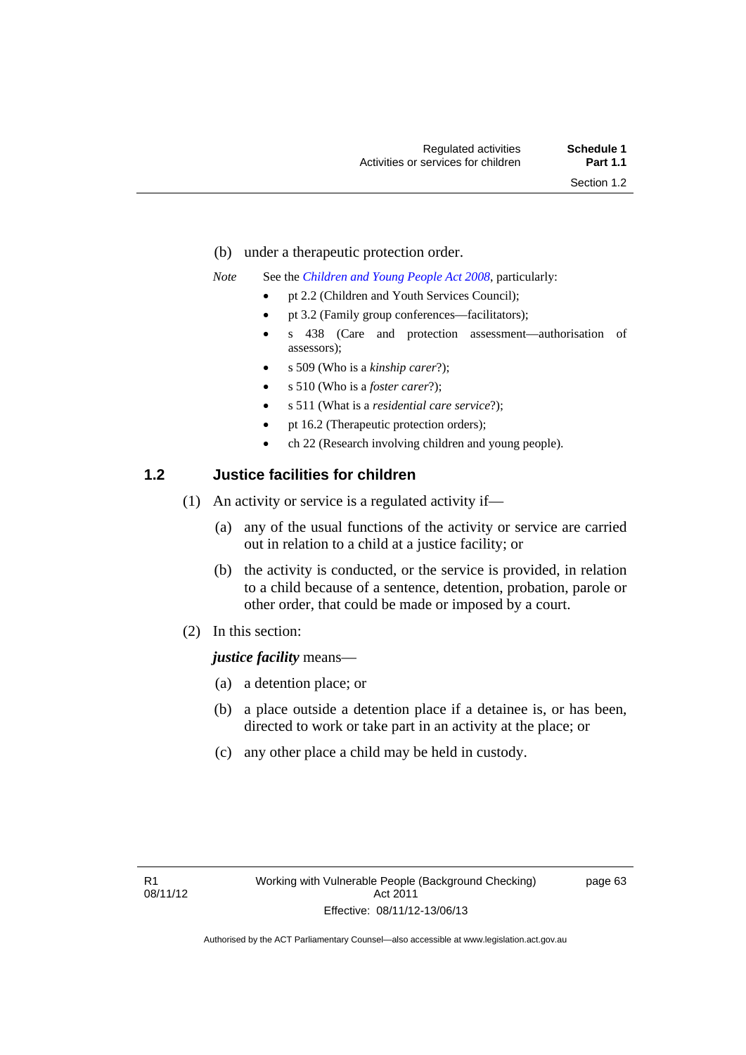(b) under a therapeutic protection order.

*Note* See the *Children and Young People Act 2008*, particularly:

- pt 2.2 (Children and Youth Services Council);
- pt 3.2 (Family group conferences—facilitators);
- s 438 (Care and protection assessment—authorisation of assessors);
- s 509 (Who is a *kinship carer*?);
- s 510 (Who is a *foster carer*?);
- s 511 (What is a *residential care service*?);
- pt 16.2 (Therapeutic protection orders);
- ch 22 (Research involving children and young people).

### 1.2 Justice facilities for children

(1) An activity or service is a regulated activity if—

(a) any of the usual functions of the activity or service are carried out in relation to a child at a justice facility; or

(b) the activity is conducted, or the service is provided, in relation to a child because of a sentence, detention, probation, parole or other order, that could be made or imposed by a court.

(2) In this section:

***justice facility*** means—

(a) a detention place; or

(b) a place outside a detention place if a detainee is, or has been, directed to work or take part in an activity at the place; or

(c) any other place a child may be held in custody.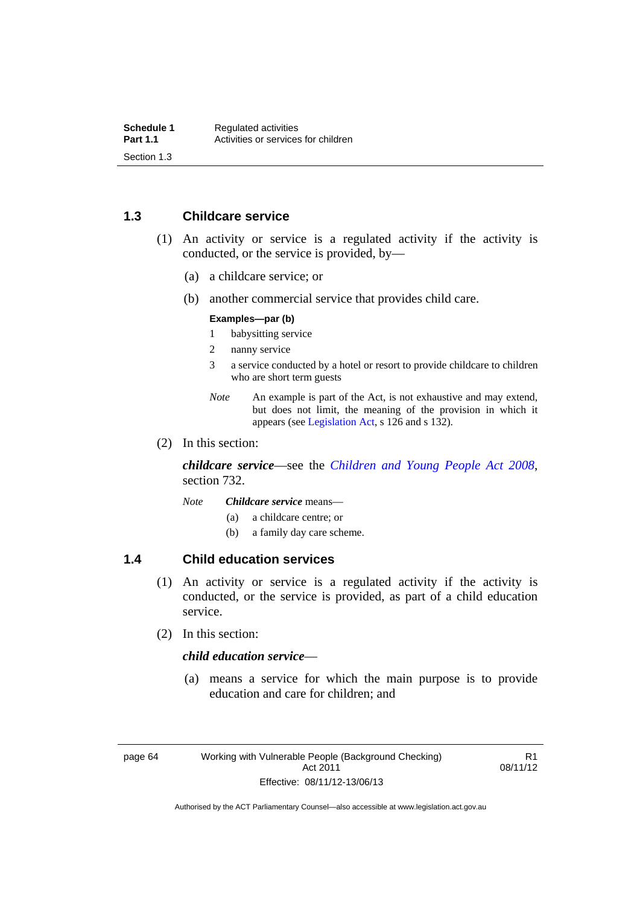## 1.3 Childcare service

(1) An activity or service is a regulated activity if the activity is conducted, or the service is provided, by—

(a) a childcare service; or

(b) another commercial service that provides child care.

**Examples—par (b)**

1 babysitting service

2 nanny service

3 a service conducted by a hotel or resort to provide childcare to children who are short term guests

*Note* An example is part of the Act, is not exhaustive and may extend, but does not limit, the meaning of the provision in which it appears (see Legislation Act, s 126 and s 132).

(2) In this section:

***childcare service***—see the *Children and Young People Act 2008*, section 732.

*Note* ***Childcare service*** means—

(a) a childcare centre; or

(b) a family day care scheme.

## 1.4 Child education services

(1) An activity or service is a regulated activity if the activity is conducted, or the service is provided, as part of a child education service.

(2) In this section:

***child education service***—

(a) means a service for which the main purpose is to provide education and care for children; and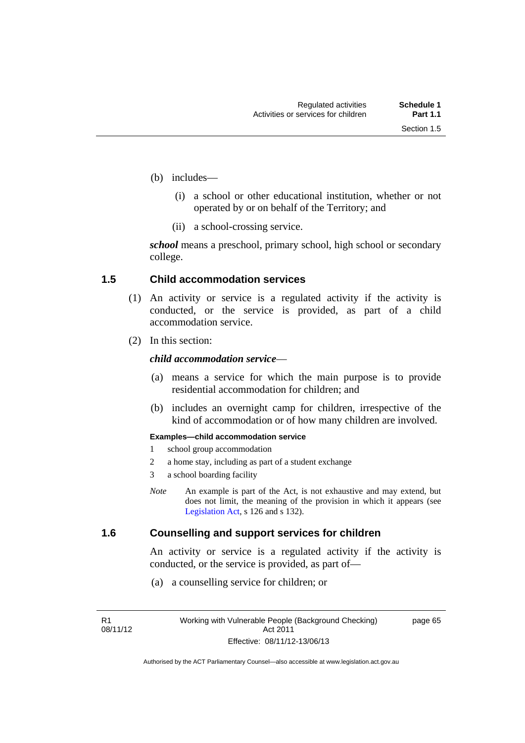(b) includes—

(i) a school or other educational institution, whether or not operated by or on behalf of the Territory; and

(ii) a school-crossing service.

***school*** means a preschool, primary school, high school or secondary college.

### 1.5 Child accommodation services

(1) An activity or service is a regulated activity if the activity is conducted, or the service is provided, as part of a child accommodation service.

(2) In this section:

***child accommodation service***—

(a) means a service for which the main purpose is to provide residential accommodation for children; and

(b) includes an overnight camp for children, irrespective of the kind of accommodation or of how many children are involved.

**Examples—child accommodation service**

1 school group accommodation

2 a home stay, including as part of a student exchange

3 a school boarding facility

*Note* An example is part of the Act, is not exhaustive and may extend, but does not limit, the meaning of the provision in which it appears (see Legislation Act, s 126 and s 132).

### 1.6 Counselling and support services for children

An activity or service is a regulated activity if the activity is conducted, or the service is provided, as part of—

(a) a counselling service for children; or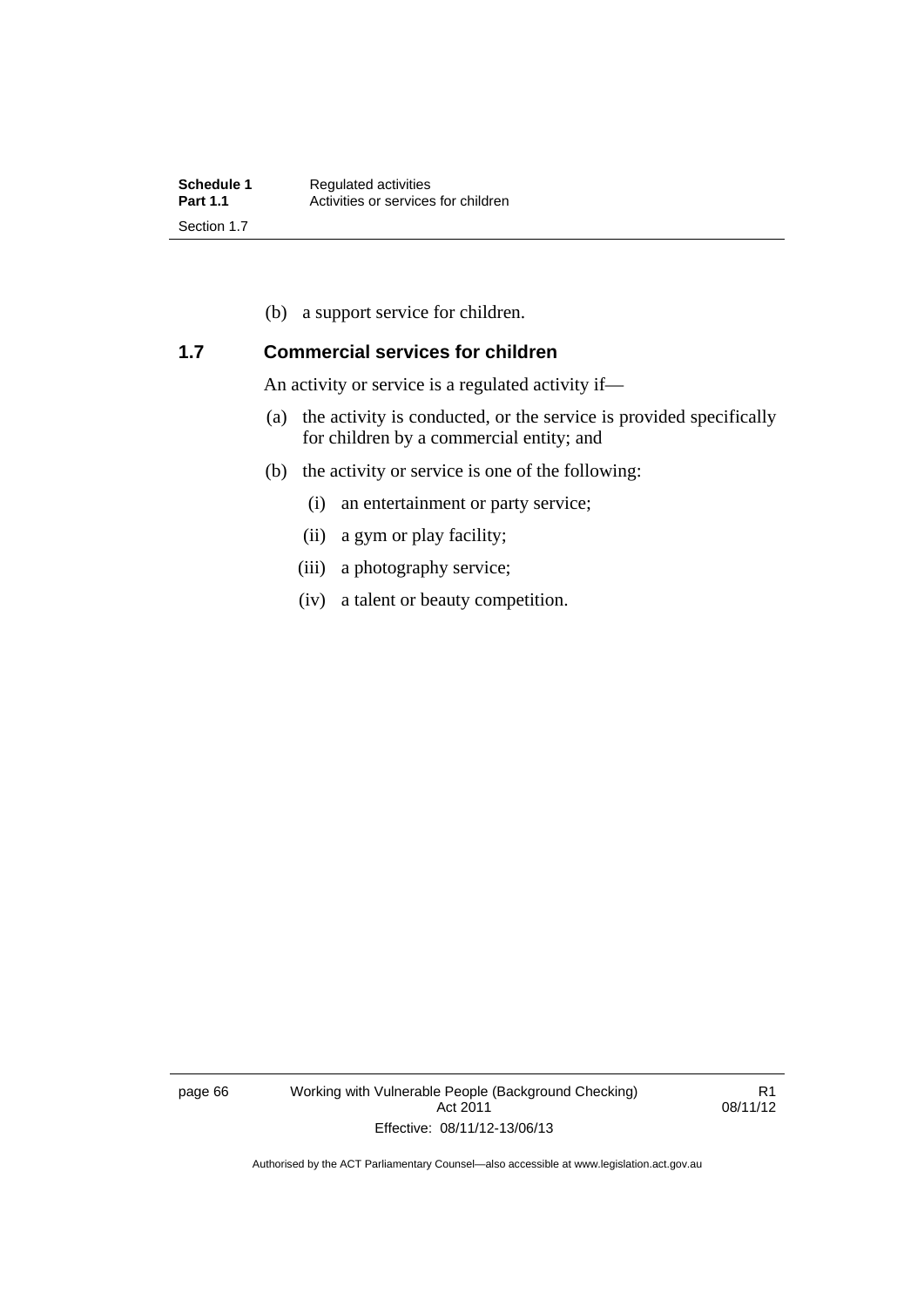(b) a support service for children.

### 1.7 Commercial services for children

An activity or service is a regulated activity if—

(a) the activity is conducted, or the service is provided specifically for children by a commercial entity; and

(b) the activity or service is one of the following:

(i) an entertainment or party service;

(ii) a gym or play facility;

(iii) a photography service;

(iv) a talent or beauty competition.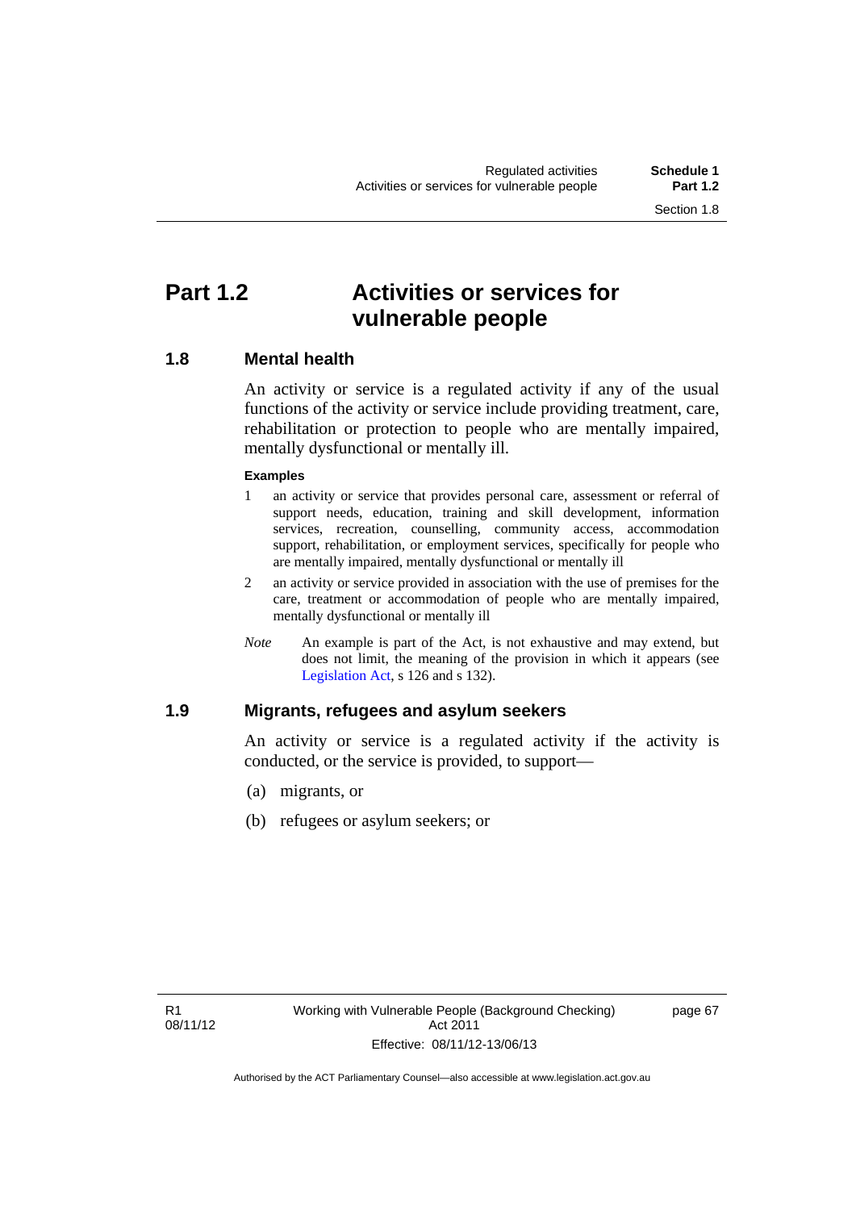# Part 1.2 Activities or services for vulnerable people

## 1.8 Mental health

An activity or service is a regulated activity if any of the usual functions of the activity or service include providing treatment, care, rehabilitation or protection to people who are mentally impaired, mentally dysfunctional or mentally ill.

**Examples**

1. an activity or service that provides personal care, assessment or referral of support needs, education, training and skill development, information services, recreation, counselling, community access, accommodation support, rehabilitation, or employment services, specifically for people who are mentally impaired, mentally dysfunctional or mentally ill
2. an activity or service provided in association with the use of premises for the care, treatment or accommodation of people who are mentally impaired, mentally dysfunctional or mentally ill

*Note* An example is part of the Act, is not exhaustive and may extend, but does not limit, the meaning of the provision in which it appears (see Legislation Act, s 126 and s 132).

## 1.9 Migrants, refugees and asylum seekers

An activity or service is a regulated activity if the activity is conducted, or the service is provided, to support—

(a) migrants, or

(b) refugees or asylum seekers; or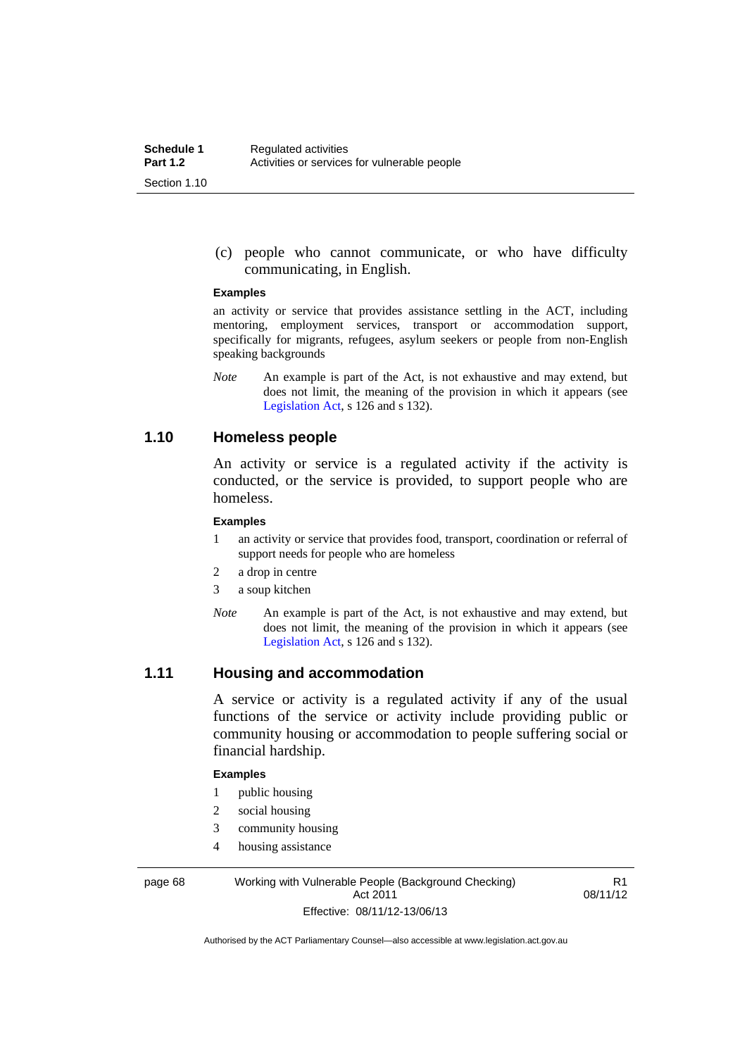(c) people who cannot communicate, or who have difficulty communicating, in English.

**Examples**

an activity or service that provides assistance settling in the ACT, including mentoring, employment services, transport or accommodation support, specifically for migrants, refugees, asylum seekers or people from non-English speaking backgrounds

*Note* An example is part of the Act, is not exhaustive and may extend, but does not limit, the meaning of the provision in which it appears (see Legislation Act, s 126 and s 132).

## 1.10 Homeless people

An activity or service is a regulated activity if the activity is conducted, or the service is provided, to support people who are homeless.

**Examples**

1 an activity or service that provides food, transport, coordination or referral of support needs for people who are homeless

2 a drop in centre

3 a soup kitchen

*Note* An example is part of the Act, is not exhaustive and may extend, but does not limit, the meaning of the provision in which it appears (see Legislation Act, s 126 and s 132).

## 1.11 Housing and accommodation

A service or activity is a regulated activity if any of the usual functions of the service or activity include providing public or community housing or accommodation to people suffering social or financial hardship.

**Examples**

1 public housing

2 social housing

3 community housing

4 housing assistance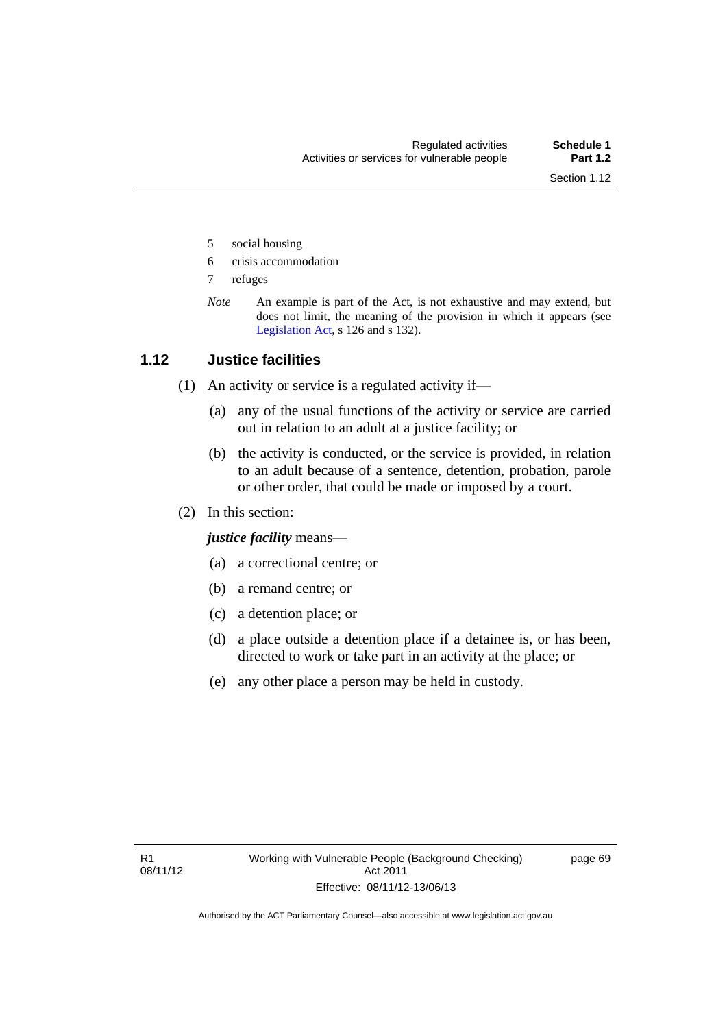5 social housing

6 crisis accommodation

7 refuges

*Note* An example is part of the Act, is not exhaustive and may extend, but does not limit, the meaning of the provision in which it appears (see Legislation Act, s 126 and s 132).

## 1.12 Justice facilities

(1) An activity or service is a regulated activity if—

(a) any of the usual functions of the activity or service are carried out in relation to an adult at a justice facility; or

(b) the activity is conducted, or the service is provided, in relation to an adult because of a sentence, detention, probation, parole or other order, that could be made or imposed by a court.

(2) In this section:

***justice facility*** means—

(a) a correctional centre; or

(b) a remand centre; or

(c) a detention place; or

(d) a place outside a detention place if a detainee is, or has been, directed to work or take part in an activity at the place; or

(e) any other place a person may be held in custody.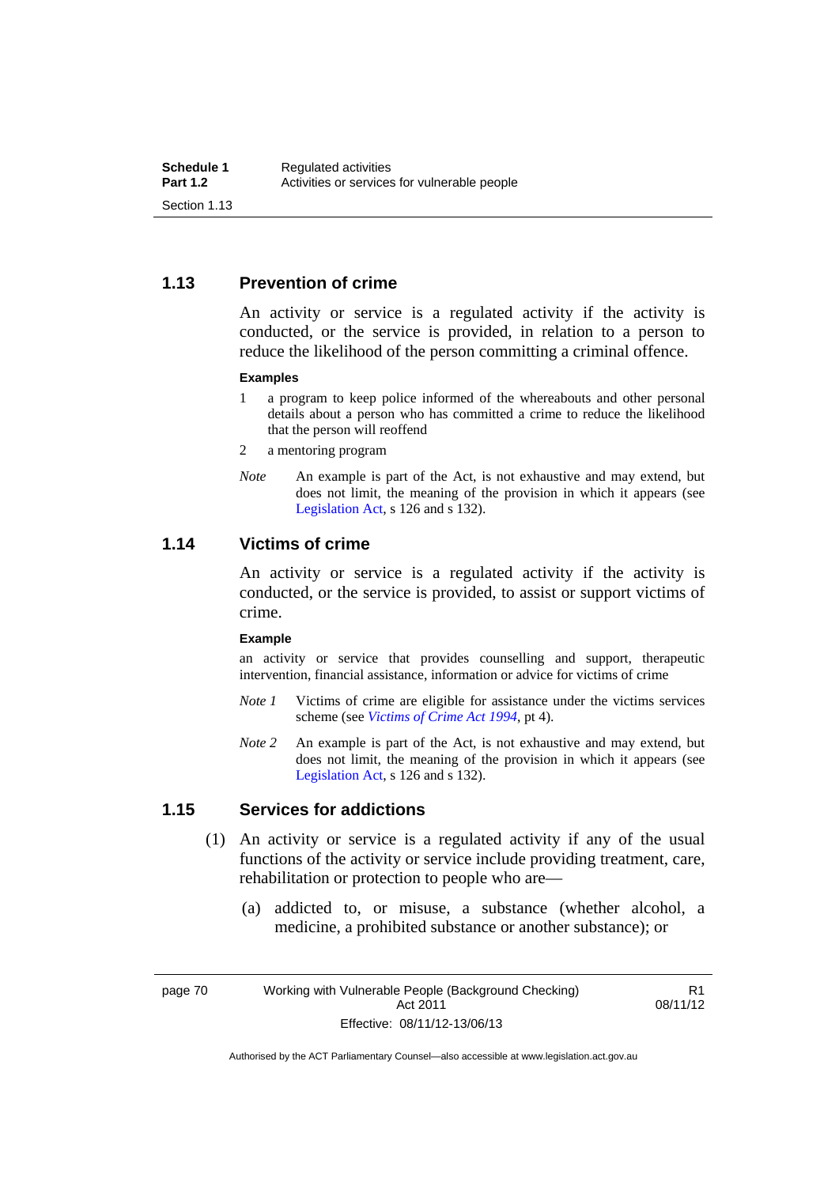### 1.13 Prevention of crime

An activity or service is a regulated activity if the activity is conducted, or the service is provided, in relation to a person to reduce the likelihood of the person committing a criminal offence.

**Examples**

1 a program to keep police informed of the whereabouts and other personal details about a person who has committed a crime to reduce the likelihood that the person will reoffend

2 a mentoring program

*Note* An example is part of the Act, is not exhaustive and may extend, but does not limit, the meaning of the provision in which it appears (see Legislation Act, s 126 and s 132).

### 1.14 Victims of crime

An activity or service is a regulated activity if the activity is conducted, or the service is provided, to assist or support victims of crime.

**Example**

an activity or service that provides counselling and support, therapeutic intervention, financial assistance, information or advice for victims of crime

*Note 1* Victims of crime are eligible for assistance under the victims services scheme (see *Victims of Crime Act 1994*, pt 4).

*Note 2* An example is part of the Act, is not exhaustive and may extend, but does not limit, the meaning of the provision in which it appears (see Legislation Act, s 126 and s 132).

### 1.15 Services for addictions

(1) An activity or service is a regulated activity if any of the usual functions of the activity or service include providing treatment, care, rehabilitation or protection to people who are—

(a) addicted to, or misuse, a substance (whether alcohol, a medicine, a prohibited substance or another substance); or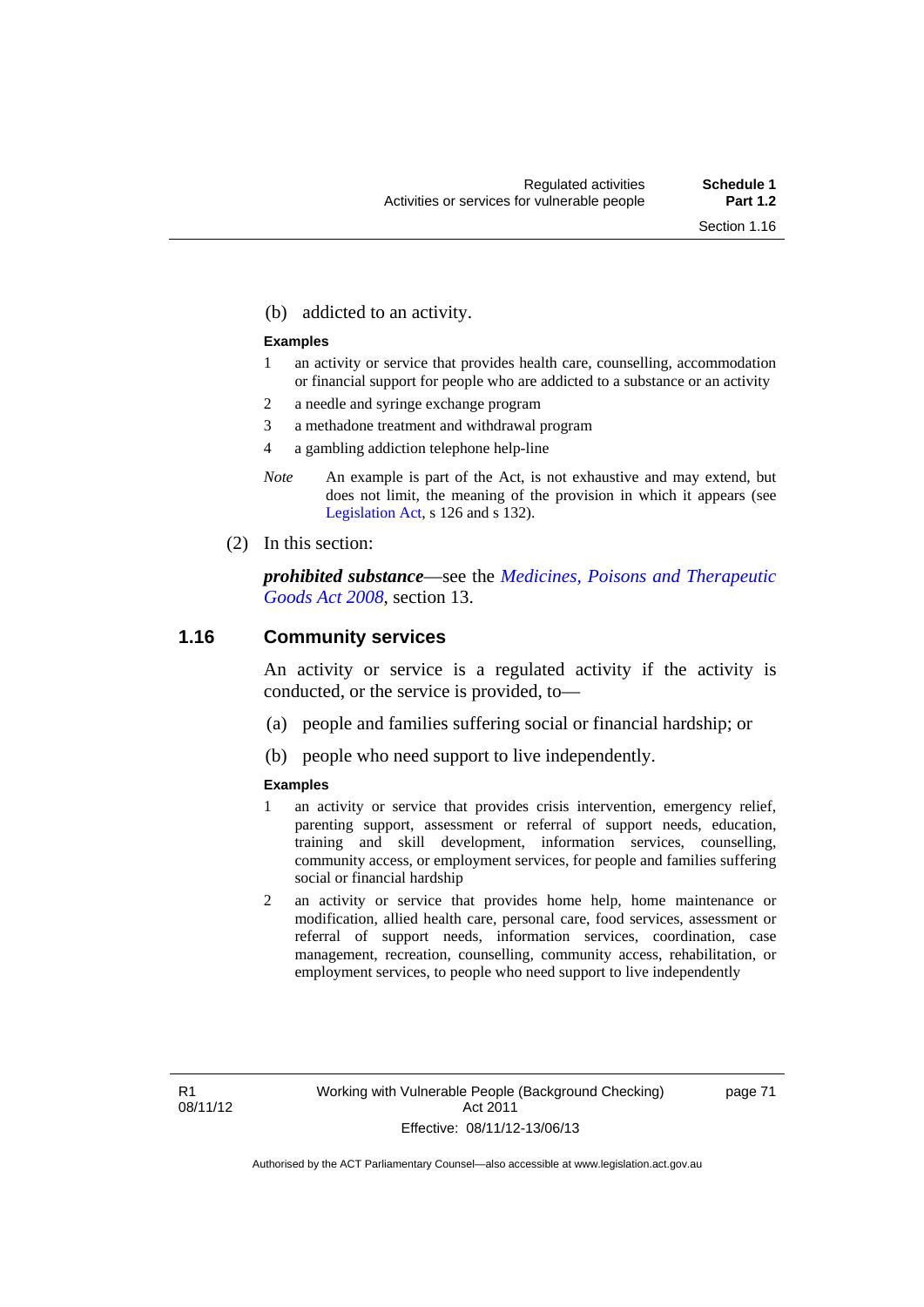(b) addicted to an activity.

**Examples**

1 an activity or service that provides health care, counselling, accommodation or financial support for people who are addicted to a substance or an activity

2 a needle and syringe exchange program

3 a methadone treatment and withdrawal program

4 a gambling addiction telephone help-line

*Note* An example is part of the Act, is not exhaustive and may extend, but does not limit, the meaning of the provision in which it appears (see Legislation Act, s 126 and s 132).

(2) In this section:

***prohibited substance***—see the *Medicines, Poisons and Therapeutic Goods Act 2008*, section 13.

## 1.16 Community services

An activity or service is a regulated activity if the activity is conducted, or the service is provided, to—

(a) people and families suffering social or financial hardship; or

(b) people who need support to live independently.

**Examples**

1 an activity or service that provides crisis intervention, emergency relief, parenting support, assessment or referral of support needs, education, training and skill development, information services, counselling, community access, or employment services, for people and families suffering social or financial hardship

2 an activity or service that provides home help, home maintenance or modification, allied health care, personal care, food services, assessment or referral of support needs, information services, coordination, case management, recreation, counselling, community access, rehabilitation, or employment services, to people who need support to live independently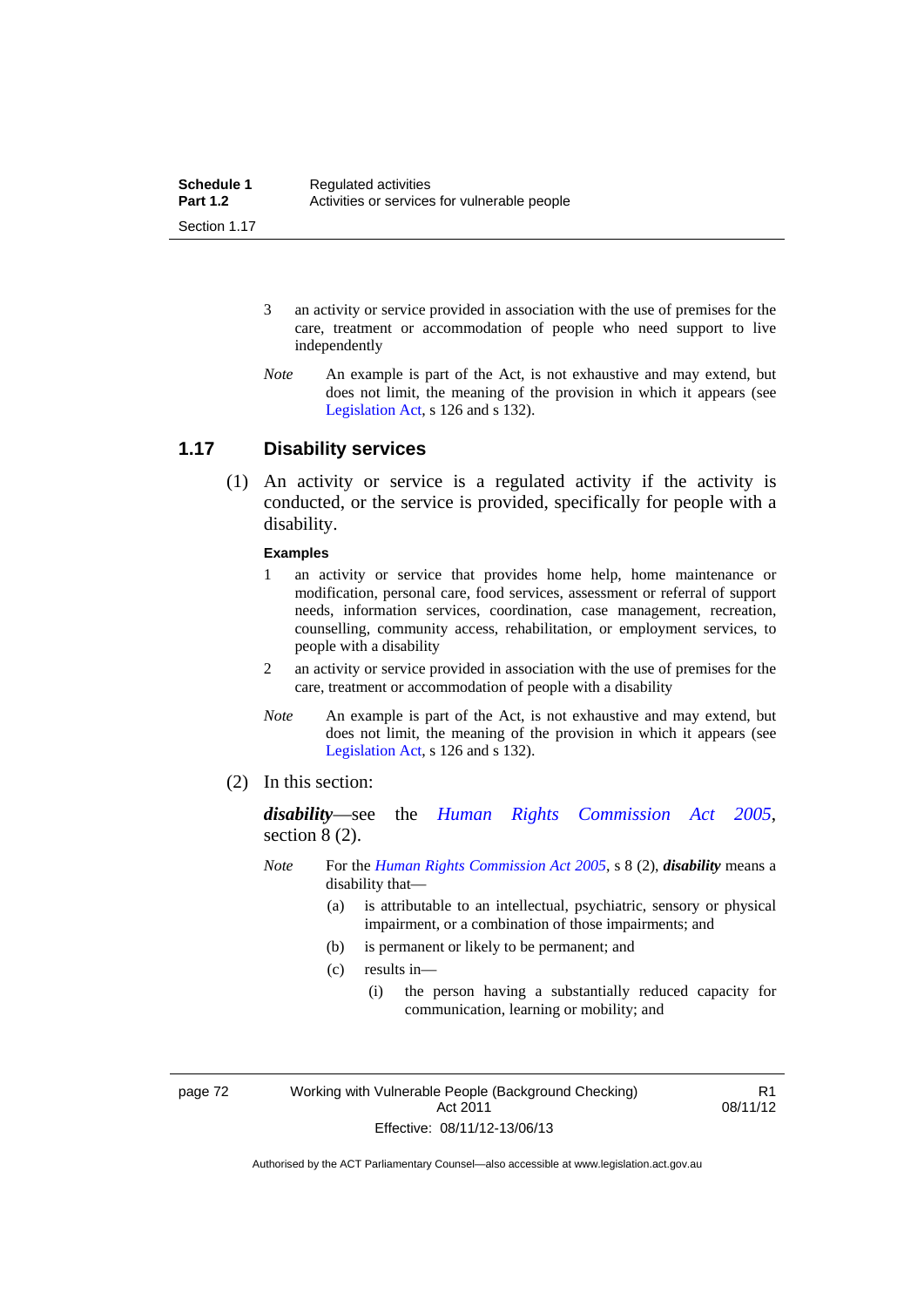3 an activity or service provided in association with the use of premises for the care, treatment or accommodation of people who need support to live independently

*Note* An example is part of the Act, is not exhaustive and may extend, but does not limit, the meaning of the provision in which it appears (see Legislation Act, s 126 and s 132).

## 1.17 Disability services

(1) An activity or service is a regulated activity if the activity is conducted, or the service is provided, specifically for people with a disability.

**Examples**

1 an activity or service that provides home help, home maintenance or modification, personal care, food services, assessment or referral of support needs, information services, coordination, case management, recreation, counselling, community access, rehabilitation, or employment services, to people with a disability

2 an activity or service provided in association with the use of premises for the care, treatment or accommodation of people with a disability

*Note* An example is part of the Act, is not exhaustive and may extend, but does not limit, the meaning of the provision in which it appears (see Legislation Act, s 126 and s 132).

(2) In this section:

***disability***—see the *Human Rights Commission Act 2005*, section 8 (2).

*Note* For the *Human Rights Commission Act 2005*, s 8 (2), ***disability*** means a disability that—

(a) is attributable to an intellectual, psychiatric, sensory or physical impairment, or a combination of those impairments; and

(b) is permanent or likely to be permanent; and

(c) results in—

(i) the person having a substantially reduced capacity for communication, learning or mobility; and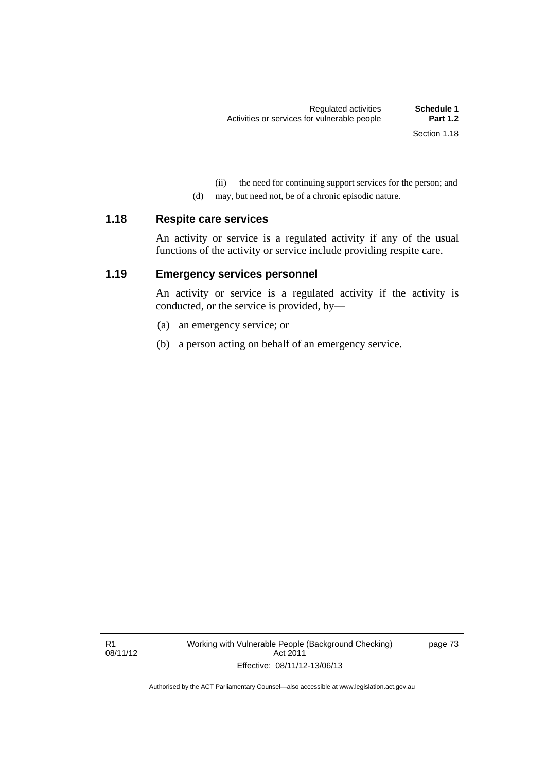(ii) the need for continuing support services for the person; and

(d) may, but need not, be of a chronic episodic nature.

### 1.18 Respite care services

An activity or service is a regulated activity if any of the usual functions of the activity or service include providing respite care.

### 1.19 Emergency services personnel

An activity or service is a regulated activity if the activity is conducted, or the service is provided, by—

(a) an emergency service; or

(b) a person acting on behalf of an emergency service.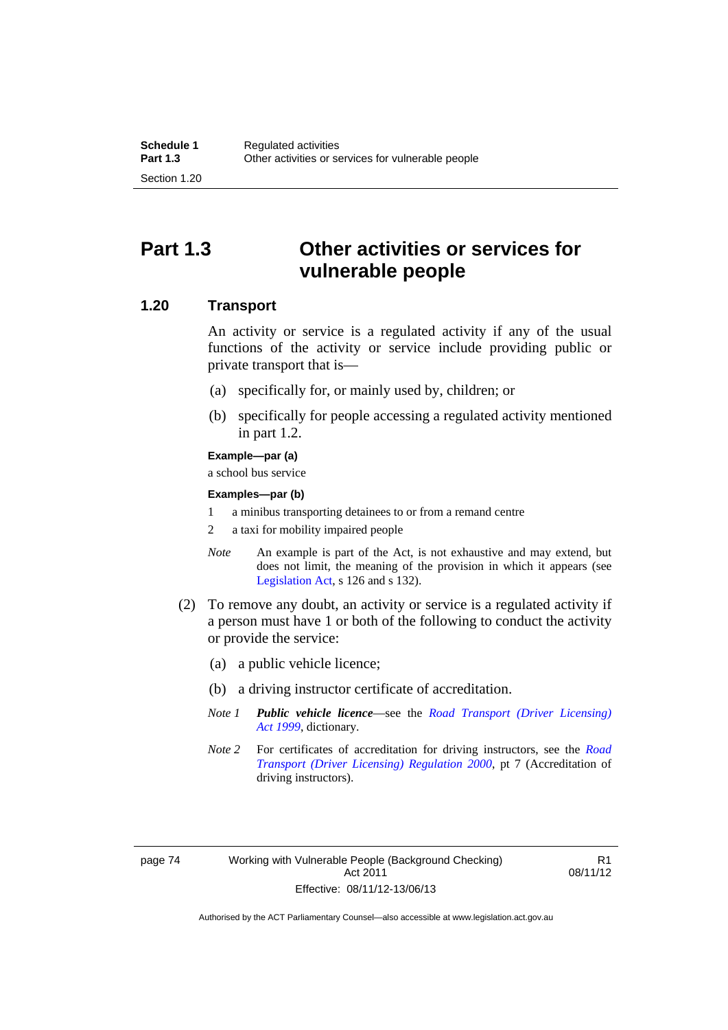# Part 1.3 Other activities or services for vulnerable people

## 1.20 Transport

An activity or service is a regulated activity if any of the usual functions of the activity or service include providing public or private transport that is—

(a) specifically for, or mainly used by, children; or

(b) specifically for people accessing a regulated activity mentioned in part 1.2.

**Example—par (a)**

a school bus service

**Examples—par (b)**

1 a minibus transporting detainees to or from a remand centre

2 a taxi for mobility impaired people

*Note* An example is part of the Act, is not exhaustive and may extend, but does not limit, the meaning of the provision in which it appears (see Legislation Act, s 126 and s 132).

(2) To remove any doubt, an activity or service is a regulated activity if a person must have 1 or both of the following to conduct the activity or provide the service:

(a) a public vehicle licence;

(b) a driving instructor certificate of accreditation.

*Note 1* ***Public vehicle licence***—see the *Road Transport (Driver Licensing) Act 1999*, dictionary.

*Note 2* For certificates of accreditation for driving instructors, see the *Road Transport (Driver Licensing) Regulation 2000*, pt 7 (Accreditation of driving instructors).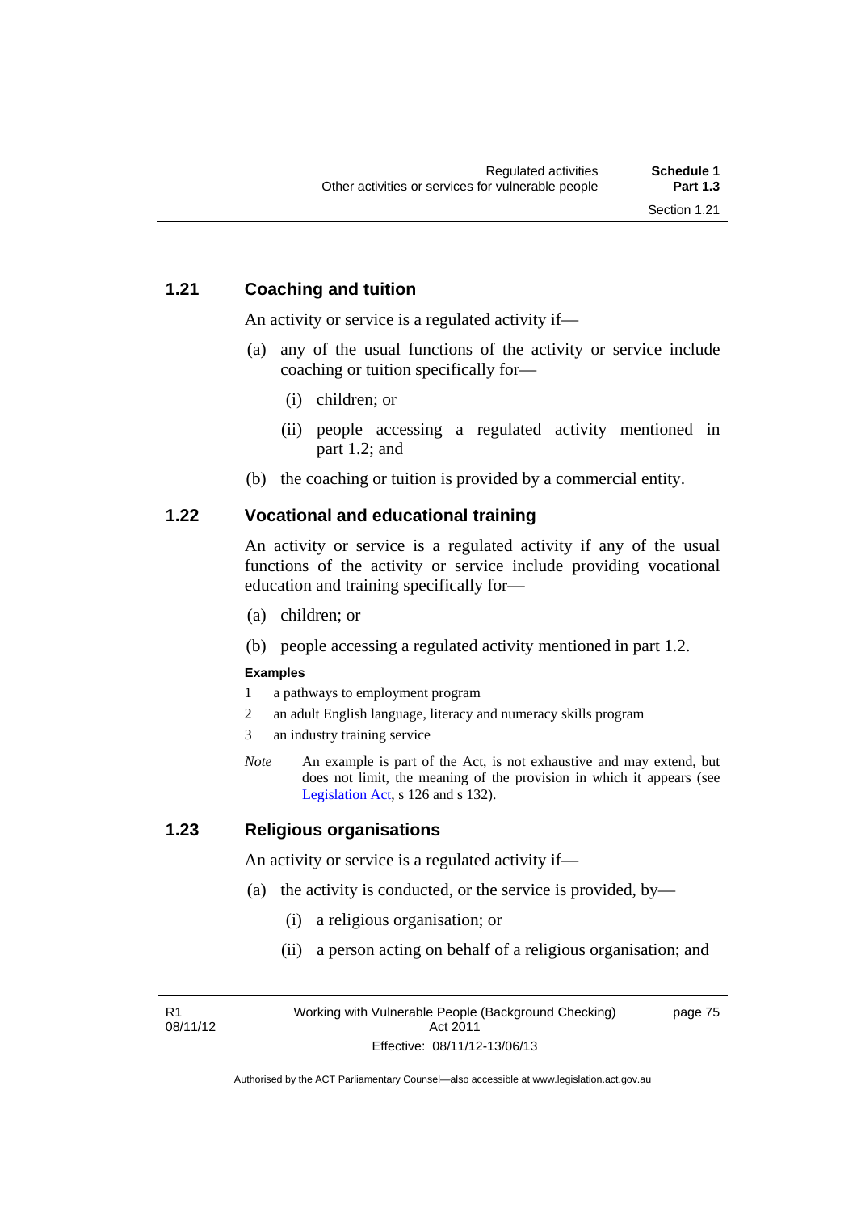### 1.21 Coaching and tuition

An activity or service is a regulated activity if—

(a) any of the usual functions of the activity or service include coaching or tuition specifically for—

  (i) children; or

  (ii) people accessing a regulated activity mentioned in part 1.2; and

(b) the coaching or tuition is provided by a commercial entity.

### 1.22 Vocational and educational training

An activity or service is a regulated activity if any of the usual functions of the activity or service include providing vocational education and training specifically for—

(a) children; or

(b) people accessing a regulated activity mentioned in part 1.2.

**Examples**

1 a pathways to employment program

2 an adult English language, literacy and numeracy skills program

3 an industry training service

*Note* An example is part of the Act, is not exhaustive and may extend, but does not limit, the meaning of the provision in which it appears (see Legislation Act, s 126 and s 132).

### 1.23 Religious organisations

An activity or service is a regulated activity if—

(a) the activity is conducted, or the service is provided, by—

  (i) a religious organisation; or

  (ii) a person acting on behalf of a religious organisation; and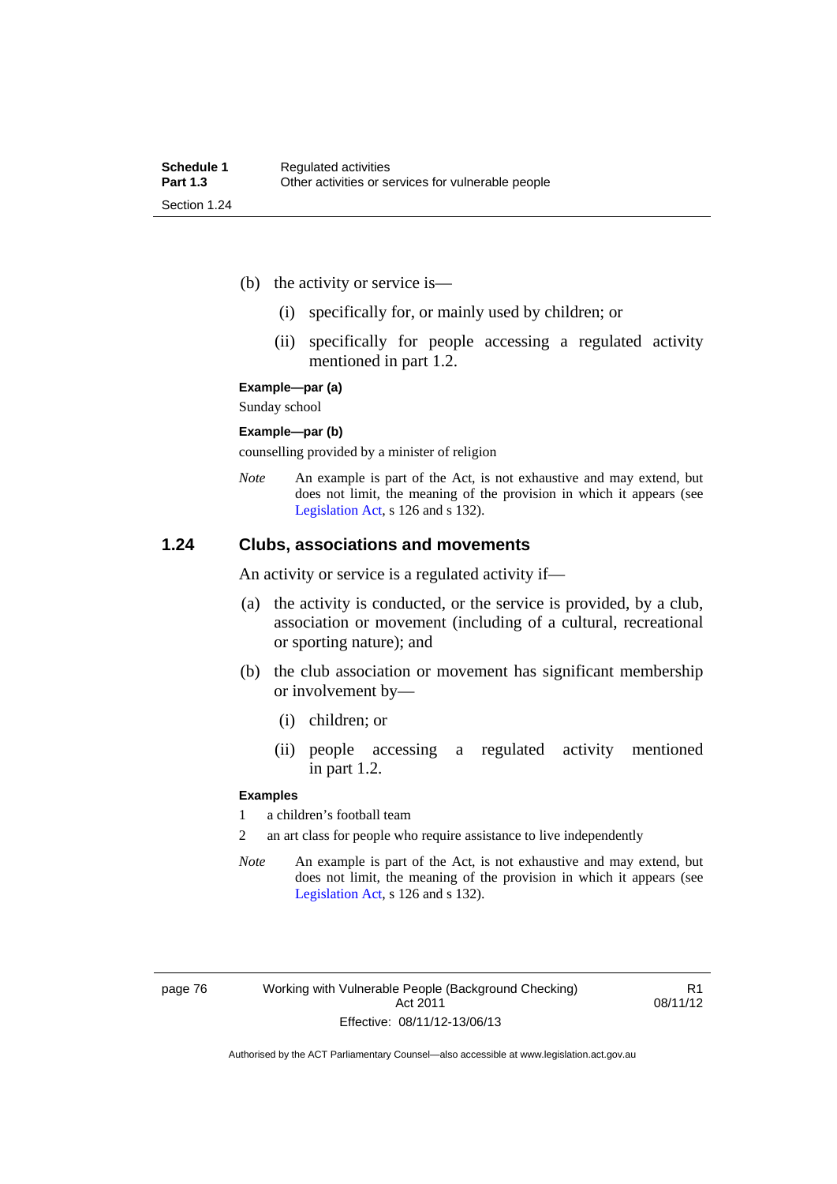(b) the activity or service is—

(i) specifically for, or mainly used by children; or

(ii) specifically for people accessing a regulated activity mentioned in part 1.2.

**Example—par (a)**

Sunday school

**Example—par (b)**

counselling provided by a minister of religion

*Note* An example is part of the Act, is not exhaustive and may extend, but does not limit, the meaning of the provision in which it appears (see Legislation Act, s 126 and s 132).

## 1.24 Clubs, associations and movements

An activity or service is a regulated activity if—

(a) the activity is conducted, or the service is provided, by a club, association or movement (including of a cultural, recreational or sporting nature); and

(b) the club association or movement has significant membership or involvement by—

(i) children; or

(ii) people accessing a regulated activity mentioned in part 1.2.

**Examples**

1 a children's football team

2 an art class for people who require assistance to live independently

*Note* An example is part of the Act, is not exhaustive and may extend, but does not limit, the meaning of the provision in which it appears (see Legislation Act, s 126 and s 132).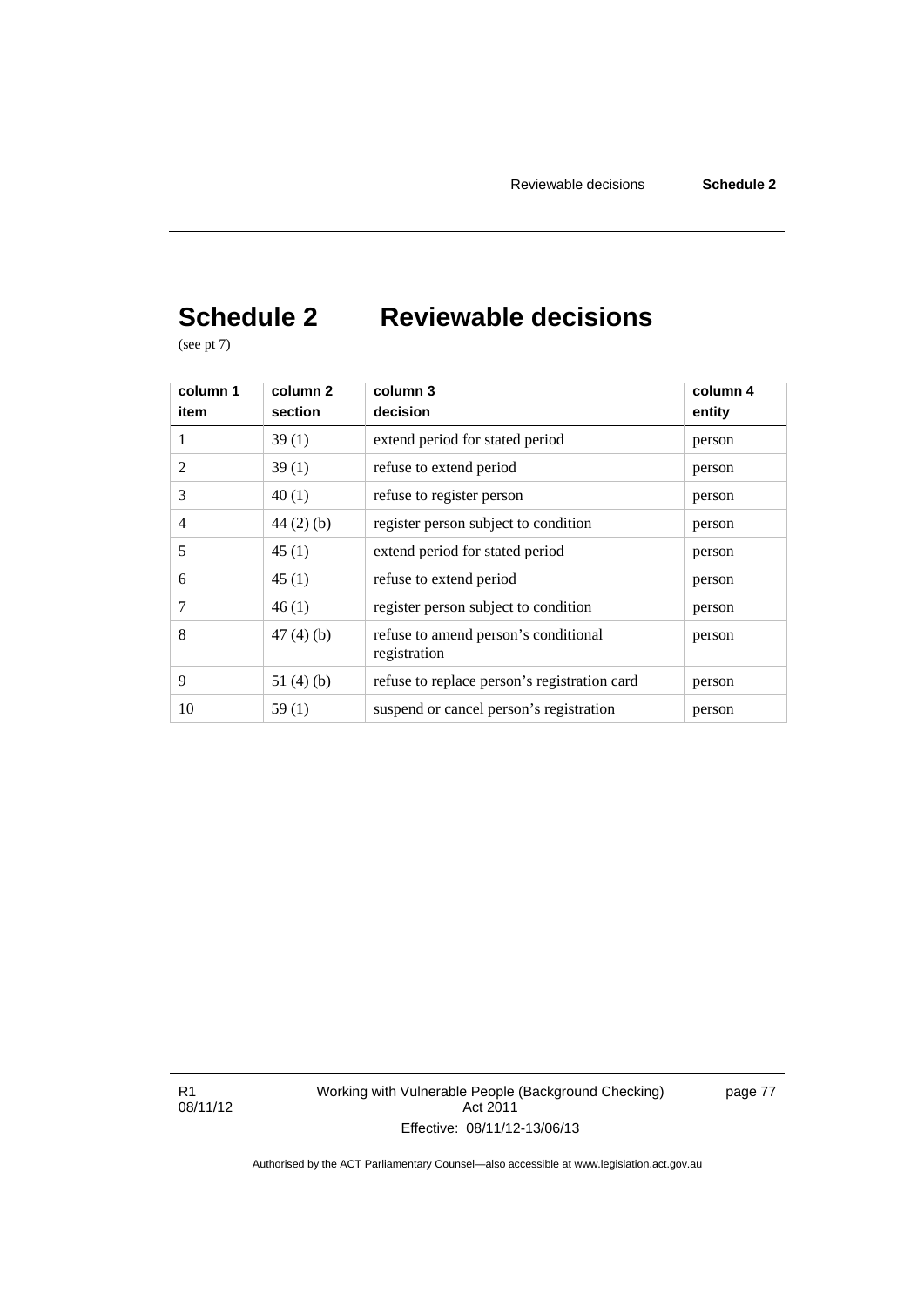# Schedule 2 Reviewable decisions

(see pt 7)

| column 1<br>item | column 2<br>section | column 3<br>decision | column 4<br>entity |
|---|---|---|---|
| 1 | 39 (1) | extend period for stated period | person |
| 2 | 39 (1) | refuse to extend period | person |
| 3 | 40 (1) | refuse to register person | person |
| 4 | 44 (2) (b) | register person subject to condition | person |
| 5 | 45 (1) | extend period for stated period | person |
| 6 | 45 (1) | refuse to extend period | person |
| 7 | 46 (1) | register person subject to condition | person |
| 8 | 47 (4) (b) | refuse to amend person's conditional registration | person |
| 9 | 51 (4) (b) | refuse to replace person's registration card | person |
| 10 | 59 (1) | suspend or cancel person's registration | person |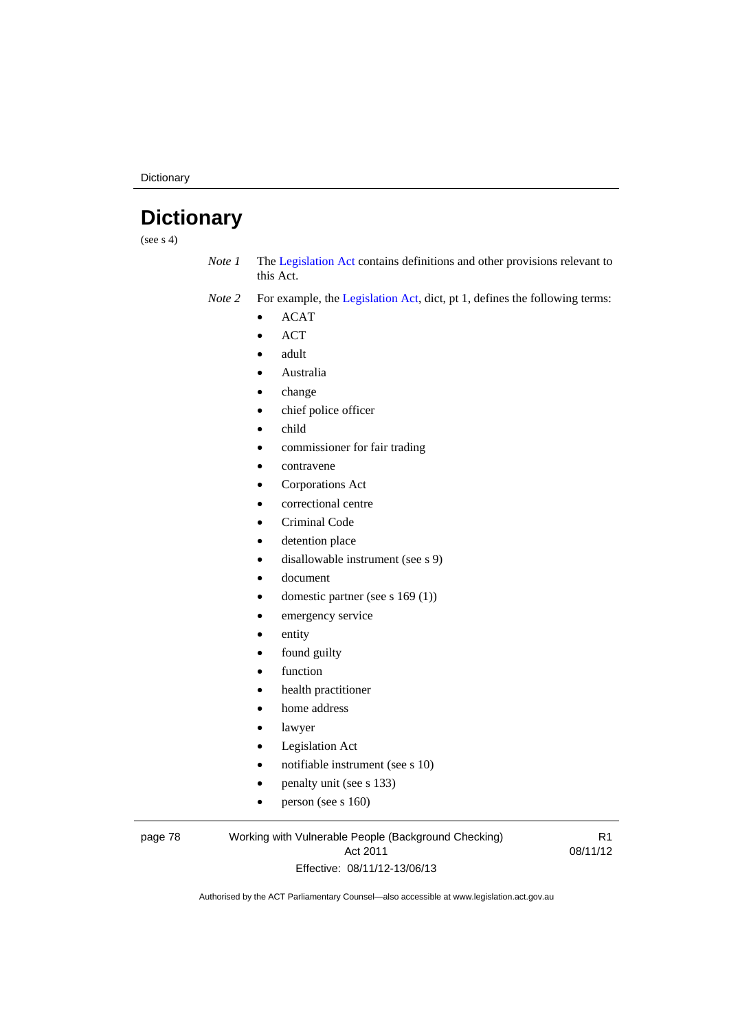# Dictionary

(see s 4)

*Note 1* The Legislation Act contains definitions and other provisions relevant to this Act.

*Note 2* For example, the Legislation Act, dict, pt 1, defines the following terms:

- ACAT
- ACT
- adult
- Australia
- change
- chief police officer
- child
- commissioner for fair trading
- contravene
- Corporations Act
- correctional centre
- Criminal Code
- detention place
- disallowable instrument (see s 9)
- document
- domestic partner (see s 169 (1))
- emergency service
- entity
- found guilty
- function
- health practitioner
- home address
- lawyer
- Legislation Act
- notifiable instrument (see s 10)
- penalty unit (see s 133)
- person (see s 160)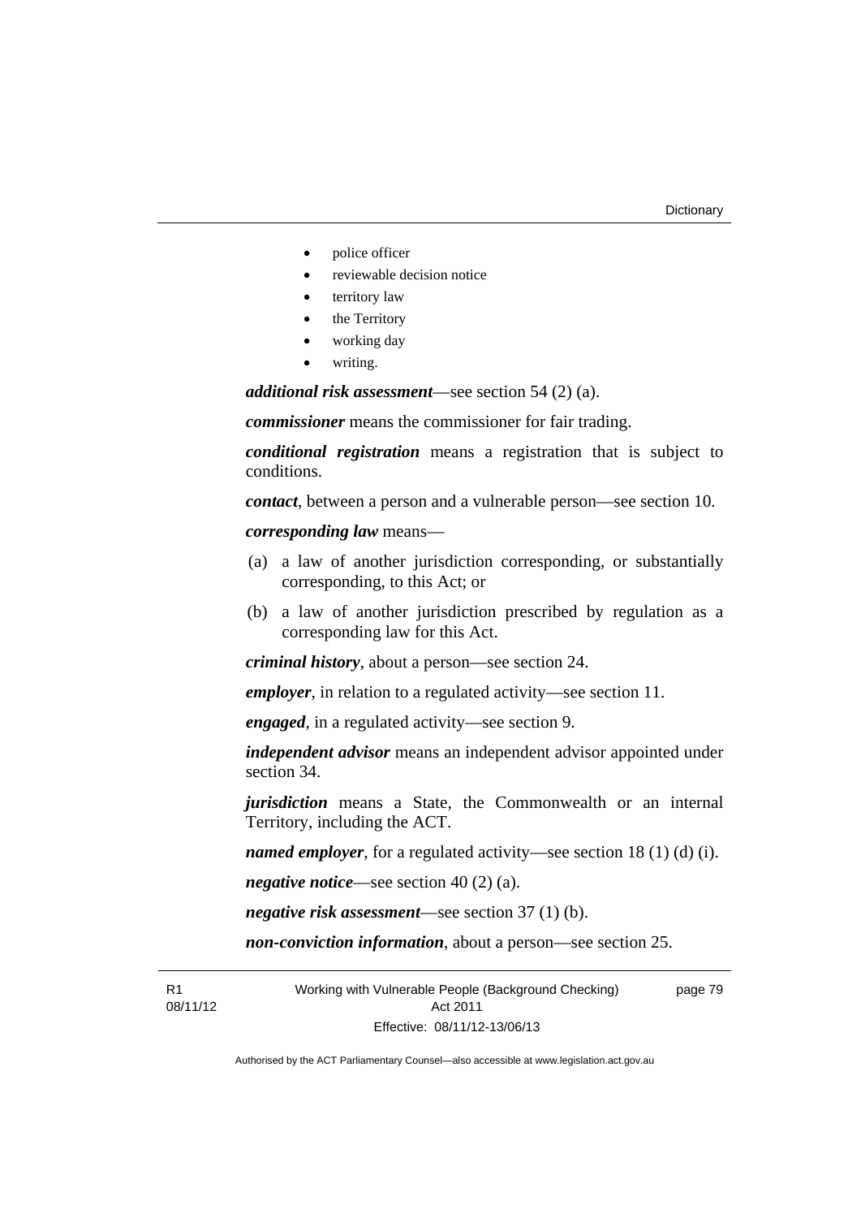- police officer
- reviewable decision notice
- territory law
- the Territory
- working day
- writing.

***additional risk assessment***—see section 54 (2) (a).

***commissioner*** means the commissioner for fair trading.

***conditional registration*** means a registration that is subject to conditions.

***contact***, between a person and a vulnerable person—see section 10.

***corresponding law*** means—

(a) a law of another jurisdiction corresponding, or substantially corresponding, to this Act; or

(b) a law of another jurisdiction prescribed by regulation as a corresponding law for this Act.

***criminal history***, about a person—see section 24.

***employer***, in relation to a regulated activity—see section 11.

***engaged***, in a regulated activity—see section 9.

***independent advisor*** means an independent advisor appointed under section 34.

***jurisdiction*** means a State, the Commonwealth or an internal Territory, including the ACT.

***named employer***, for a regulated activity—see section 18 (1) (d) (i).

***negative notice***—see section 40 (2) (a).

***negative risk assessment***—see section 37 (1) (b).

***non-conviction information***, about a person—see section 25.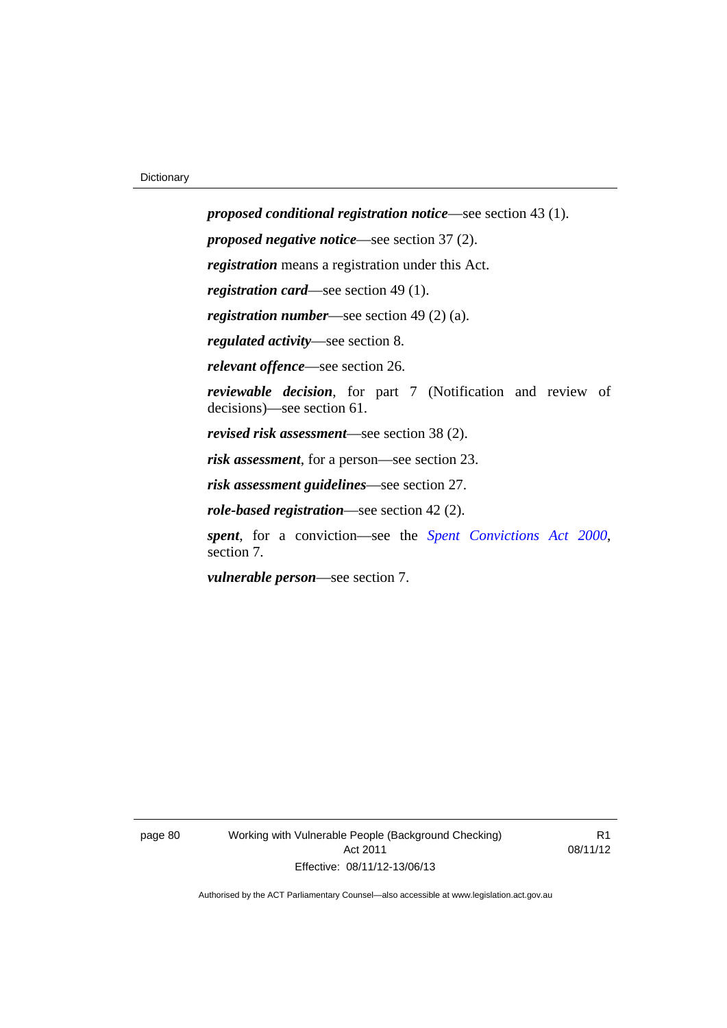***proposed conditional registration notice***—see section 43 (1).

***proposed negative notice***—see section 37 (2).

***registration*** means a registration under this Act.

***registration card***—see section 49 (1).

***registration number***—see section 49 (2) (a).

***regulated activity***—see section 8.

***relevant offence***—see section 26.

***reviewable decision***, for part 7 (Notification and review of decisions)—see section 61.

***revised risk assessment***—see section 38 (2).

***risk assessment***, for a person—see section 23.

***risk assessment guidelines***—see section 27.

***role-based registration***—see section 42 (2).

***spent***, for a conviction—see the *Spent Convictions Act 2000*, section 7.

***vulnerable person***—see section 7.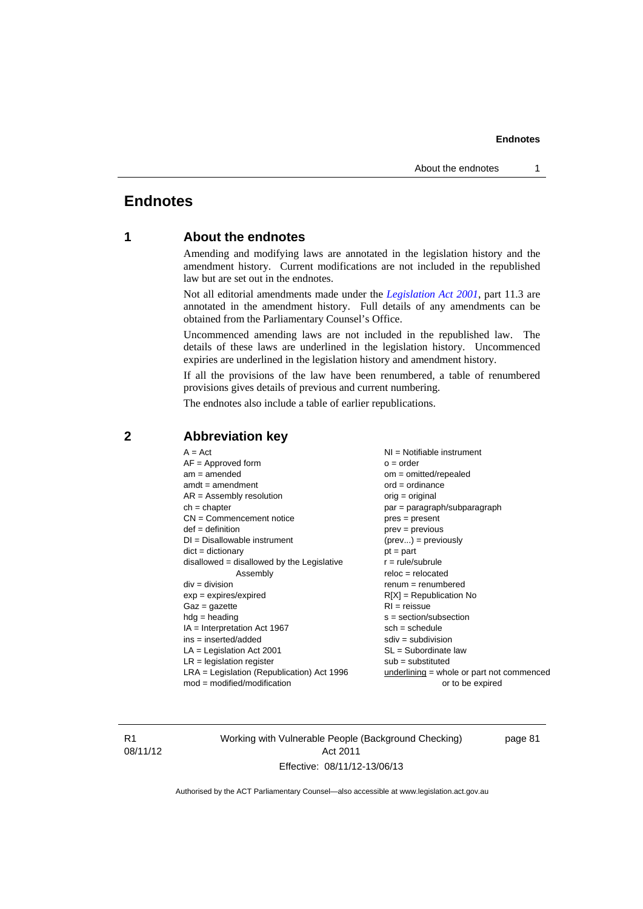# Endnotes

## 1 About the endnotes

Amending and modifying laws are annotated in the legislation history and the amendment history. Current modifications are not included in the republished law but are set out in the endnotes.

Not all editorial amendments made under the *Legislation Act 2001*, part 11.3 are annotated in the amendment history. Full details of any amendments can be obtained from the Parliamentary Counsel's Office.

Uncommenced amending laws are not included in the republished law. The details of these laws are underlined in the legislation history. Uncommenced expiries are underlined in the legislation history and amendment history.

If all the provisions of the law have been renumbered, a table of renumbered provisions gives details of previous and current numbering.

The endnotes also include a table of earlier republications.

## 2 Abbreviation key

A = Act
AF = Approved form
am = amended
amdt = amendment
AR = Assembly resolution
ch = chapter
CN = Commencement notice
def = definition
DI = Disallowable instrument
dict = dictionary
disallowed = disallowed by the Legislative Assembly
div = division
exp = expires/expired
Gaz = gazette
hdg = heading
IA = Interpretation Act 1967
ins = inserted/added
LA = Legislation Act 2001
LR = legislation register
LRA = Legislation (Republication) Act 1996
mod = modified/modification
NI = Notifiable instrument
o = order
om = omitted/repealed
ord = ordinance
orig = original
par = paragraph/subparagraph
pres = present
prev = previous
(prev...) = previously
pt = part
r = rule/subrule
reloc = relocated
renum = renumbered
R[X] = Republication No
RI = reissue
s = section/subsection
sch = schedule
sdiv = subdivision
SL = Subordinate law
sub = substituted
underlining = whole or part not commenced or to be expired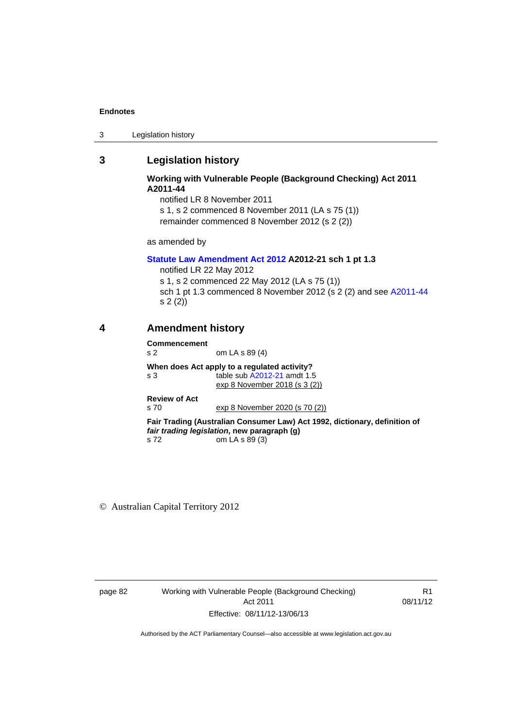## 3 Legislation history

**Working with Vulnerable People (Background Checking) Act 2011 A2011-44**

notified LR 8 November 2011

s 1, s 2 commenced 8 November 2011 (LA s 75 (1))

remainder commenced 8 November 2012 (s 2 (2))

as amended by

**Statute Law Amendment Act 2012 A2012-21 sch 1 pt 1.3**

notified LR 22 May 2012

s 1, s 2 commenced 22 May 2012 (LA s 75 (1))

sch 1 pt 1.3 commenced 8 November 2012 (s 2 (2) and see A2011-44 s 2 (2))

## 4 Amendment history

**Commencement**

s 2 om LA s 89 (4)

**When does Act apply to a regulated activity?**

s 3 table sub A2012-21 amdt 1.5
exp 8 November 2018 (s 3 (2))

**Review of Act**

s 70 exp 8 November 2020 (s 70 (2))

**Fair Trading (Australian Consumer Law) Act 1992, dictionary, definition of *fair trading legislation*, new paragraph (g)**

s 72 om LA s 89 (3)

© Australian Capital Territory 2012